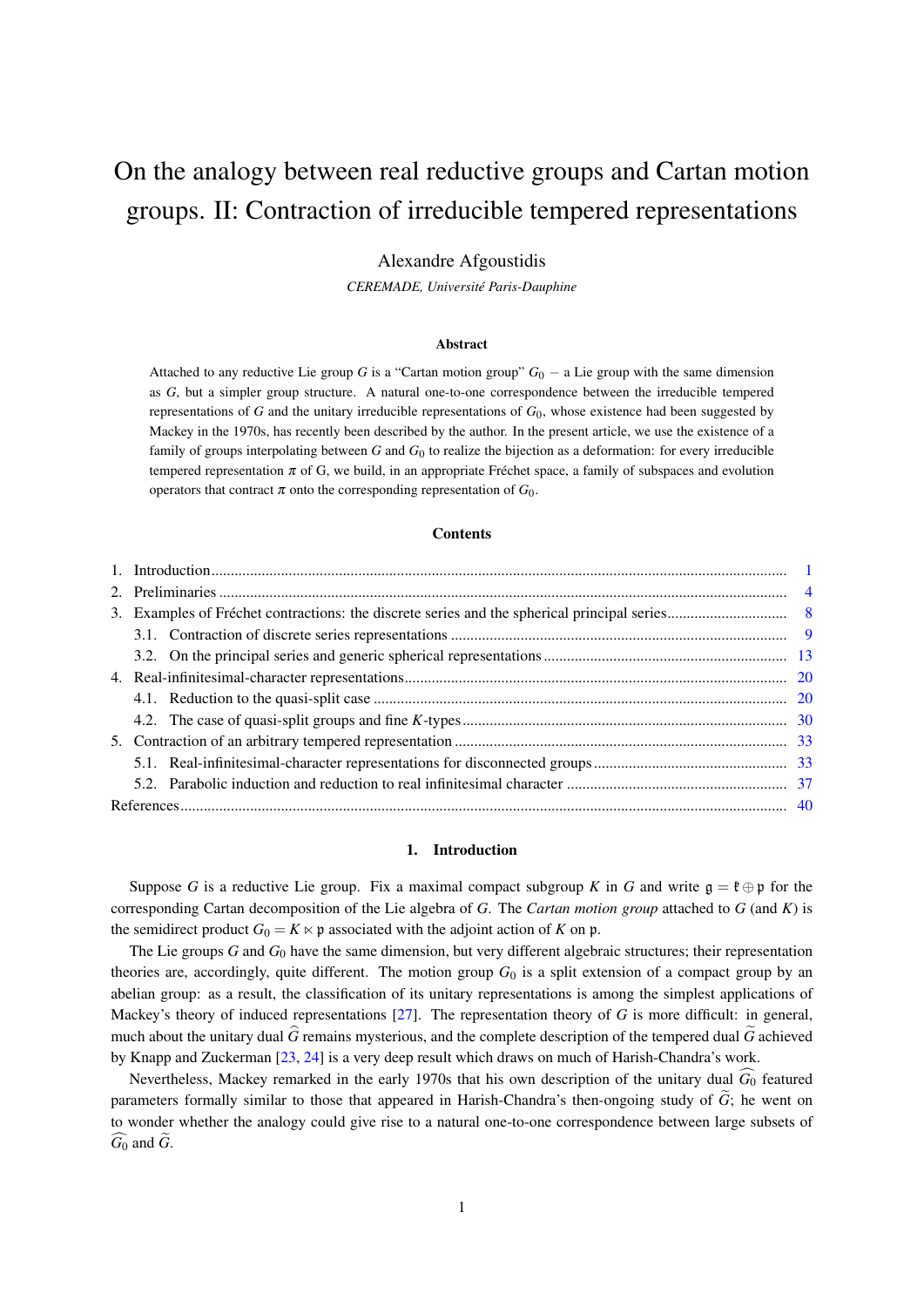# On the analogy between real reductive groups and Cartan motion groups. II: Contraction of irreducible tempered representations

Alexandre Afgoustidis

*CEREMADE, Université Paris-Dauphine*

### Abstract

Attached to any reductive Lie group $G$ is a "Cartan motion group" $G_0$ — a Lie group with the same dimension as $G$, but a simpler group structure. A natural one-to-one correspondence between the irreducible tempered representations of $G$ and the unitary irreducible representations of $G_0$, whose existence had been suggested by Mackey in the 1970s, has recently been described by the author. In the present article, we use the existence of a family of groups interpolating between $G$ and $G_0$ to realize the bijection as a deformation: for every irreducible tempered representation $\pi$ of G, we build, in an appropriate Fréchet space, a family of subspaces and evolution operators that contract $\pi$ onto the corresponding representation of $G_0$.

### Contents

1. Introduction — 1
2. Preliminaries — 4
3. Examples of Fréchet contractions: the discrete series and the spherical principal series — 8
   - 3.1. Contraction of discrete series representations — 9
   - 3.2. On the principal series and generic spherical representations — 13
4. Real-infinitesimal-character representations — 20
   - 4.1. Reduction to the quasi-split case — 20
   - 4.2. The case of quasi-split groups and fine $K$-types — 30
5. Contraction of an arbitrary tempered representation — 33
   - 5.1. Real-infinitesimal-character representations for disconnected groups — 33
   - 5.2. Parabolic induction and reduction to real infinitesimal character — 37

References — 40

## 1. Introduction

Suppose $G$ is a reductive Lie group. Fix a maximal compact subgroup $K$ in $G$ and write $\mathfrak{g} = \mathfrak{k} \oplus \mathfrak{p}$ for the corresponding Cartan decomposition of the Lie algebra of $G$. The *Cartan motion group* attached to $G$ (and $K$) is the semidirect product $G_0 = K \ltimes \mathfrak{p}$ associated with the adjoint action of $K$ on $\mathfrak{p}$.

The Lie groups $G$ and $G_0$ have the same dimension, but very different algebraic structures; their representation theories are, accordingly, quite different. The motion group $G_0$ is a split extension of a compact group by an abelian group: as a result, the classification of its unitary representations is among the simplest applications of Mackey's theory of induced representations [27]. The representation theory of $G$ is more difficult: in general, much about the unitary dual $\widehat{G}$ remains mysterious, and the complete description of the tempered dual $\widetilde{G}$ achieved by Knapp and Zuckerman [23, 24] is a very deep result which draws on much of Harish-Chandra's work.

Nevertheless, Mackey remarked in the early 1970s that his own description of the unitary dual $\widehat{G_0}$ featured parameters formally similar to those that appeared in Harish-Chandra's then-ongoing study of $\widetilde{G}$; he went on to wonder whether the analogy could give rise to a natural one-to-one correspondence between large subsets of $\widehat{G_0}$ and $\widetilde{G}$.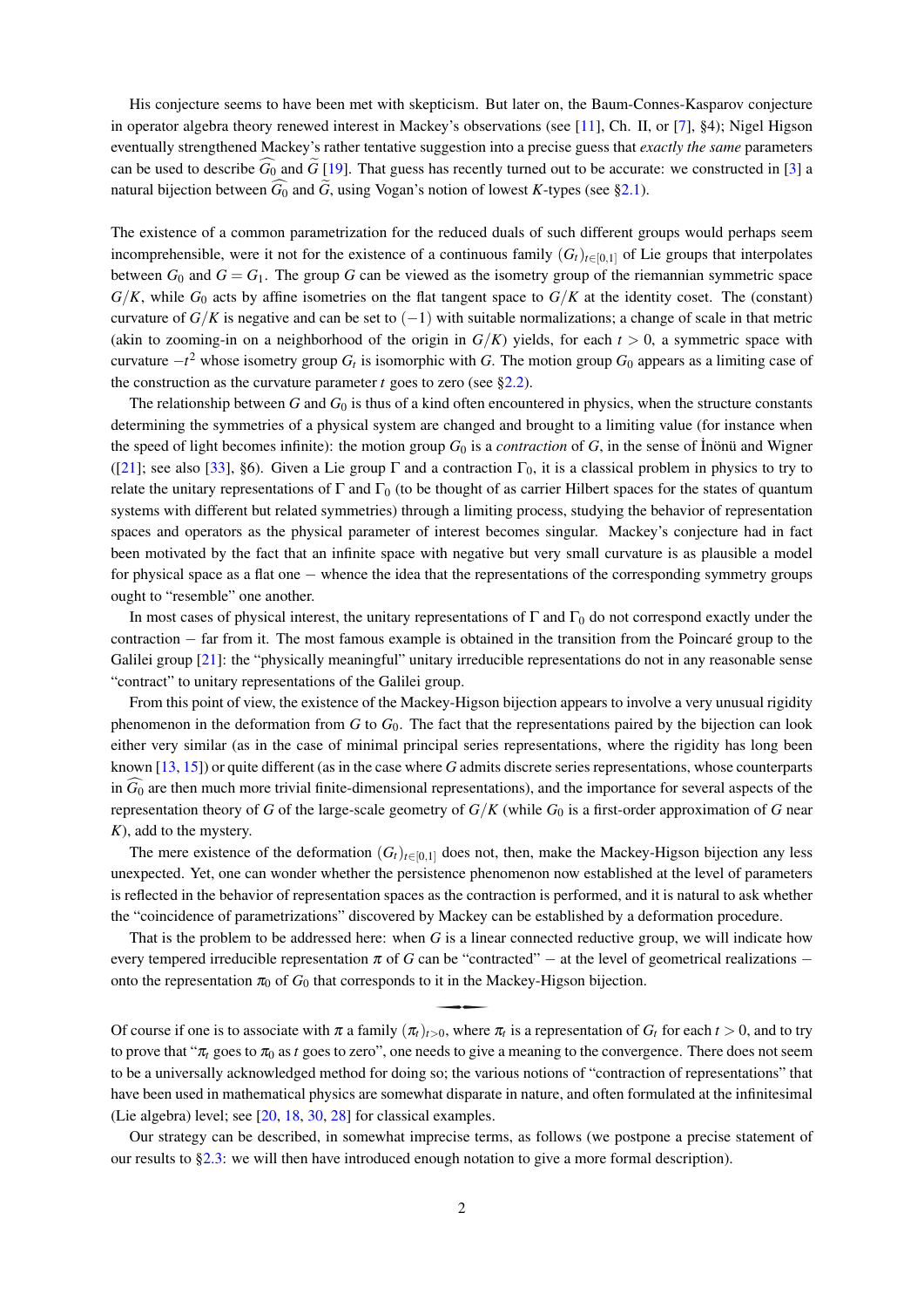His conjecture seems to have been met with skepticism. But later on, the Baum-Connes-Kasparov conjecture in operator algebra theory renewed interest in Mackey's observations (see [11], Ch. II, or [7], §4); Nigel Higson eventually strengthened Mackey's rather tentative suggestion into a precise guess that *exactly the same* parameters can be used to describe $\widehat{G_0}$ and $\widetilde{G}$ [19]. That guess has recently turned out to be accurate: we constructed in [3] a natural bijection between $\widehat{G_0}$ and $\widetilde{G}$, using Vogan's notion of lowest $K$-types (see §2.1).

The existence of a common parametrization for the reduced duals of such different groups would perhaps seem incomprehensible, were it not for the existence of a continuous family $(G_t)_{t\in[0,1]}$ of Lie groups that interpolates between $G_0$ and $G = G_1$. The group $G$ can be viewed as the isometry group of the riemannian symmetric space $G/K$, while $G_0$ acts by affine isometries on the flat tangent space to $G/K$ at the identity coset. The (constant) curvature of $G/K$ is negative and can be set to $(-1)$ with suitable normalizations; a change of scale in that metric (akin to zooming-in on a neighborhood of the origin in $G/K$) yields, for each $t > 0$, a symmetric space with curvature $-t^2$ whose isometry group $G_t$ is isomorphic with $G$. The motion group $G_0$ appears as a limiting case of the construction as the curvature parameter $t$ goes to zero (see §2.2).

The relationship between $G$ and $G_0$ is thus of a kind often encountered in physics, when the structure constants determining the symmetries of a physical system are changed and brought to a limiting value (for instance when the speed of light becomes infinite): the motion group $G_0$ is a *contraction* of $G$, in the sense of İnönü and Wigner ([21]; see also [33], §6). Given a Lie group $\Gamma$ and a contraction $\Gamma_0$, it is a classical problem in physics to try to relate the unitary representations of $\Gamma$ and $\Gamma_0$ (to be thought of as carrier Hilbert spaces for the states of quantum systems with different but related symmetries) through a limiting process, studying the behavior of representation spaces and operators as the physical parameter of interest becomes singular. Mackey's conjecture had in fact been motivated by the fact that an infinite space with negative but very small curvature is as plausible a model for physical space as a flat one − whence the idea that the representations of the corresponding symmetry groups ought to "resemble" one another.

In most cases of physical interest, the unitary representations of $\Gamma$ and $\Gamma_0$ do not correspond exactly under the contraction − far from it. The most famous example is obtained in the transition from the Poincaré group to the Galilei group [21]: the "physically meaningful" unitary irreducible representations do not in any reasonable sense "contract" to unitary representations of the Galilei group.

From this point of view, the existence of the Mackey-Higson bijection appears to involve a very unusual rigidity phenomenon in the deformation from $G$ to $G_0$. The fact that the representations paired by the bijection can look either very similar (as in the case of minimal principal series representations, where the rigidity has long been known [13, 15]) or quite different (as in the case where $G$ admits discrete series representations, whose counterparts in $\widehat{G_0}$ are then much more trivial finite-dimensional representations), and the importance for several aspects of the representation theory of $G$ of the large-scale geometry of $G/K$ (while $G_0$ is a first-order approximation of $G$ near $K$), add to the mystery.

The mere existence of the deformation $(G_t)_{t\in[0,1]}$ does not, then, make the Mackey-Higson bijection any less unexpected. Yet, one can wonder whether the persistence phenomenon now established at the level of parameters is reflected in the behavior of representation spaces as the contraction is performed, and it is natural to ask whether the "coincidence of parametrizations" discovered by Mackey can be established by a deformation procedure.

That is the problem to be addressed here: when $G$ is a linear connected reductive group, we will indicate how every tempered irreducible representation $\pi$ of $G$ can be "contracted" − at the level of geometrical realizations − onto the representation $\pi_0$ of $G_0$ that corresponds to it in the Mackey-Higson bijection.

---

Of course if one is to associate with $\pi$ a family $(\pi_t)_{t>0}$, where $\pi_t$ is a representation of $G_t$ for each $t > 0$, and to try to prove that "$\pi_t$ goes to $\pi_0$ as $t$ goes to zero", one needs to give a meaning to the convergence. There does not seem to be a universally acknowledged method for doing so; the various notions of "contraction of representations" that have been used in mathematical physics are somewhat disparate in nature, and often formulated at the infinitesimal (Lie algebra) level; see [20, 18, 30, 28] for classical examples.

Our strategy can be described, in somewhat imprecise terms, as follows (we postpone a precise statement of our results to §2.3: we will then have introduced enough notation to give a more formal description).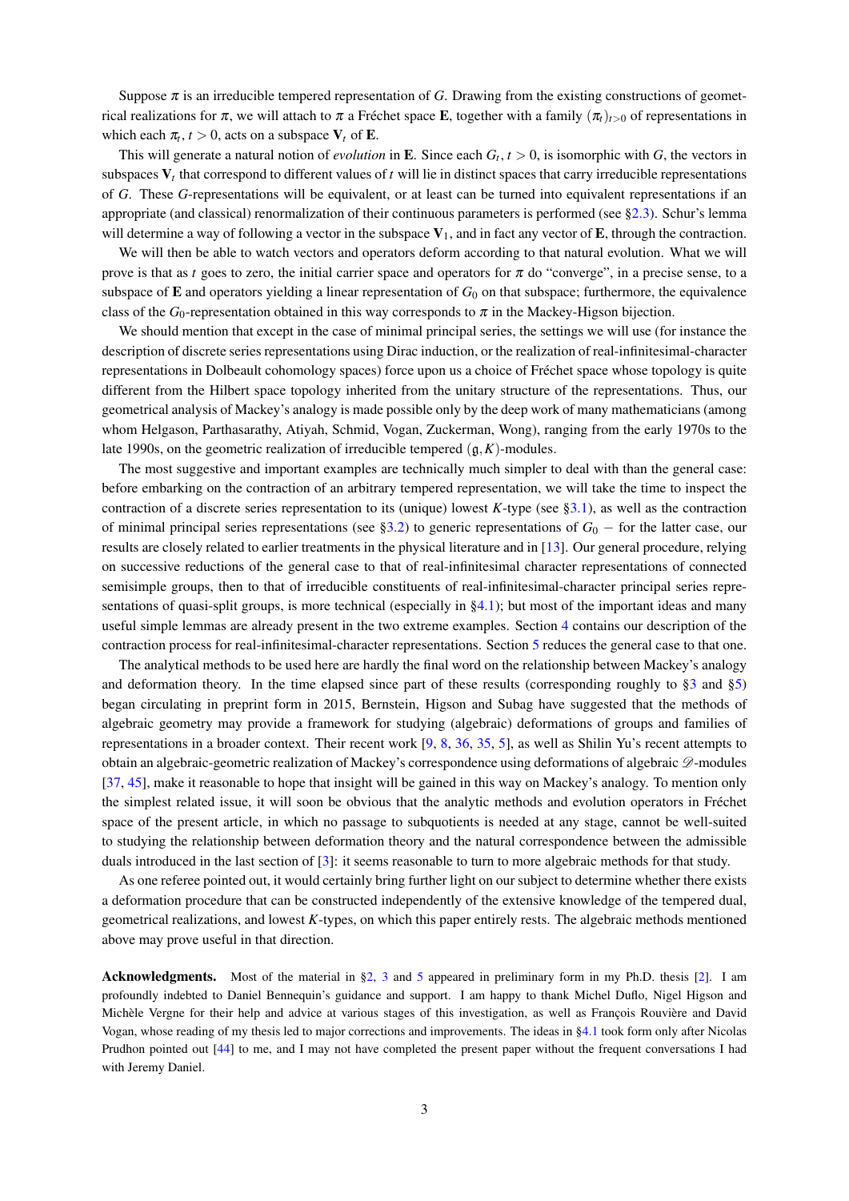Suppose $\pi$ is an irreducible tempered representation of $G$. Drawing from the existing constructions of geometrical realizations for $\pi$, we will attach to $\pi$ a Fréchet space $\mathbf{E}$, together with a family $(\pi_t)_{t>0}$ of representations in which each $\pi_t$, $t > 0$, acts on a subspace $\mathbf{V}_t$ of $\mathbf{E}$.

This will generate a natural notion of *evolution* in $\mathbf{E}$. Since each $G_t$, $t > 0$, is isomorphic with $G$, the vectors in subspaces $\mathbf{V}_t$ that correspond to different values of $t$ will lie in distinct spaces that carry irreducible representations of $G$. These $G$-representations will be equivalent, or at least can be turned into equivalent representations if an appropriate (and classical) renormalization of their continuous parameters is performed (see §2.3). Schur's lemma will determine a way of following a vector in the subspace $\mathbf{V}_1$, and in fact any vector of $\mathbf{E}$, through the contraction.

We will then be able to watch vectors and operators deform according to that natural evolution. What we will prove is that as $t$ goes to zero, the initial carrier space and operators for $\pi$ do "converge", in a precise sense, to a subspace of $\mathbf{E}$ and operators yielding a linear representation of $G_0$ on that subspace; furthermore, the equivalence class of the $G_0$-representation obtained in this way corresponds to $\pi$ in the Mackey-Higson bijection.

We should mention that except in the case of minimal principal series, the settings we will use (for instance the description of discrete series representations using Dirac induction, or the realization of real-infinitesimal-character representations in Dolbeault cohomology spaces) force upon us a choice of Fréchet space whose topology is quite different from the Hilbert space topology inherited from the unitary structure of the representations. Thus, our geometrical analysis of Mackey's analogy is made possible only by the deep work of many mathematicians (among whom Helgason, Parthasarathy, Atiyah, Schmid, Vogan, Zuckerman, Wong), ranging from the early 1970s to the late 1990s, on the geometric realization of irreducible tempered $(\mathfrak{g}, K)$-modules.

The most suggestive and important examples are technically much simpler to deal with than the general case: before embarking on the contraction of an arbitrary tempered representation, we will take the time to inspect the contraction of a discrete series representation to its (unique) lowest $K$-type (see §3.1), as well as the contraction of minimal principal series representations (see §3.2) to generic representations of $G_0$ − for the latter case, our results are closely related to earlier treatments in the physical literature and in [13]. Our general procedure, relying on successive reductions of the general case to that of real-infinitesimal character representations of connected semisimple groups, then to that of irreducible constituents of real-infinitesimal-character principal series representations of quasi-split groups, is more technical (especially in §4.1); but most of the important ideas and many useful simple lemmas are already present in the two extreme examples. Section 4 contains our description of the contraction process for real-infinitesimal-character representations. Section 5 reduces the general case to that one.

The analytical methods to be used here are hardly the final word on the relationship between Mackey's analogy and deformation theory. In the time elapsed since part of these results (corresponding roughly to §3 and §5) began circulating in preprint form in 2015, Bernstein, Higson and Subag have suggested that the methods of algebraic geometry may provide a framework for studying (algebraic) deformations of groups and families of representations in a broader context. Their recent work [9, 8, 36, 35, 5], as well as Shilin Yu's recent attempts to obtain an algebraic-geometric realization of Mackey's correspondence using deformations of algebraic $\mathscr{D}$-modules [37, 45], make it reasonable to hope that insight will be gained in this way on Mackey's analogy. To mention only the simplest related issue, it will soon be obvious that the analytic methods and evolution operators in Fréchet space of the present article, in which no passage to subquotients is needed at any stage, cannot be well-suited to studying the relationship between deformation theory and the natural correspondence between the admissible duals introduced in the last section of [3]: it seems reasonable to turn to more algebraic methods for that study.

As one referee pointed out, it would certainly bring further light on our subject to determine whether there exists a deformation procedure that can be constructed independently of the extensive knowledge of the tempered dual, geometrical realizations, and lowest $K$-types, on which this paper entirely rests. The algebraic methods mentioned above may prove useful in that direction.

**Acknowledgments.** Most of the material in §2, 3 and 5 appeared in preliminary form in my Ph.D. thesis [2]. I am profoundly indebted to Daniel Bennequin's guidance and support. I am happy to thank Michel Duflo, Nigel Higson and Michèle Vergne for their help and advice at various stages of this investigation, as well as François Rouvière and David Vogan, whose reading of my thesis led to major corrections and improvements. The ideas in §4.1 took form only after Nicolas Prudhon pointed out [44] to me, and I may not have completed the present paper without the frequent conversations I had with Jeremy Daniel.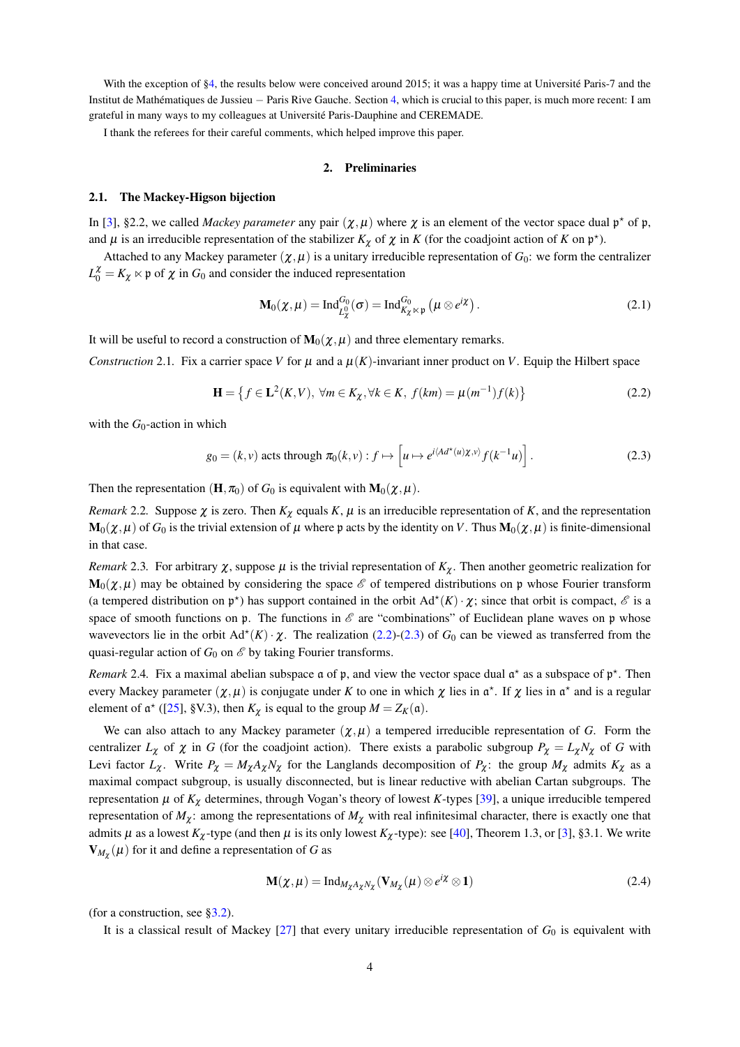With the exception of §4, the results below were conceived around 2015; it was a happy time at Université Paris-7 and the Institut de Mathématiques de Jussieu – Paris Rive Gauche. Section 4, which is crucial to this paper, is much more recent: I am grateful in many ways to my colleagues at Université Paris-Dauphine and CEREMADE.

I thank the referees for their careful comments, which helped improve this paper.

## 2. Preliminaries

### 2.1. The Mackey-Higson bijection

In [3], §2.2, we called *Mackey parameter* any pair $(\chi, \mu)$ where $\chi$ is an element of the vector space dual $\mathfrak{p}^\star$ of $\mathfrak{p}$, and $\mu$ is an irreducible representation of the stabilizer $K_\chi$ of $\chi$ in $K$ (for the coadjoint action of $K$ on $\mathfrak{p}^\star$).

Attached to any Mackey parameter $(\chi, \mu)$ is a unitary irreducible representation of $G_0$: we form the centralizer $L_0^\chi = K_\chi \ltimes \mathfrak{p}$ of $\chi$ in $G_0$ and consider the induced representation

$$\mathbf{M}_0(\chi,\mu) = \mathrm{Ind}_{L_\chi^0}^{G_0}(\sigma) = \mathrm{Ind}_{K_\chi \ltimes \mathfrak{p}}^{G_0}\left(\mu \otimes e^{i\chi}\right). \tag{2.1}$$

It will be useful to record a construction of $\mathbf{M}_0(\chi,\mu)$ and three elementary remarks.

*Construction* 2.1. Fix a carrier space $V$ for $\mu$ and a $\mu(K)$-invariant inner product on $V$. Equip the Hilbert space

$$\mathbf{H} = \left\{ f \in \mathbf{L}^2(K,V),\ \forall m \in K_\chi, \forall k \in K,\ f(km) = \mu(m^{-1})f(k) \right\} \tag{2.2}$$

with the $G_0$-action in which

$$g_0 = (k,v) \text{ acts through } \pi_0(k,v) : f \mapsto \left[ u \mapsto e^{i\langle Ad^\star(u)\chi, v\rangle} f(k^{-1}u) \right]. \tag{2.3}$$

Then the representation $(\mathbf{H}, \pi_0)$ of $G_0$ is equivalent with $\mathbf{M}_0(\chi,\mu)$.

*Remark* 2.2. Suppose $\chi$ is zero. Then $K_\chi$ equals $K$, $\mu$ is an irreducible representation of $K$, and the representation $\mathbf{M}_0(\chi,\mu)$ of $G_0$ is the trivial extension of $\mu$ where $\mathfrak{p}$ acts by the identity on $V$. Thus $\mathbf{M}_0(\chi,\mu)$ is finite-dimensional in that case.

*Remark* 2.3. For arbitrary $\chi$, suppose $\mu$ is the trivial representation of $K_\chi$. Then another geometric realization for $\mathbf{M}_0(\chi,\mu)$ may be obtained by considering the space $\mathscr{E}$ of tempered distributions on $\mathfrak{p}$ whose Fourier transform (a tempered distribution on $\mathfrak{p}^\star$) has support contained in the orbit $\mathrm{Ad}^\star(K)\cdot\chi$; since that orbit is compact, $\mathscr{E}$ is a space of smooth functions on $\mathfrak{p}$. The functions in $\mathscr{E}$ are "combinations" of Euclidean plane waves on $\mathfrak{p}$ whose wavevectors lie in the orbit $\mathrm{Ad}^\star(K)\cdot\chi$. The realization (2.2)-(2.3) of $G_0$ can be viewed as transferred from the quasi-regular action of $G_0$ on $\mathscr{E}$ by taking Fourier transforms.

*Remark* 2.4. Fix a maximal abelian subspace $\mathfrak{a}$ of $\mathfrak{p}$, and view the vector space dual $\mathfrak{a}^\star$ as a subspace of $\mathfrak{p}^\star$. Then every Mackey parameter $(\chi,\mu)$ is conjugate under $K$ to one in which $\chi$ lies in $\mathfrak{a}^\star$. If $\chi$ lies in $\mathfrak{a}^\star$ and is a regular element of $\mathfrak{a}^\star$ ([25], §V.3), then $K_\chi$ is equal to the group $M = Z_K(\mathfrak{a})$.

We can also attach to any Mackey parameter $(\chi,\mu)$ a tempered irreducible representation of $G$. Form the centralizer $L_\chi$ of $\chi$ in $G$ (for the coadjoint action). There exists a parabolic subgroup $P_\chi = L_\chi N_\chi$ of $G$ with Levi factor $L_\chi$. Write $P_\chi = M_\chi A_\chi N_\chi$ for the Langlands decomposition of $P_\chi$: the group $M_\chi$ admits $K_\chi$ as a maximal compact subgroup, is usually disconnected, but is linear reductive with abelian Cartan subgroups. The representation $\mu$ of $K_\chi$ determines, through Vogan's theory of lowest $K$-types [39], a unique irreducible tempered representation of $M_\chi$: among the representations of $M_\chi$ with real infinitesimal character, there is exactly one that admits $\mu$ as a lowest $K_\chi$-type (and then $\mu$ is its only lowest $K_\chi$-type): see [40], Theorem 1.3, or [3], §3.1. We write $\mathbf{V}_{M_\chi}(\mu)$ for it and define a representation of $G$ as

$$\mathbf{M}(\chi,\mu) = \mathrm{Ind}_{M_\chi A_\chi N_\chi}(\mathbf{V}_{M_\chi}(\mu) \otimes e^{i\chi} \otimes \mathbf{1}) \tag{2.4}$$

(for a construction, see §3.2).

It is a classical result of Mackey [27] that every unitary irreducible representation of $G_0$ is equivalent with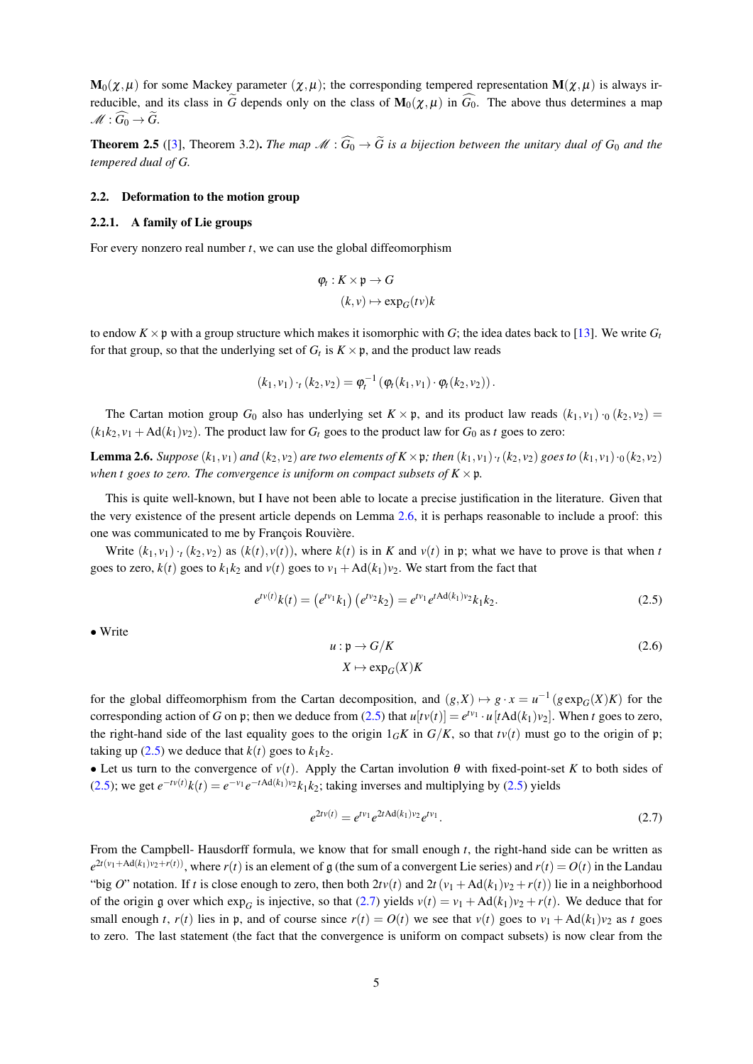$\mathbf{M}_0(\chi,\mu)$ for some Mackey parameter $(\chi,\mu)$; the corresponding tempered representation $\mathbf{M}(\chi,\mu)$ is always irreducible, and its class in $\widetilde{G}$ depends only on the class of $\mathbf{M}_0(\chi,\mu)$ in $\widehat{G_0}$. The above thus determines a map $\mathscr{M} : \widehat{G_0} \to \widetilde{G}$.

**Theorem 2.5** ([3], Theorem 3.2)**.** *The map $\mathscr{M} : \widehat{G_0} \to \widetilde{G}$ is a bijection between the unitary dual of $G_0$ and the tempered dual of $G$.*

## 2.2. Deformation to the motion group

### 2.2.1. A family of Lie groups

For every nonzero real number $t$, we can use the global diffeomorphism

$$\begin{aligned} \varphi_t : K \times \mathfrak{p} &\to G \\ (k,v) &\mapsto \exp_G(tv)k \end{aligned}$$

to endow $K \times \mathfrak{p}$ with a group structure which makes it isomorphic with $G$; the idea dates back to [13]. We write $G_t$ for that group, so that the underlying set of $G_t$ is $K \times \mathfrak{p}$, and the product law reads

$$(k_1,v_1)\cdot_t (k_2,v_2) = \varphi_t^{-1}\left(\varphi_t(k_1,v_1)\cdot \varphi_t(k_2,v_2)\right).$$

The Cartan motion group $G_0$ also has underlying set $K\times\mathfrak{p}$, and its product law reads $(k_1,v_1)\cdot_0 (k_2,v_2) = (k_1k_2, v_1 + \mathrm{Ad}(k_1)v_2)$. The product law for $G_t$ goes to the product law for $G_0$ as $t$ goes to zero:

**Lemma 2.6.** *Suppose $(k_1,v_1)$ and $(k_2,v_2)$ are two elements of $K\times\mathfrak{p}$; then $(k_1,v_1)\cdot_t (k_2,v_2)$ goes to $(k_1,v_1)\cdot_0 (k_2,v_2)$ when $t$ goes to zero. The convergence is uniform on compact subsets of $K\times\mathfrak{p}$.*

This is quite well-known, but I have not been able to locate a precise justification in the literature. Given that the very existence of the present article depends on Lemma 2.6, it is perhaps reasonable to include a proof: this one was communicated to me by François Rouvière.

Write $(k_1,v_1)\cdot_t (k_2,v_2)$ as $(k(t),v(t))$, where $k(t)$ is in $K$ and $v(t)$ in $\mathfrak{p}$; what we have to prove is that when $t$ goes to zero, $k(t)$ goes to $k_1k_2$ and $v(t)$ goes to $v_1 + \mathrm{Ad}(k_1)v_2$. We start from the fact that

$$e^{tv(t)}k(t) = \left(e^{tv_1}k_1\right)\left(e^{tv_2}k_2\right) = e^{tv_1}e^{t\mathrm{Ad}(k_1)v_2}k_1k_2. \tag{2.5}$$

• Write

$$\begin{aligned} u : \mathfrak{p} &\to G/K \\ X &\mapsto \exp_G(X)K \end{aligned} \tag{2.6}$$

for the global diffeomorphism from the Cartan decomposition, and $(g,X)\mapsto g\cdot x = u^{-1}(g\exp_G(X)K)$ for the corresponding action of $G$ on $\mathfrak{p}$; then we deduce from (2.5) that $u[tv(t)] = e^{tv_1}\cdot u[t\mathrm{Ad}(k_1)v_2]$. When $t$ goes to zero, the right-hand side of the last equality goes to the origin $1_GK$ in $G/K$, so that $tv(t)$ must go to the origin of $\mathfrak{p}$; taking up (2.5) we deduce that $k(t)$ goes to $k_1k_2$.

• Let us turn to the convergence of $v(t)$. Apply the Cartan involution $\theta$ with fixed-point-set $K$ to both sides of (2.5); we get $e^{-tv(t)}k(t) = e^{-v_1}e^{-t\mathrm{Ad}(k_1)v_2}k_1k_2$; taking inverses and multiplying by (2.5) yields

$$e^{2tv(t)} = e^{tv_1}e^{2t\mathrm{Ad}(k_1)v_2}e^{tv_1}. \tag{2.7}$$

From the Campbell- Hausdorff formula, we know that for small enough $t$, the right-hand side can be written as $e^{2t(v_1+\mathrm{Ad}(k_1)v_2+r(t))}$, where $r(t)$ is an element of $\mathfrak{g}$ (the sum of a convergent Lie series) and $r(t) = O(t)$ in the Landau "big $O$" notation. If $t$ is close enough to zero, then both $2tv(t)$ and $2t\left(v_1 + \mathrm{Ad}(k_1)v_2 + r(t)\right)$ lie in a neighborhood of the origin $\mathfrak{g}$ over which $\exp_G$ is injective, so that (2.7) yields $v(t) = v_1 + \mathrm{Ad}(k_1)v_2 + r(t)$. We deduce that for small enough $t$, $r(t)$ lies in $\mathfrak{p}$, and of course since $r(t) = O(t)$ we see that $v(t)$ goes to $v_1 + \mathrm{Ad}(k_1)v_2$ as $t$ goes to zero. The last statement (the fact that the convergence is uniform on compact subsets) is now clear from the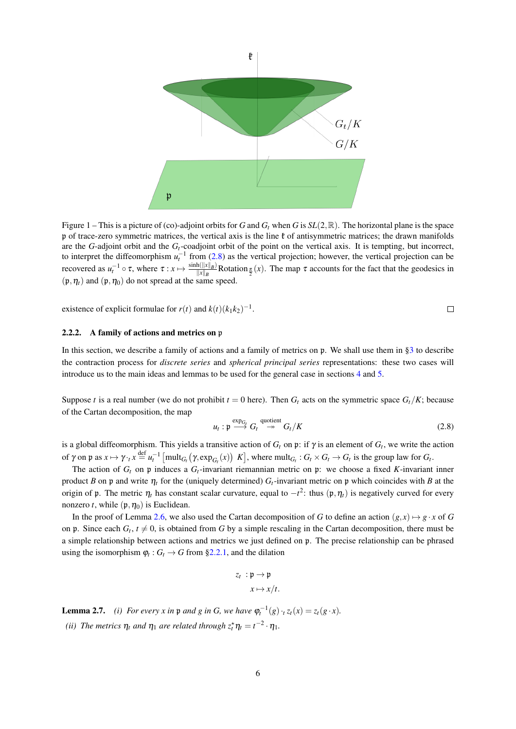Figure 1 – This is a picture of (co)-adjoint orbits for $G$ and $G_t$ when $G$ is $SL(2,\mathbb{R})$. The horizontal plane is the space $\mathfrak{p}$ of trace-zero symmetric matrices, the vertical axis is the line $\mathfrak{k}$ of antisymmetric matrices; the drawn manifolds are the $G$-adjoint orbit and the $G_t$-coadjoint orbit of the point on the vertical axis. It is tempting, but incorrect, to interpret the diffeomorphism $u_t^{-1}$ from (2.8) as the vertical projection; however, the vertical projection can be recovered as $u_t^{-1} \circ \tau$, where $\tau : x \mapsto \frac{\sinh(\|x\|_B)}{\|x\|_B} \text{Rotation}_{\frac{\pi}{2}}(x)$. The map $\tau$ accounts for the fact that the geodesics in $(\mathfrak{p}, \eta_t)$ and $(\mathfrak{p}, \eta_0)$ do not spread at the same speed.

existence of explicit formulae for $r(t)$ and $k(t)(k_1k_2)^{-1}$. □

### 2.2.2. A family of actions and metrics on $\mathfrak{p}$

In this section, we describe a family of actions and a family of metrics on $\mathfrak{p}$. We shall use them in §3 to describe the contraction process for *discrete series* and *spherical principal series* representations: these two cases will introduce us to the main ideas and lemmas to be used for the general case in sections 4 and 5.

Suppose $t$ is a real number (we do not prohibit $t = 0$ here). Then $G_t$ acts on the symmetric space $G_t/K$; because of the Cartan decomposition, the map

$$u_t : \mathfrak{p} \overset{\exp_{G_t}}{\longrightarrow} G_t \overset{\text{quotient}}{\twoheadrightarrow} G_t/K \tag{2.8}$$

is a global diffeomorphism. This yields a transitive action of $G_t$ on $\mathfrak{p}$: if $\gamma$ is an element of $G_t$, we write the action of $\gamma$ on $\mathfrak{p}$ as $x \mapsto \gamma \cdot_t x \overset{\text{def}}{=} u_t^{-1}\left[\text{mult}_{G_t}\left(\gamma, \exp_{G_t}(x)\right)\ K\right]$, where $\text{mult}_{G_t} : G_t \times G_t \to G_t$ is the group law for $G_t$.

The action of $G_t$ on $\mathfrak{p}$ induces a $G_t$-invariant riemannian metric on $\mathfrak{p}$: we choose a fixed $K$-invariant inner product $B$ on $\mathfrak{p}$ and write $\eta_t$ for the (uniquely determined) $G_t$-invariant metric on $\mathfrak{p}$ which coincides with $B$ at the origin of $\mathfrak{p}$. The metric $\eta_t$ has constant scalar curvature, equal to $-t^2$: thus $(\mathfrak{p}, \eta_t)$ is negatively curved for every nonzero $t$, while $(\mathfrak{p}, \eta_0)$ is Euclidean.

In the proof of Lemma 2.6, we also used the Cartan decomposition of $G$ to define an action $(g,x) \mapsto g \cdot x$ of $G$ on $\mathfrak{p}$. Since each $G_t$, $t \neq 0$, is obtained from $G$ by a simple rescaling in the Cartan decomposition, there must be a simple relationship between actions and metrics we just defined on $\mathfrak{p}$. The precise relationship can be phrased using the isomorphism $\varphi_t : G_t \to G$ from §2.2.1, and the dilation

$$\begin{aligned} z_t \ : \mathfrak{p} &\to \mathfrak{p} \\ x &\mapsto x/t. \end{aligned}$$

**Lemma 2.7.** *(i) For every $x$ in $\mathfrak{p}$ and $g$ in $G$, we have $\varphi_t^{-1}(g) \cdot_t z_t(x) = z_t(g \cdot x)$.*

*(ii) The metrics $\eta_t$ and $\eta_1$ are related through $z_t^\star \eta_t = t^{-2} \cdot \eta_1$.*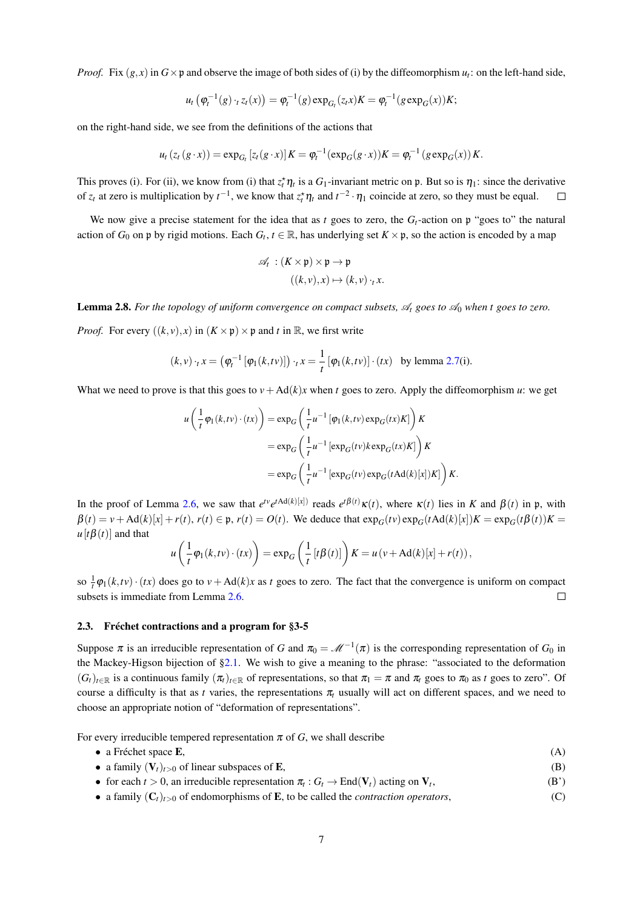*Proof.* Fix $(g,x)$ in $G\times\mathfrak{p}$ and observe the image of both sides of (i) by the diffeomorphism $u_t$: on the left-hand side,

$$u_t\left(\varphi_t^{-1}(g)\cdot_t z_t(x)\right) = \varphi_t^{-1}(g)\exp_{G_t}(z_t x)K = \varphi_t^{-1}(g\exp_G(x))K;$$

on the right-hand side, we see from the definitions of the actions that

$$u_t\left(z_t\left(g\cdot x\right)\right) = \exp_{G_t}\left[z_t(g\cdot x)\right]K = \varphi_t^{-1}(\exp_G(g\cdot x))K = \varphi_t^{-1}\left(g\exp_G(x)\right)K.$$

This proves (i). For (ii), we know from (i) that $z_t^\star\eta_t$ is a $G_1$-invariant metric on $\mathfrak{p}$. But so is $\eta_1$: since the derivative of $z_t$ at zero is multiplication by $t^{-1}$, we know that $z_t^\star\eta_t$ and $t^{-2}\cdot\eta_1$ coincide at zero, so they must be equal. ☐

We now give a precise statement for the idea that as $t$ goes to zero, the $G_t$-action on $\mathfrak{p}$ "goes to" the natural action of $G_0$ on $\mathfrak{p}$ by rigid motions. Each $G_t$, $t\in\mathbb{R}$, has underlying set $K\times\mathfrak{p}$, so the action is encoded by a map

$$\begin{aligned}\mathscr{A}_t\ &: (K\times\mathfrak{p})\times\mathfrak{p}\to\mathfrak{p}\\ &((k,v),x)\mapsto (k,v)\cdot_t x.\end{aligned}$$

**Lemma 2.8.** *For the topology of uniform convergence on compact subsets, $\mathscr{A}_t$ goes to $\mathscr{A}_0$ when $t$ goes to zero.*

*Proof.* For every $((k,v),x)$ in $(K\times\mathfrak{p})\times\mathfrak{p}$ and $t$ in $\mathbb{R}$, we first write

$$(k,v)\cdot_t x = \left(\varphi_t^{-1}\left[\varphi_1(k,tv)\right]\right)\cdot_t x = \frac{1}{t}\left[\varphi_1(k,tv)\right]\cdot(tx)\quad\text{by lemma 2.7(i).}$$

What we need to prove is that this goes to $v+\mathrm{Ad}(k)x$ when $t$ goes to zero. Apply the diffeomorphism $u$: we get

$$\begin{aligned}u\left(\frac{1}{t}\varphi_1(k,tv)\cdot(tx)\right) &= \exp_G\left(\frac{1}{t}u^{-1}\left[\varphi_1(k,tv)\exp_G(tx)K\right]\right)K\\ &= \exp_G\left(\frac{1}{t}u^{-1}\left[\exp_G(tv)k\exp_G(tx)K\right]\right)K\\ &= \exp_G\left(\frac{1}{t}u^{-1}\left[\exp_G(tv)\exp_G(t\mathrm{Ad}(k)[x])K\right]\right)K.\end{aligned}$$

In the proof of Lemma 2.6, we saw that $e^{tv}e^{t\mathrm{Ad}(k)[x])}$ reads $e^{t\beta(t)}\kappa(t)$, where $\kappa(t)$ lies in $K$ and $\beta(t)$ in $\mathfrak{p}$, with $\beta(t) = v+\mathrm{Ad}(k)[x]+r(t)$, $r(t)\in\mathfrak{p}$, $r(t)=O(t)$. We deduce that $\exp_G(tv)\exp_G(t\mathrm{Ad}(k)[x])K = \exp_G(t\beta(t))K = u\left[t\beta(t)\right]$ and that

$$u\left(\frac{1}{t}\varphi_1(k,tv)\cdot(tx)\right) = \exp_G\left(\frac{1}{t}\left[t\beta(t)\right]\right)K = u\left(v+\mathrm{Ad}(k)[x]+r(t)\right),$$

so $\frac{1}{t}\varphi_1(k,tv)\cdot(tx)$ does go to $v+\mathrm{Ad}(k)x$ as $t$ goes to zero. The fact that the convergence is uniform on compact subsets is immediate from Lemma 2.6. ☐

### 2.3. Fréchet contractions and a program for §3-5

Suppose $\pi$ is an irreducible representation of $G$ and $\pi_0 = \mathscr{M}^{-1}(\pi)$ is the corresponding representation of $G_0$ in the Mackey-Higson bijection of §2.1. We wish to give a meaning to the phrase: "associated to the deformation $(G_t)_{t\in\mathbb{R}}$ is a continuous family $(\pi_t)_{t\in\mathbb{R}}$ of representations, so that $\pi_1=\pi$ and $\pi_t$ goes to $\pi_0$ as $t$ goes to zero". Of course a difficulty is that as $t$ varies, the representations $\pi_t$ usually will act on different spaces, and we need to choose an appropriate notion of "deformation of representations".

For every irreducible tempered representation $\pi$ of $G$, we shall describe

- a Fréchet space $\mathbf{E}$, (A)
- a family $(\mathbf{V}_t)_{t>0}$ of linear subspaces of $\mathbf{E}$, (B)
- for each $t>0$, an irreducible representation $\pi_t : G_t\to\mathrm{End}(\mathbf{V}_t)$ acting on $\mathbf{V}_t$, (B')
- a family $(\mathbf{C}_t)_{t>0}$ of endomorphisms of $\mathbf{E}$, to be called the *contraction operators*, (C)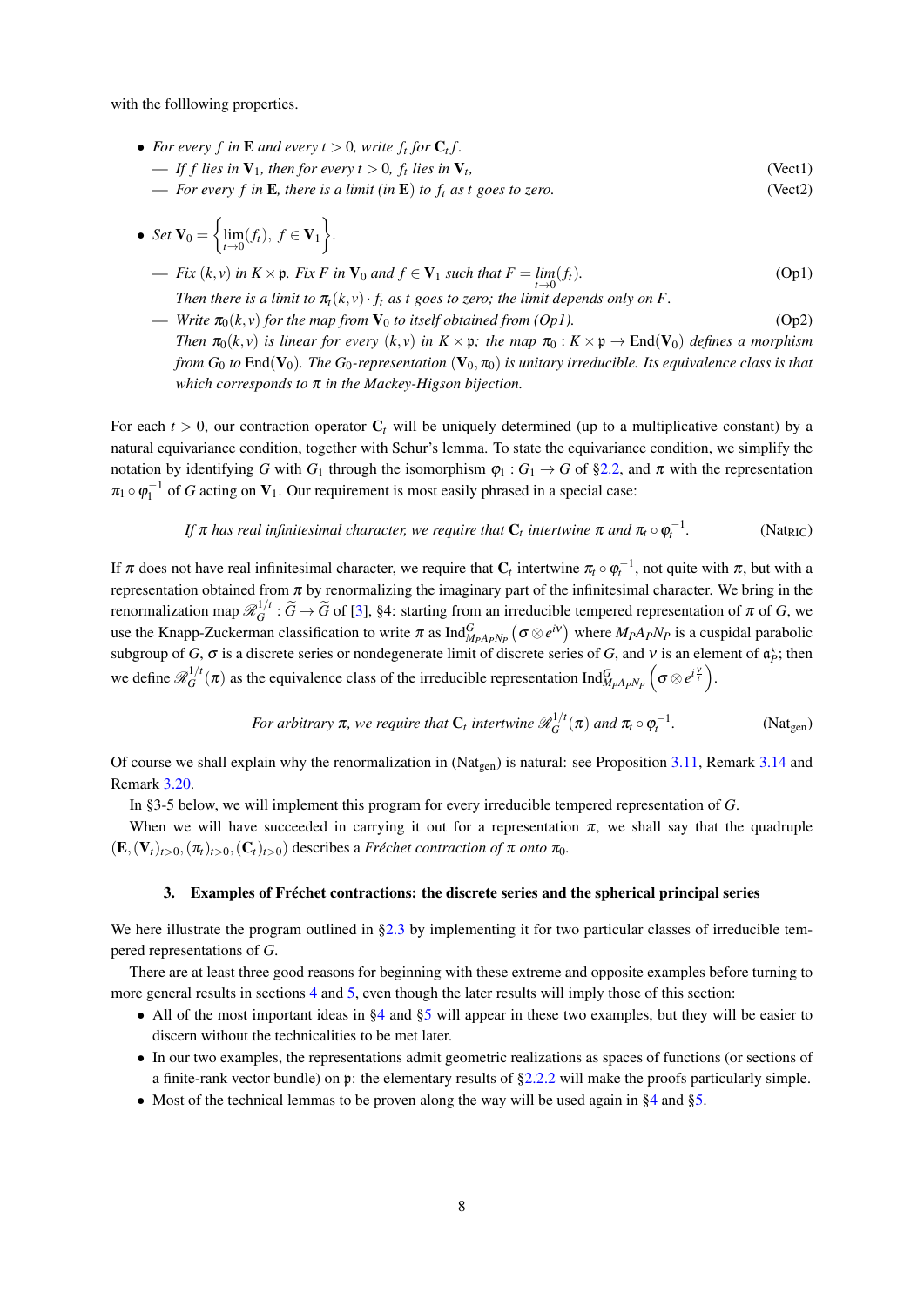with the folllowing properties.

- *For every $f$ in $\mathbf{E}$ and every $t > 0$, write $f_t$ for $\mathbf{C}_t f$.*
  - *— If $f$ lies in $\mathbf{V}_1$, then for every $t > 0$, $f_t$ lies in $\mathbf{V}_t$,* (Vect1)
  - *— For every $f$ in $\mathbf{E}$, there is a limit (in $\mathbf{E}$) to $f_t$ as $t$ goes to zero.* (Vect2)

- *Set $\mathbf{V}_0 = \left\{ \lim_{t\to 0}(f_t),\ f \in \mathbf{V}_1 \right\}$.*
  - *— Fix $(k,v)$ in $K \times \mathfrak{p}$. Fix $F$ in $\mathbf{V}_0$ and $f \in \mathbf{V}_1$ such that $F = \lim_{t\to 0}(f_t)$.* (Op1)
    *Then there is a limit to $\pi_t(k,v)\cdot f_t$ as $t$ goes to zero; the limit depends only on $F$.*
  - *— Write $\pi_0(k,v)$ for the map from $\mathbf{V}_0$ to itself obtained from (Op1).* (Op2)
    *Then $\pi_0(k,v)$ is linear for every $(k,v)$ in $K \times \mathfrak{p}$; the map $\pi_0 : K \times \mathfrak{p} \to \mathrm{End}(\mathbf{V}_0)$ defines a morphism from $G_0$ to $\mathrm{End}(\mathbf{V}_0)$. The $G_0$-representation $(\mathbf{V}_0, \pi_0)$ is unitary irreducible. Its equivalence class is that which corresponds to $\pi$ in the Mackey-Higson bijection.*

For each $t > 0$, our contraction operator $\mathbf{C}_t$ will be uniquely determined (up to a multiplicative constant) by a natural equivariance condition, together with Schur's lemma. To state the equivariance condition, we simplify the notation by identifying $G$ with $G_1$ through the isomorphism $\varphi_1 : G_1 \to G$ of §2.2, and $\pi$ with the representation $\pi_1 \circ \varphi_1^{-1}$ of $G$ acting on $\mathbf{V}_1$. Our requirement is most easily phrased in a special case:

*If $\pi$ has real infinitesimal character, we require that $\mathbf{C}_t$ intertwine $\pi$ and $\pi_t \circ \varphi_t^{-1}$.* (Nat$_{\text{RIC}}$)

If $\pi$ does not have real infinitesimal character, we require that $\mathbf{C}_t$ intertwine $\pi_t \circ \varphi_t^{-1}$, not quite with $\pi$, but with a representation obtained from $\pi$ by renormalizing the imaginary part of the infinitesimal character. We bring in the renormalization map $\mathscr{R}_G^{1/t} : \widetilde{G} \to \widetilde{G}$ of [3], §4: starting from an irreducible tempered representation of $\pi$ of $G$, we use the Knapp-Zuckerman classification to write $\pi$ as $\mathrm{Ind}_{M_P A_P N_P}^G \left(\sigma \otimes e^{i\nu}\right)$ where $M_P A_P N_P$ is a cuspidal parabolic subgroup of $G$, $\sigma$ is a discrete series or nondegenerate limit of discrete series of $G$, and $\nu$ is an element of $\mathfrak{a}_P^\star$; then we define $\mathscr{R}_G^{1/t}(\pi)$ as the equivalence class of the irreducible representation $\mathrm{Ind}_{M_P A_P N_P}^G \left(\sigma \otimes e^{i\frac{\nu}{t}}\right)$.

*For arbitrary $\pi$, we require that $\mathbf{C}_t$ intertwine $\mathscr{R}_G^{1/t}(\pi)$ and $\pi_t \circ \varphi_t^{-1}$.* (Nat$_{\text{gen}}$)

Of course we shall explain why the renormalization in (Nat$_{\text{gen}}$) is natural: see Proposition 3.11, Remark 3.14 and Remark 3.20.

In §3-5 below, we will implement this program for every irreducible tempered representation of $G$.

When we will have succeeded in carrying it out for a representation $\pi$, we shall say that the quadruple $(\mathbf{E}, (\mathbf{V}_t)_{t>0}, (\pi_t)_{t>0}, (\mathbf{C}_t)_{t>0})$ describes a *Fréchet contraction of $\pi$ onto $\pi_0$*.

## 3. Examples of Fréchet contractions: the discrete series and the spherical principal series

We here illustrate the program outlined in §2.3 by implementing it for two particular classes of irreducible tempered representations of $G$.

There are at least three good reasons for beginning with these extreme and opposite examples before turning to more general results in sections 4 and 5, even though the later results will imply those of this section:

- All of the most important ideas in §4 and §5 will appear in these two examples, but they will be easier to discern without the technicalities to be met later.
- In our two examples, the representations admit geometric realizations as spaces of functions (or sections of a finite-rank vector bundle) on $\mathfrak{p}$: the elementary results of §2.2.2 will make the proofs particularly simple.
- Most of the technical lemmas to be proven along the way will be used again in §4 and §5.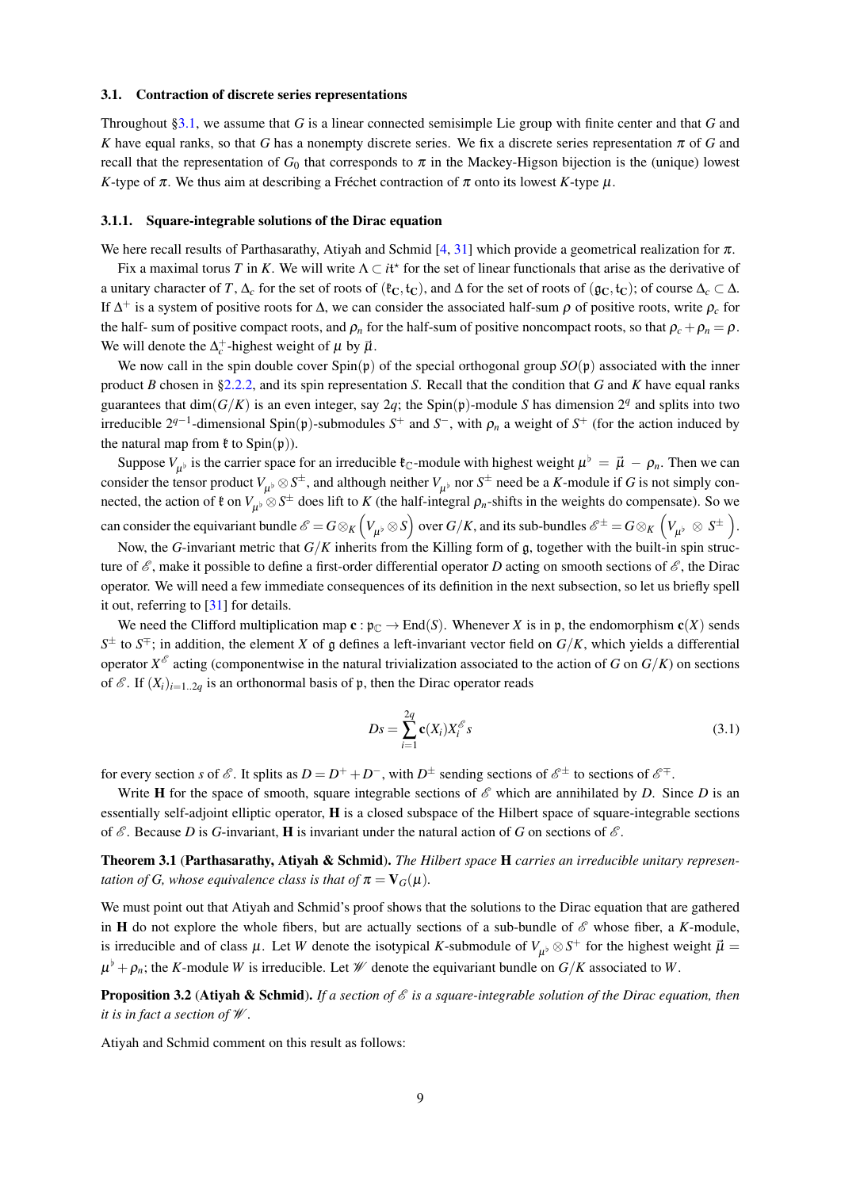### 3.1. Contraction of discrete series representations

Throughout §3.1, we assume that $G$ is a linear connected semisimple Lie group with finite center and that $G$ and $K$ have equal ranks, so that $G$ has a nonempty discrete series. We fix a discrete series representation $\pi$ of $G$ and recall that the representation of $G_0$ that corresponds to $\pi$ in the Mackey-Higson bijection is the (unique) lowest $K$-type of $\pi$. We thus aim at describing a Fréchet contraction of $\pi$ onto its lowest $K$-type $\mu$.

#### 3.1.1. Square-integrable solutions of the Dirac equation

We here recall results of Parthasarathy, Atiyah and Schmid [4, 31] which provide a geometrical realization for $\pi$.

Fix a maximal torus $T$ in $K$. We will write $\Lambda \subset i\mathfrak{t}^\star$ for the set of linear functionals that arise as the derivative of a unitary character of $T$, $\Delta_c$ for the set of roots of $(\mathfrak{k}_\mathbf{C}, \mathfrak{t}_\mathbf{C})$, and $\Delta$ for the set of roots of $(\mathfrak{g}_\mathbf{C}, \mathfrak{t}_\mathbf{C})$; of course $\Delta_c \subset \Delta$. If $\Delta^+$ is a system of positive roots for $\Delta$, we can consider the associated half-sum $\rho$ of positive roots, write $\rho_c$ for the half- sum of positive compact roots, and $\rho_n$ for the half-sum of positive noncompact roots, so that $\rho_c + \rho_n = \rho$. We will denote the $\Delta_c^+$-highest weight of $\mu$ by $\vec{\mu}$.

We now call in the spin double cover $\mathrm{Spin}(\mathfrak{p})$ of the special orthogonal group $SO(\mathfrak{p})$ associated with the inner product $B$ chosen in §2.2.2, and its spin representation $S$. Recall that the condition that $G$ and $K$ have equal ranks guarantees that $\dim(G/K)$ is an even integer, say $2q$; the $\mathrm{Spin}(\mathfrak{p})$-module $S$ has dimension $2^q$ and splits into two irreducible $2^{q-1}$-dimensional $\mathrm{Spin}(\mathfrak{p})$-submodules $S^+$ and $S^-$, with $\rho_n$ a weight of $S^+$ (for the action induced by the natural map from $\mathfrak{k}$ to $\mathrm{Spin}(\mathfrak{p})$).

Suppose $V_{\mu^\flat}$ is the carrier space for an irreducible $\mathfrak{k}_\mathbb{C}$-module with highest weight $\mu^\flat = \vec{\mu} - \rho_n$. Then we can consider the tensor product $V_{\mu^\flat} \otimes S^\pm$, and although neither $V_{\mu^\flat}$ nor $S^\pm$ need be a $K$-module if $G$ is not simply connected, the action of $\mathfrak{k}$ on $V_{\mu^\flat} \otimes S^\pm$ does lift to $K$ (the half-integral $\rho_n$-shifts in the weights do compensate). So we can consider the equivariant bundle $\mathscr{E} = G \otimes_K \left(V_{\mu^\flat} \otimes S\right)$ over $G/K$, and its sub-bundles $\mathscr{E}^\pm = G \otimes_K \left(V_{\mu^\flat} \otimes S^\pm\right)$.

Now, the $G$-invariant metric that $G/K$ inherits from the Killing form of $\mathfrak{g}$, together with the built-in spin structure of $\mathscr{E}$, make it possible to define a first-order differential operator $D$ acting on smooth sections of $\mathscr{E}$, the Dirac operator. We will need a few immediate consequences of its definition in the next subsection, so let us briefly spell it out, referring to [31] for details.

We need the Clifford multiplication map $\mathbf{c} : \mathfrak{p}_\mathbb{C} \to \mathrm{End}(S)$. Whenever $X$ is in $\mathfrak{p}$, the endomorphism $\mathbf{c}(X)$ sends $S^\pm$ to $S^\mp$; in addition, the element $X$ of $\mathfrak{g}$ defines a left-invariant vector field on $G/K$, which yields a differential operator $X^\mathscr{E}$ acting (componentwise in the natural trivialization associated to the action of $G$ on $G/K$) on sections of $\mathscr{E}$. If $(X_i)_{i=1..2q}$ is an orthonormal basis of $\mathfrak{p}$, then the Dirac operator reads

$$Ds = \sum_{i=1}^{2q} \mathbf{c}(X_i) X_i^\mathscr{E} s \tag{3.1}$$

for every section $s$ of $\mathscr{E}$. It splits as $D = D^+ + D^-$, with $D^\pm$ sending sections of $\mathscr{E}^\pm$ to sections of $\mathscr{E}^\mp$.

Write $\mathbf{H}$ for the space of smooth, square integrable sections of $\mathscr{E}$ which are annihilated by $D$. Since $D$ is an essentially self-adjoint elliptic operator, $\mathbf{H}$ is a closed subspace of the Hilbert space of square-integrable sections of $\mathscr{E}$. Because $D$ is $G$-invariant, $\mathbf{H}$ is invariant under the natural action of $G$ on sections of $\mathscr{E}$.

**Theorem 3.1** (**Parthasarathy, Atiyah & Schmid**). *The Hilbert space* $\mathbf{H}$ *carries an irreducible unitary representation of* $G$*, whose equivalence class is that of* $\pi = \mathbf{V}_G(\mu)$.

We must point out that Atiyah and Schmid's proof shows that the solutions to the Dirac equation that are gathered in $\mathbf{H}$ do not explore the whole fibers, but are actually sections of a sub-bundle of $\mathscr{E}$ whose fiber, a $K$-module, is irreducible and of class $\mu$. Let $W$ denote the isotypical $K$-submodule of $V_{\mu^\flat} \otimes S^+$ for the highest weight $\vec{\mu} = \mu^\flat + \rho_n$; the $K$-module $W$ is irreducible. Let $\mathscr{W}$ denote the equivariant bundle on $G/K$ associated to $W$.

**Proposition 3.2** (**Atiyah & Schmid**). *If a section of* $\mathscr{E}$ *is a square-integrable solution of the Dirac equation, then it is in fact a section of* $\mathscr{W}$.

Atiyah and Schmid comment on this result as follows: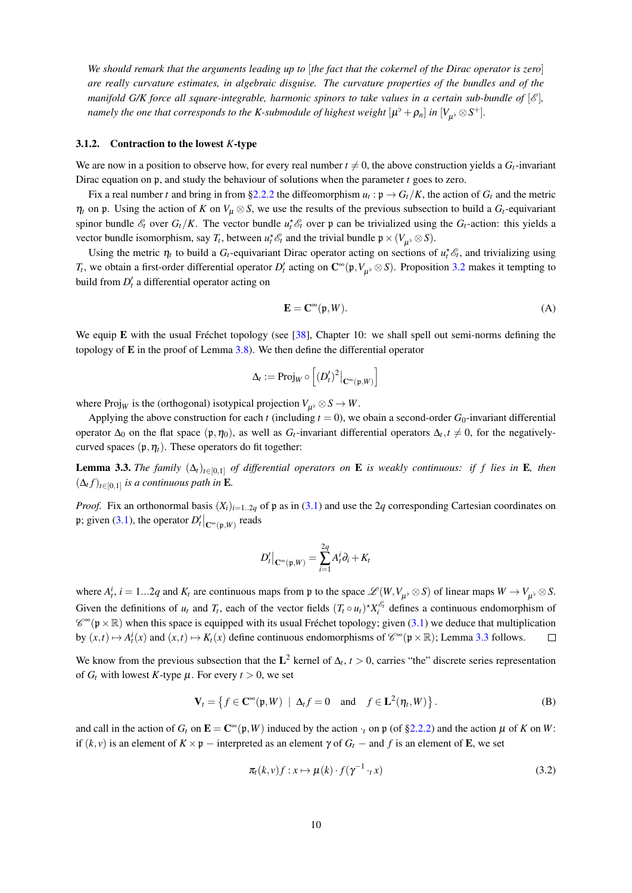*We should remark that the arguments leading up to [the fact that the cokernel of the Dirac operator is zero] are really curvature estimates, in algebraic disguise. The curvature properties of the bundles and of the manifold $G/K$ force all square-integrable, harmonic spinors to take values in a certain sub-bundle of $[\mathscr{E}]$, namely the one that corresponds to the $K$-submodule of highest weight $[\mu^\flat + \rho_n]$ in $[V_{\mu^\flat} \otimes S^+]$.*

#### 3.1.2. Contraction to the lowest $K$-type

We are now in a position to observe how, for every real number $t \neq 0$, the above construction yields a $G_t$-invariant Dirac equation on $\mathfrak{p}$, and study the behaviour of solutions when the parameter $t$ goes to zero.

Fix a real number $t$ and bring in from §2.2.2 the diffeomorphism $u_t : \mathfrak{p} \to G_t/K$, the action of $G_t$ and the metric $\eta_t$ on $\mathfrak{p}$. Using the action of $K$ on $V_\mu \otimes S$, we use the results of the previous subsection to build a $G_t$-equivariant spinor bundle $\mathscr{E}_t$ over $G_t/K$. The vector bundle $u_t^\star \mathscr{E}_t$ over $\mathfrak{p}$ can be trivialized using the $G_t$-action: this yields a vector bundle isomorphism, say $T_t$, between $u_t^\star \mathscr{E}_t$ and the trivial bundle $\mathfrak{p} \times (V_{\mu^\flat} \otimes S)$.

Using the metric $\eta_t$ to build a $G_t$-equivariant Dirac operator acting on sections of $u_t^\star \mathscr{E}_t$, and trivializing using $T_t$, we obtain a first-order differential operator $D'_t$ acting on $\mathbf{C}^\infty(\mathfrak{p}, V_{\mu^\flat} \otimes S)$. Proposition 3.2 makes it tempting to build from $D'_t$ a differential operator acting on

$$\mathbf{E} = \mathbf{C}^\infty(\mathfrak{p}, W). \tag{A}$$

We equip $\mathbf{E}$ with the usual Fréchet topology (see [38], Chapter 10: we shall spell out semi-norms defining the topology of $\mathbf{E}$ in the proof of Lemma 3.8). We then define the differential operator

$$\Delta_t := \mathrm{Proj}_W \circ \left[ (D'_t)^2 \big|_{\mathbf{C}^\infty(\mathfrak{p}, W)} \right]$$

where $\mathrm{Proj}_W$ is the (orthogonal) isotypical projection $V_{\mu^\flat} \otimes S \to W$.

Applying the above construction for each $t$ (including $t = 0$), we obain a second-order $G_0$-invariant differential operator $\Delta_0$ on the flat space $(\mathfrak{p}, \eta_0)$, as well as $G_t$-invariant differential operators $\Delta_t, t \neq 0$, for the negatively-curved spaces $(\mathfrak{p}, \eta_t)$. These operators do fit together:

**Lemma 3.3.** *The family $(\Delta_t)_{t \in [0,1]}$ of differential operators on $\mathbf{E}$ is weakly continuous: if $f$ lies in $\mathbf{E}$, then $(\Delta_t f)_{t \in [0,1]}$ is a continuous path in $\mathbf{E}$.*

*Proof.* Fix an orthonormal basis $(X_i)_{i=1..2q}$ of $\mathfrak{p}$ as in (3.1) and use the $2q$ corresponding Cartesian coordinates on $\mathfrak{p}$; given (3.1), the operator $D'_t\big|_{\mathbf{C}^\infty(\mathfrak{p}, W)}$ reads

$$D'_t\big|_{\mathbf{C}^\infty(\mathfrak{p}, W)} = \sum_{i=1}^{2q} A_t^i \partial_i + K_t$$

where $A_t^i$, $i = 1...2q$ and $K_t$ are continuous maps from $\mathfrak{p}$ to the space $\mathscr{L}(W, V_{\mu^\flat} \otimes S)$ of linear maps $W \to V_{\mu^\flat} \otimes S$. Given the definitions of $u_t$ and $T_t$, each of the vector fields $(T_t \circ u_t)^\star X_i^{\mathscr{E}_t}$ defines a continuous endomorphism of $\mathscr{C}^\infty(\mathfrak{p} \times \mathbb{R})$ when this space is equipped with its usual Fréchet topology; given (3.1) we deduce that multiplication by $(x,t) \mapsto A_t^i(x)$ and $(x,t) \mapsto K_t(x)$ define continuous endomorphisms of $\mathscr{C}^\infty(\mathfrak{p} \times \mathbb{R})$; Lemma 3.3 follows. $\square$

We know from the previous subsection that the $\mathbf{L}^2$ kernel of $\Delta_t$, $t > 0$, carries "the" discrete series representation of $G_t$ with lowest $K$-type $\mu$. For every $t > 0$, we set

$$\mathbf{V}_t = \left\{ f \in \mathbf{C}^\infty(\mathfrak{p}, W) \;\middle|\; \Delta_t f = 0 \quad \text{and} \quad f \in \mathbf{L}^2(\eta_t, W) \right\}. \tag{B}$$

and call in the action of $G_t$ on $\mathbf{E} = \mathbf{C}^\infty(\mathfrak{p}, W)$ induced by the action $\cdot_t$ on $\mathfrak{p}$ (of §2.2.2) and the action $\mu$ of $K$ on $W$: if $(k, v)$ is an element of $K \times \mathfrak{p}$ – interpreted as an element $\gamma$ of $G_t$ – and $f$ is an element of $\mathbf{E}$, we set

$$\pi_t(k,v) f : x \mapsto \mu(k) \cdot f(\gamma^{-1} \cdot_t x) \tag{3.2}$$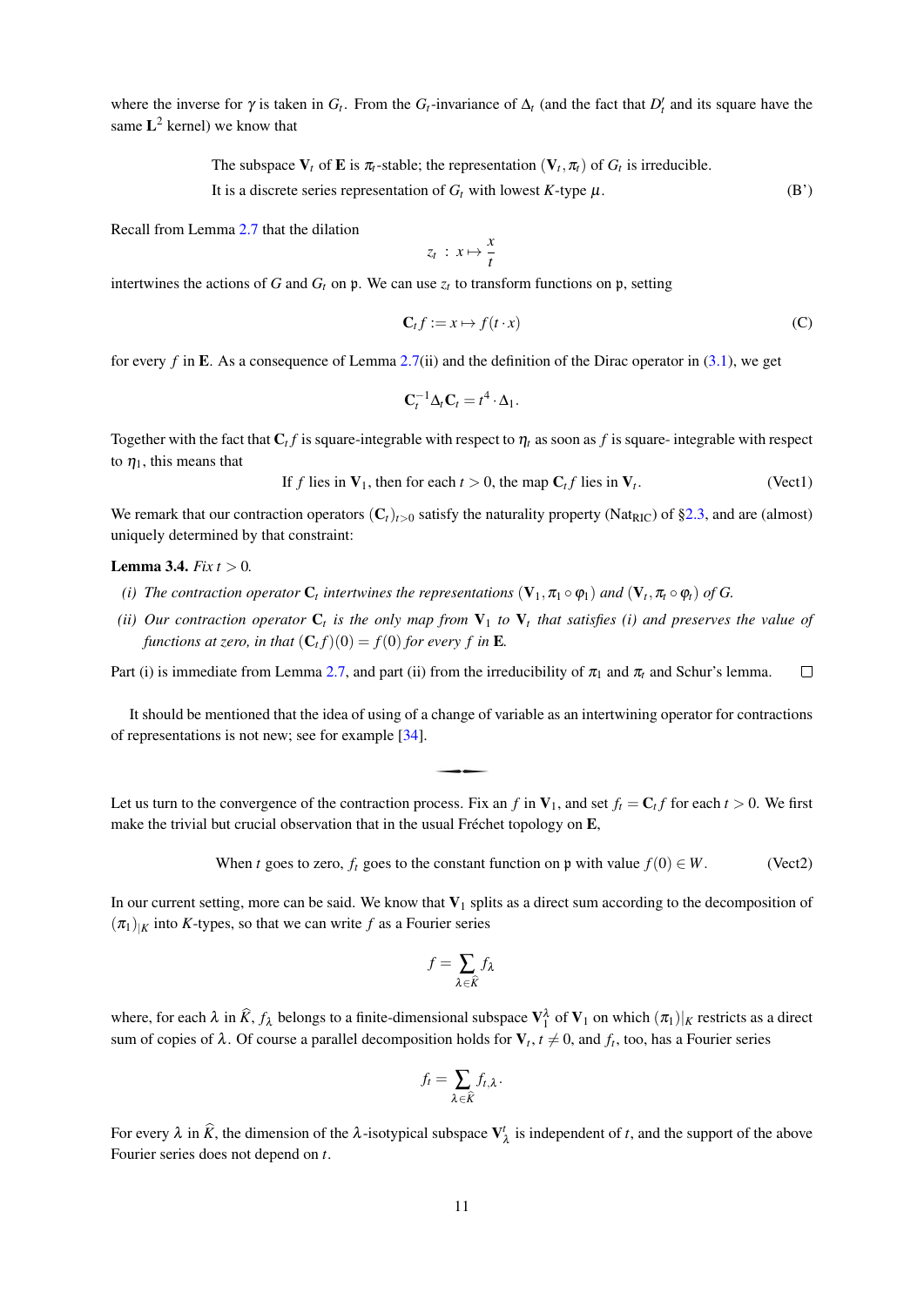where the inverse for $\gamma$ is taken in $G_t$. From the $G_t$-invariance of $\Delta_t$ (and the fact that $D'_t$ and its square have the same $\mathbf{L}^2$ kernel) we know that

$$\begin{array}{ll}\text{The subspace } \mathbf{V}_t \text{ of } \mathbf{E} \text{ is } \pi_t\text{-stable; the representation } (\mathbf{V}_t, \pi_t) \text{ of } G_t \text{ is irreducible.} & \\ \text{It is a discrete series representation of } G_t \text{ with lowest } K\text{-type } \mu. & \text{(B')}\end{array}$$

Recall from Lemma 2.7 that the dilation

$$z_t \;:\; x \mapsto \frac{x}{t}$$

intertwines the actions of $G$ and $G_t$ on $\mathfrak{p}$. We can use $z_t$ to transform functions on $\mathfrak{p}$, setting

$$\mathbf{C}_t f := x \mapsto f(t \cdot x) \tag{C}$$

for every $f$ in $\mathbf{E}$. As a consequence of Lemma 2.7(ii) and the definition of the Dirac operator in (3.1), we get

$$\mathbf{C}_t^{-1} \Delta_t \mathbf{C}_t = t^4 \cdot \Delta_1.$$

Together with the fact that $\mathbf{C}_t f$ is square-integrable with respect to $\eta_t$ as soon as $f$ is square- integrable with respect to $\eta_1$, this means that

$$\text{If } f \text{ lies in } \mathbf{V}_1\text{, then for each } t > 0\text{, the map } \mathbf{C}_t f \text{ lies in } \mathbf{V}_t. \tag{Vect1}$$

We remark that our contraction operators $(\mathbf{C}_t)_{t>0}$ satisfy the naturality property ($\text{Nat}_{\text{RIC}}$) of §2.3, and are (almost) uniquely determined by that constraint:

**Lemma 3.4.** *Fix $t > 0$.*

*(i) The contraction operator $\mathbf{C}_t$ intertwines the representations $(\mathbf{V}_1, \pi_1 \circ \varphi_1)$ and $(\mathbf{V}_t, \pi_t \circ \varphi_t)$ of $G$.*

*(ii) Our contraction operator $\mathbf{C}_t$ is the only map from $\mathbf{V}_1$ to $\mathbf{V}_t$ that satisfies (i) and preserves the value of functions at zero, in that $(\mathbf{C}_t f)(0) = f(0)$ for every $f$ in $\mathbf{E}$.*

Part (i) is immediate from Lemma 2.7, and part (ii) from the irreducibility of $\pi_1$ and $\pi_t$ and Schur's lemma. □

It should be mentioned that the idea of using of a change of variable as an intertwining operator for contractions of representations is not new; see for example [34].

Let us turn to the convergence of the contraction process. Fix an $f$ in $\mathbf{V}_1$, and set $f_t = \mathbf{C}_t f$ for each $t > 0$. We first make the trivial but crucial observation that in the usual Fréchet topology on $\mathbf{E}$,

$$\text{When } t \text{ goes to zero, } f_t \text{ goes to the constant function on } \mathfrak{p} \text{ with value } f(0) \in W. \tag{Vect2}$$

In our current setting, more can be said. We know that $\mathbf{V}_1$ splits as a direct sum according to the decomposition of $(\pi_1)_{|K}$ into $K$-types, so that we can write $f$ as a Fourier series

$$f = \sum_{\lambda \in \widehat{K}} f_\lambda$$

where, for each $\lambda$ in $\widehat{K}$, $f_\lambda$ belongs to a finite-dimensional subspace $\mathbf{V}_1^\lambda$ of $\mathbf{V}_1$ on which $(\pi_1)_{|K}$ restricts as a direct sum of copies of $\lambda$. Of course a parallel decomposition holds for $\mathbf{V}_t$, $t \neq 0$, and $f_t$, too, has a Fourier series

$$f_t = \sum_{\lambda \in \widehat{K}} f_{t,\lambda}.$$

For every $\lambda$ in $\widehat{K}$, the dimension of the $\lambda$-isotypical subspace $\mathbf{V}^t_\lambda$ is independent of $t$, and the support of the above Fourier series does not depend on $t$.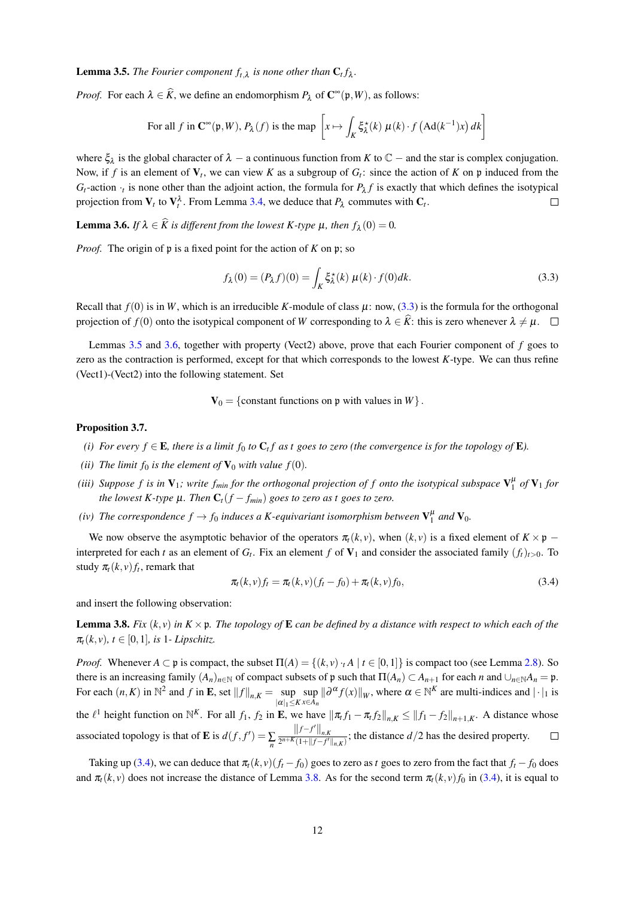**Lemma 3.5.** *The Fourier component $f_{t,\lambda}$ is none other than $\mathbf{C}_t f_\lambda$.*

*Proof.* For each $\lambda \in \widehat{K}$, we define an endomorphism $P_\lambda$ of $\mathbf{C}^\infty(\mathfrak{p}, W)$, as follows:

$$\text{For all } f \text{ in } \mathbf{C}^\infty(\mathfrak{p}, W),\, P_\lambda(f) \text{ is the map } \left[x \mapsto \int_K \xi_\lambda^\star(k)\, \mu(k) \cdot f\left(\mathrm{Ad}(k^{-1})x\right) dk\right]$$

where $\xi_\lambda$ is the global character of $\lambda$ – a continuous function from $K$ to $\mathbb{C}$ – and the star is complex conjugation. Now, if $f$ is an element of $\mathbf{V}_t$, we can view $K$ as a subgroup of $G_t$: since the action of $K$ on $\mathfrak{p}$ induced from the $G_t$-action $\cdot_t$ is none other than the adjoint action, the formula for $P_\lambda f$ is exactly that which defines the isotypical projection from $\mathbf{V}_t$ to $\mathbf{V}_t^\lambda$. From Lemma 3.4, we deduce that $P_\lambda$ commutes with $\mathbf{C}_t$. $\square$

**Lemma 3.6.** *If $\lambda \in \widehat{K}$ is different from the lowest $K$-type $\mu$, then $f_\lambda(0) = 0$.*

*Proof.* The origin of $\mathfrak{p}$ is a fixed point for the action of $K$ on $\mathfrak{p}$; so

$$f_\lambda(0) = (P_\lambda f)(0) = \int_K \xi_\lambda^\star(k)\, \mu(k) \cdot f(0) dk. \tag{3.3}$$

Recall that $f(0)$ is in $W$, which is an irreducible $K$-module of class $\mu$: now, (3.3) is the formula for the orthogonal projection of $f(0)$ onto the isotypical component of $W$ corresponding to $\lambda \in \widehat{K}$: this is zero whenever $\lambda \neq \mu$. $\square$

Lemmas 3.5 and 3.6, together with property (Vect2) above, prove that each Fourier component of $f$ goes to zero as the contraction is performed, except for that which corresponds to the lowest $K$-type. We can thus refine (Vect1)-(Vect2) into the following statement. Set

$$\mathbf{V}_0 = \{\text{constant functions on } \mathfrak{p} \text{ with values in } W\}.$$

**Proposition 3.7.**

*(i) For every $f \in \mathbf{E}$, there is a limit $f_0$ to $\mathbf{C}_t f$ as $t$ goes to zero (the convergence is for the topology of $\mathbf{E}$).*

*(ii) The limit $f_0$ is the element of $\mathbf{V}_0$ with value $f(0)$.*

*(iii) Suppose $f$ is in $\mathbf{V}_1$; write $f_{min}$ for the orthogonal projection of $f$ onto the isotypical subspace $\mathbf{V}_1^\mu$ of $\mathbf{V}_1$ for the lowest $K$-type $\mu$. Then $\mathbf{C}_t(f - f_{min})$ goes to zero as $t$ goes to zero.*

*(iv) The correspondence $f \to f_0$ induces a $K$-equivariant isomorphism between $\mathbf{V}_1^\mu$ and $\mathbf{V}_0$.*

We now observe the asymptotic behavior of the operators $\pi_t(k, v)$, when $(k, v)$ is a fixed element of $K \times \mathfrak{p}$ – interpreted for each $t$ as an element of $G_t$. Fix an element $f$ of $\mathbf{V}_1$ and consider the associated family $(f_t)_{t>0}$. To study $\pi_t(k, v) f_t$, remark that

$$\pi_t(k, v) f_t = \pi_t(k, v)(f_t - f_0) + \pi_t(k, v) f_0, \tag{3.4}$$

and insert the following observation:

**Lemma 3.8.** *Fix $(k, v)$ in $K \times \mathfrak{p}$. The topology of $\mathbf{E}$ can be defined by a distance with respect to which each of the $\pi_t(k, v)$, $t \in [0, 1]$, is 1- Lipschitz.*

*Proof.* Whenever $A \subset \mathfrak{p}$ is compact, the subset $\Pi(A) = \{(k, v) \cdot_t A \mid t \in [0, 1]\}$ is compact too (see Lemma 2.8). So there is an increasing family $(A_n)_{n \in \mathbb{N}}$ of compact subsets of $\mathfrak{p}$ such that $\Pi(A_n) \subset A_{n+1}$ for each $n$ and $\cup_{n \in \mathbb{N}} A_n = \mathfrak{p}$. For each $(n, K)$ in $\mathbb{N}^2$ and $f$ in $\mathbf{E}$, set $\|f\|_{n,K} = \sup_{|\alpha|_1 \leq K} \sup_{x \in A_n} \|\partial^\alpha f(x)\|_W$, where $\alpha \in \mathbb{N}^K$ are multi-indices and $|\cdot|_1$ is the $\ell^1$ height function on $\mathbb{N}^K$. For all $f_1$, $f_2$ in $\mathbf{E}$, we have $\|\pi_t f_1 - \pi_t f_2\|_{n,K} \leq \|f_1 - f_2\|_{n+1,K}$. A distance whose associated topology is that of $\mathbf{E}$ is $d(f, f') = \sum_n \frac{\|f - f'\|_{n,K}}{2^{n+K}(1 + \|f - f'\|_{n,K})}$; the distance $d/2$ has the desired property. $\square$

Taking up (3.4), we can deduce that $\pi_t(k, v)(f_t - f_0)$ goes to zero as $t$ goes to zero from the fact that $f_t - f_0$ does and $\pi_t(k, v)$ does not increase the distance of Lemma 3.8. As for the second term $\pi_t(k, v) f_0$ in (3.4), it is equal to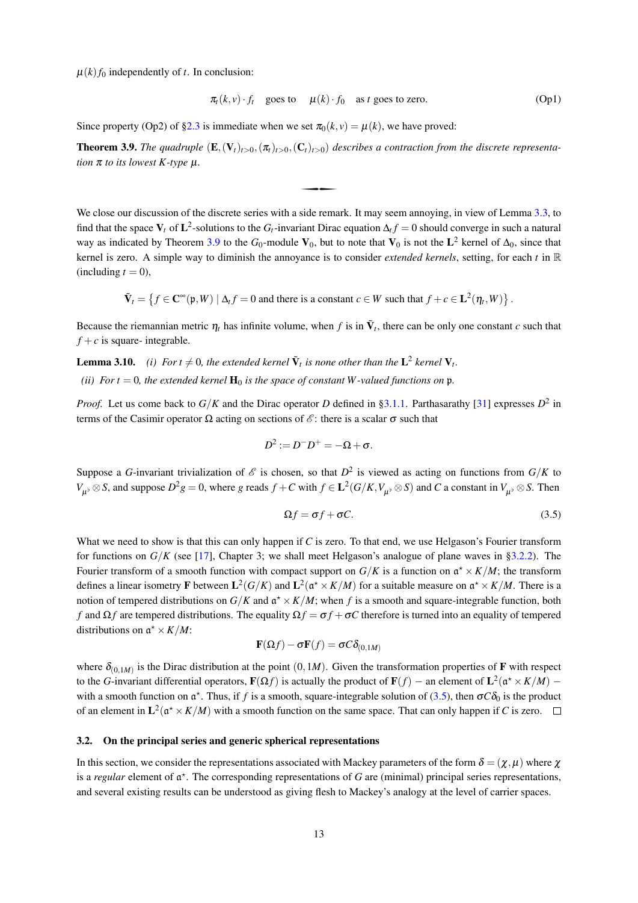$\mu(k)f_0$ independently of $t$. In conclusion:

$$\pi_t(k,v)\cdot f_t \quad \text{goes to} \quad \mu(k)\cdot f_0 \quad \text{as } t \text{ goes to zero.} \tag{Op1}$$

Since property (Op2) of §2.3 is immediate when we set $\pi_0(k,v) = \mu(k)$, we have proved:

**Theorem 3.9.** *The quadruple* $(\mathbf{E},(\mathbf{V}_t)_{t>0},(\pi_t)_{t>0},(\mathbf{C}_t)_{t>0})$ *describes a contraction from the discrete representation* $\pi$ *to its lowest* $K$*-type* $\mu$.

---

We close our discussion of the discrete series with a side remark. It may seem annoying, in view of Lemma 3.3, to find that the space $\mathbf{V}_t$ of $\mathbf{L}^2$-solutions to the $G_t$-invariant Dirac equation $\Delta_t f = 0$ should converge in such a natural way as indicated by Theorem 3.9 to the $G_0$-module $\mathbf{V}_0$, but to note that $\mathbf{V}_0$ is not the $\mathbf{L}^2$ kernel of $\Delta_0$, since that kernel is zero. A simple way to diminish the annoyance is to consider *extended kernels*, setting, for each $t$ in $\mathbb{R}$ (including $t=0$),

$$\tilde{\mathbf{V}}_t = \left\{ f \in \mathbf{C}^\infty(\mathfrak{p}, W) \mid \Delta_t f = 0 \text{ and there is a constant } c \in W \text{ such that } f + c \in \mathbf{L}^2(\eta_t, W)\right\}.$$

Because the riemannian metric $\eta_t$ has infinite volume, when $f$ is in $\tilde{\mathbf{V}}_t$, there can be only one constant $c$ such that $f+c$ is square- integrable.

**Lemma 3.10.** *(i) For $t \neq 0$, the extended kernel $\tilde{\mathbf{V}}_t$ is none other than the $\mathbf{L}^2$ kernel $\mathbf{V}_t$.*

*(ii) For $t = 0$, the extended kernel $\mathbf{H}_0$ is the space of constant $W$-valued functions on $\mathfrak{p}$.*

*Proof.* Let us come back to $G/K$ and the Dirac operator $D$ defined in §3.1.1. Parthasarathy [31] expresses $D^2$ in terms of the Casimir operator $\Omega$ acting on sections of $\mathscr{E}$: there is a scalar $\sigma$ such that

$$D^2 := D^- D^+ = -\Omega + \sigma.$$

Suppose a $G$-invariant trivialization of $\mathscr{E}$ is chosen, so that $D^2$ is viewed as acting on functions from $G/K$ to $V_{\mu^\flat} \otimes S$, and suppose $D^2 g = 0$, where $g$ reads $f + C$ with $f \in \mathbf{L}^2(G/K, V_{\mu^\flat} \otimes S)$ and $C$ a constant in $V_{\mu^\flat} \otimes S$. Then

$$\Omega f = \sigma f + \sigma C. \tag{3.5}$$

What we need to show is that this can only happen if $C$ is zero. To that end, we use Helgason's Fourier transform for functions on $G/K$ (see [17], Chapter 3; we shall meet Helgason's analogue of plane waves in §3.2.2). The Fourier transform of a smooth function with compact support on $G/K$ is a function on $\mathfrak{a}^\star \times K/M$; the transform defines a linear isometry $\mathbf{F}$ between $\mathbf{L}^2(G/K)$ and $\mathbf{L}^2(\mathfrak{a}^\star \times K/M)$ for a suitable measure on $\mathfrak{a}^\star \times K/M$. There is a notion of tempered distributions on $G/K$ and $\mathfrak{a}^\star \times K/M$; when $f$ is a smooth and square-integrable function, both $f$ and $\Omega f$ are tempered distributions. The equality $\Omega f = \sigma f + \sigma C$ therefore is turned into an equality of tempered distributions on $\mathfrak{a}^\star \times K/M$:

$$\mathbf{F}(\Omega f) - \sigma \mathbf{F}(f) = \sigma C \delta_{(0,1M)}$$

where $\delta_{(0,1M)}$ is the Dirac distribution at the point $(0,1M)$. Given the transformation properties of $\mathbf{F}$ with respect to the $G$-invariant differential operators, $\mathbf{F}(\Omega f)$ is actually the product of $\mathbf{F}(f)$ – an element of $\mathbf{L}^2(\mathfrak{a}^\star \times K/M)$ – with a smooth function on $\mathfrak{a}^\star$. Thus, if $f$ is a smooth, square-integrable solution of (3.5), then $\sigma C \delta_0$ is the product of an element in $\mathbf{L}^2(\mathfrak{a}^\star \times K/M)$ with a smooth function on the same space. That can only happen if $C$ is zero. $\square$

### 3.2. On the principal series and generic spherical representations

In this section, we consider the representations associated with Mackey parameters of the form $\delta = (\chi, \mu)$ where $\chi$ is a *regular* element of $\mathfrak{a}^\star$. The corresponding representations of $G$ are (minimal) principal series representations, and several existing results can be understood as giving flesh to Mackey's analogy at the level of carrier spaces.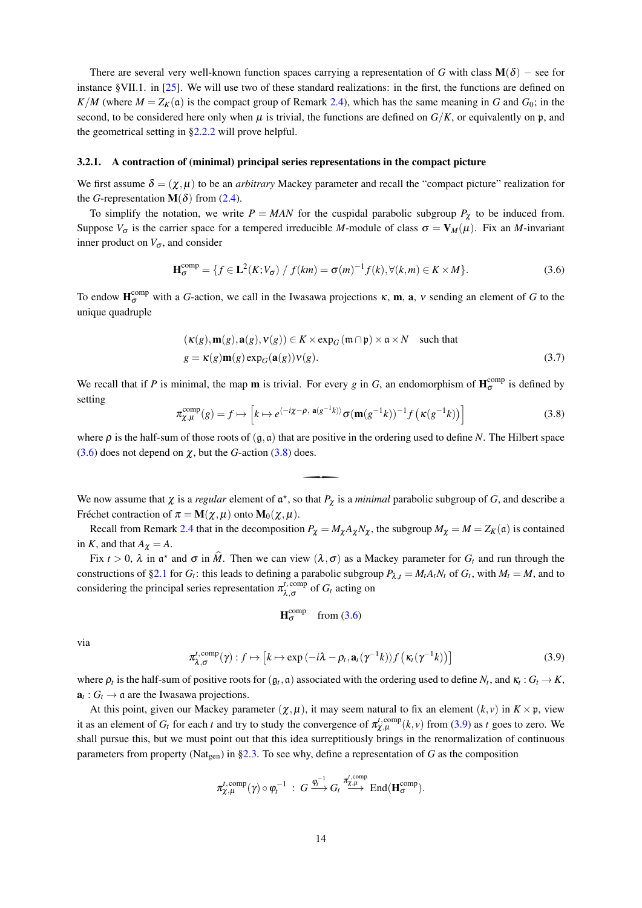There are several very well-known function spaces carrying a representation of $G$ with class $\mathbf{M}(\delta)$ − see for instance §VII.1. in [25]. We will use two of these standard realizations: in the first, the functions are defined on $K/M$ (where $M = Z_K(\mathfrak{a})$ is the compact group of Remark 2.4), which has the same meaning in $G$ and $G_0$; in the second, to be considered here only when $\mu$ is trivial, the functions are defined on $G/K$, or equivalently on $\mathfrak{p}$, and the geometrical setting in §2.2.2 will prove helpful.

### 3.2.1. A contraction of (minimal) principal series representations in the compact picture

We first assume $\delta = (\chi, \mu)$ to be an *arbitrary* Mackey parameter and recall the "compact picture" realization for the $G$-representation $\mathbf{M}(\delta)$ from (2.4).

To simplify the notation, we write $P = MAN$ for the cuspidal parabolic subgroup $P_\chi$ to be induced from. Suppose $V_\sigma$ is the carrier space for a tempered irreducible $M$-module of class $\sigma = \mathbf{V}_M(\mu)$. Fix an $M$-invariant inner product on $V_\sigma$, and consider

$$\mathbf{H}_\sigma^{\text{comp}} = \{ f \in \mathbf{L}^2(K; V_\sigma) \ / \ f(km) = \sigma(m)^{-1} f(k), \forall (k,m) \in K \times M \}. \tag{3.6}$$

To endow $\mathbf{H}_\sigma^{\text{comp}}$ with a $G$-action, we call in the Iwasawa projections $\kappa$, $\mathbf{m}$, $\mathbf{a}$, $\nu$ sending an element of $G$ to the unique quadruple

$$\begin{aligned} &(\kappa(g), \mathbf{m}(g), \mathbf{a}(g), \nu(g)) \in K \times \exp_G(\mathfrak{m} \cap \mathfrak{p}) \times \mathfrak{a} \times N \quad \text{such that} \\ &g = \kappa(g)\mathbf{m}(g)\exp_G(\mathbf{a}(g))\nu(g). \end{aligned} \tag{3.7}$$

We recall that if $P$ is minimal, the map $\mathbf{m}$ is trivial. For every $g$ in $G$, an endomorphism of $\mathbf{H}_\sigma^{\text{comp}}$ is defined by setting

$$\pi_{\chi,\mu}^{\text{comp}}(g) = f \mapsto \left[ k \mapsto e^{\langle -i\chi - \rho, \ \mathbf{a}(g^{-1}k) \rangle} \sigma(\mathbf{m}(g^{-1}k))^{-1} f\left(\kappa(g^{-1}k)\right) \right] \tag{3.8}$$

where $\rho$ is the half-sum of those roots of $(\mathfrak{g}, \mathfrak{a})$ that are positive in the ordering used to define $N$. The Hilbert space (3.6) does not depend on $\chi$, but the $G$-action (3.8) does.

---

We now assume that $\chi$ is a *regular* element of $\mathfrak{a}^\star$, so that $P_\chi$ is a *minimal* parabolic subgroup of $G$, and describe a Fréchet contraction of $\pi = \mathbf{M}(\chi, \mu)$ onto $\mathbf{M}_0(\chi, \mu)$.

Recall from Remark 2.4 that in the decomposition $P_\chi = M_\chi A_\chi N_\chi$, the subgroup $M_\chi = M = Z_K(\mathfrak{a})$ is contained in $K$, and that $A_\chi = A$.

Fix $t > 0$, $\lambda$ in $\mathfrak{a}^\star$ and $\sigma$ in $\widehat{M}$. Then we can view $(\lambda, \sigma)$ as a Mackey parameter for $G_t$ and run through the constructions of §2.1 for $G_t$: this leads to defining a parabolic subgroup $P_{\lambda,t} = M_t A_t N_t$ of $G_t$, with $M_t = M$, and to considering the principal series representation $\pi_{\lambda,\sigma}^{t,\text{comp}}$ of $G_t$ acting on

$$\mathbf{H}_\sigma^{\text{comp}} \quad \text{from (3.6)}$$

via

$$\pi_{\lambda,\sigma}^{t,\text{comp}}(\gamma) : f \mapsto \left[ k \mapsto \exp\langle -i\lambda - \rho_t, \mathbf{a}_t(\gamma^{-1}k) \rangle f\left(\kappa_t(\gamma^{-1}k)\right) \right] \tag{3.9}$$

where $\rho_t$ is the half-sum of positive roots for $(\mathfrak{g}_t, \mathfrak{a})$ associated with the ordering used to define $N_t$, and $\kappa_t : G_t \to K$, $\mathbf{a}_t : G_t \to \mathfrak{a}$ are the Iwasawa projections.

At this point, given our Mackey parameter $(\chi, \mu)$, it may seem natural to fix an element $(k, v)$ in $K \times \mathfrak{p}$, view it as an element of $G_t$ for each $t$ and try to study the convergence of $\pi_{\chi,\mu}^{t,\text{comp}}(k, v)$ from (3.9) as $t$ goes to zero. We shall pursue this, but we must point out that this idea surreptitiously brings in the renormalization of continuous parameters from property (Nat$_{\text{gen}}$) in §2.3. To see why, define a representation of $G$ as the composition

$$\pi_{\chi,\mu}^{t,\text{comp}}(\gamma) \circ \varphi_t^{-1} \ : \ G \xrightarrow{\varphi_t^{-1}} G_t \xrightarrow{\pi_{\chi,\mu}^{t,\text{comp}}} \text{End}(\mathbf{H}_\sigma^{\text{comp}}).$$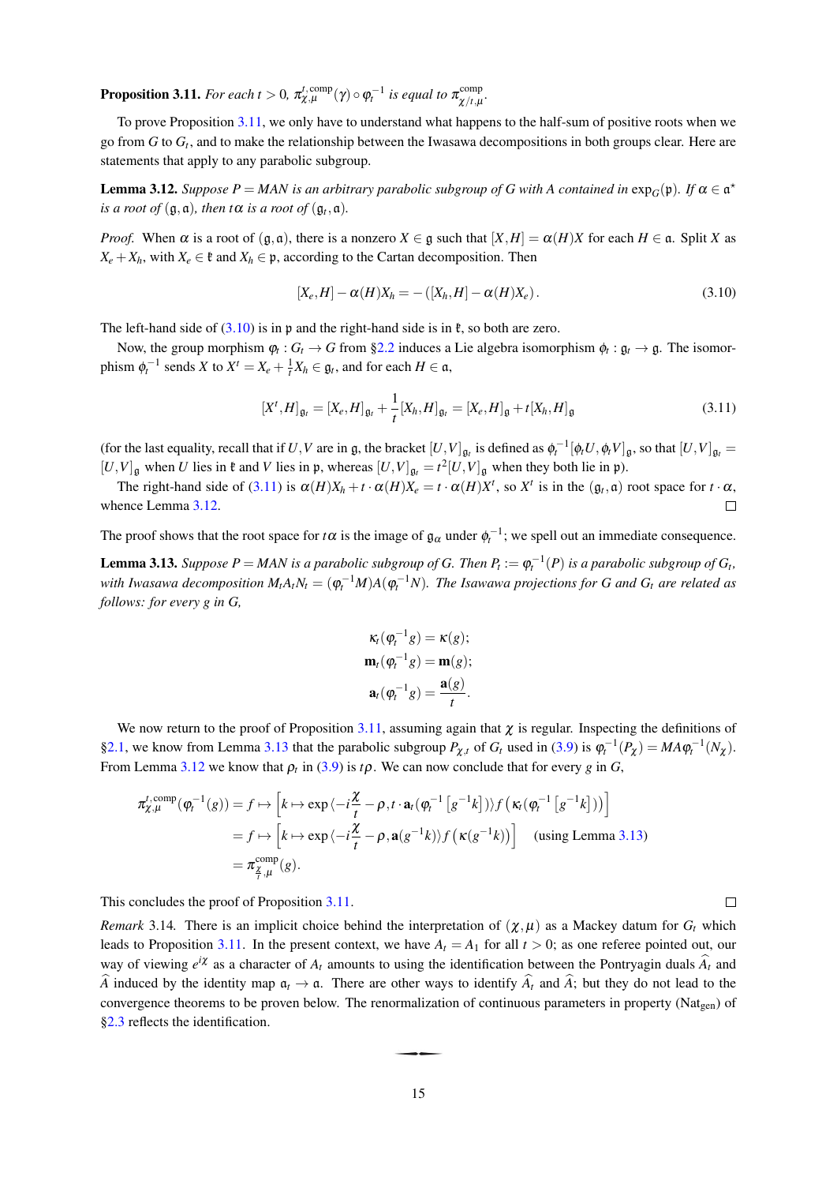**Proposition 3.11.** *For each $t > 0$, $\pi^{t,\text{comp}}_{\chi,\mu}(\gamma) \circ \varphi_t^{-1}$ is equal to $\pi^{\text{comp}}_{\chi/t,\mu}$.*

To prove Proposition 3.11, we only have to understand what happens to the half-sum of positive roots when we go from $G$ to $G_t$, and to make the relationship between the Iwasawa decompositions in both groups clear. Here are statements that apply to any parabolic subgroup.

**Lemma 3.12.** *Suppose $P = MAN$ is an arbitrary parabolic subgroup of $G$ with $A$ contained in $\exp_G(\mathfrak{p})$. If $\alpha \in \mathfrak{a}^\star$ is a root of $(\mathfrak{g}, \mathfrak{a})$, then $t\alpha$ is a root of $(\mathfrak{g}_t, \mathfrak{a})$.*

*Proof.* When $\alpha$ is a root of $(\mathfrak{g}, \mathfrak{a})$, there is a nonzero $X \in \mathfrak{g}$ such that $[X, H] = \alpha(H)X$ for each $H \in \mathfrak{a}$. Split $X$ as $X_e + X_h$, with $X_e \in \mathfrak{k}$ and $X_h \in \mathfrak{p}$, according to the Cartan decomposition. Then

$$[X_e, H] - \alpha(H)X_h = -\left([X_h, H] - \alpha(H)X_e\right). \tag{3.10}$$

The left-hand side of (3.10) is in $\mathfrak{p}$ and the right-hand side is in $\mathfrak{k}$, so both are zero.

Now, the group morphism $\varphi_t : G_t \to G$ from §2.2 induces a Lie algebra isomorphism $\phi_t : \mathfrak{g}_t \to \mathfrak{g}$. The isomorphism $\phi_t^{-1}$ sends $X$ to $X^t = X_e + \frac{1}{t}X_h \in \mathfrak{g}_t$, and for each $H \in \mathfrak{a}$,

$$[X^t, H]_{\mathfrak{g}_t} = [X_e, H]_{\mathfrak{g}_t} + \frac{1}{t}[X_h, H]_{\mathfrak{g}_t} = [X_e, H]_{\mathfrak{g}} + t[X_h, H]_{\mathfrak{g}} \tag{3.11}$$

(for the last equality, recall that if $U, V$ are in $\mathfrak{g}$, the bracket $[U, V]_{\mathfrak{g}_t}$ is defined as $\phi_t^{-1}[\phi_t U, \phi_t V]_{\mathfrak{g}}$, so that $[U, V]_{\mathfrak{g}_t} = [U, V]_{\mathfrak{g}}$ when $U$ lies in $\mathfrak{k}$ and $V$ lies in $\mathfrak{p}$, whereas $[U, V]_{\mathfrak{g}_t} = t^2[U, V]_{\mathfrak{g}}$ when they both lie in $\mathfrak{p}$).

The right-hand side of (3.11) is $\alpha(H)X_h + t \cdot \alpha(H)X_e = t \cdot \alpha(H)X^t$, so $X^t$ is in the $(\mathfrak{g}_t, \mathfrak{a})$ root space for $t \cdot \alpha$, whence Lemma 3.12. $\square$

The proof shows that the root space for $t\alpha$ is the image of $\mathfrak{g}_\alpha$ under $\phi_t^{-1}$; we spell out an immediate consequence.

**Lemma 3.13.** *Suppose $P = MAN$ is a parabolic subgroup of $G$. Then $P_t := \varphi_t^{-1}(P)$ is a parabolic subgroup of $G_t$, with Iwasawa decomposition $M_t A_t N_t = (\varphi_t^{-1}M)A(\varphi_t^{-1}N)$. The Isawawa projections for $G$ and $G_t$ are related as follows: for every $g$ in $G$,*

$$\kappa_t(\varphi_t^{-1}g) = \kappa(g);$$
$$\mathbf{m}_t(\varphi_t^{-1}g) = \mathbf{m}(g);$$
$$\mathbf{a}_t(\varphi_t^{-1}g) = \frac{\mathbf{a}(g)}{t}.$$

We now return to the proof of Proposition 3.11, assuming again that $\chi$ is regular. Inspecting the definitions of §2.1, we know from Lemma 3.13 that the parabolic subgroup $P_{\chi,t}$ of $G_t$ used in (3.9) is $\varphi_t^{-1}(P_\chi) = MA\varphi_t^{-1}(N_\chi)$. From Lemma 3.12 we know that $\rho_t$ in (3.9) is $t\rho$. We can now conclude that for every $g$ in $G$,

$$\begin{aligned}
\pi^{t,\text{comp}}_{\chi,\mu}(\varphi_t^{-1}(g)) &= f \mapsto \left[k \mapsto \exp\langle -i\frac{\chi}{t} - \rho, t \cdot \mathbf{a}_t(\varphi_t^{-1}\left[g^{-1}k\right])\rangle f\left(\kappa_t(\varphi_t^{-1}\left[g^{-1}k\right])\right)\right] \\
&= f \mapsto \left[k \mapsto \exp\langle -i\frac{\chi}{t} - \rho, \mathbf{a}(g^{-1}k)\rangle f\left(\kappa(g^{-1}k)\right)\right] \quad \text{(using Lemma 3.13)} \\
&= \pi^{\text{comp}}_{\frac{\chi}{t},\mu}(g).
\end{aligned}$$

This concludes the proof of Proposition 3.11. $\square$

*Remark* 3.14. There is an implicit choice behind the interpretation of $(\chi, \mu)$ as a Mackey datum for $G_t$ which leads to Proposition 3.11. In the present context, we have $A_t = A_1$ for all $t > 0$; as one referee pointed out, our way of viewing $e^{i\chi}$ as a character of $A_t$ amounts to using the identification between the Pontryagin duals $\widehat{A_t}$ and $\widehat{A}$ induced by the identity map $\mathfrak{a}_t \to \mathfrak{a}$. There are other ways to identify $\widehat{A_t}$ and $\widehat{A}$; but they do not lead to the convergence theorems to be proven below. The renormalization of continuous parameters in property (Nat$_{\text{gen}}$) of §2.3 reflects the identification.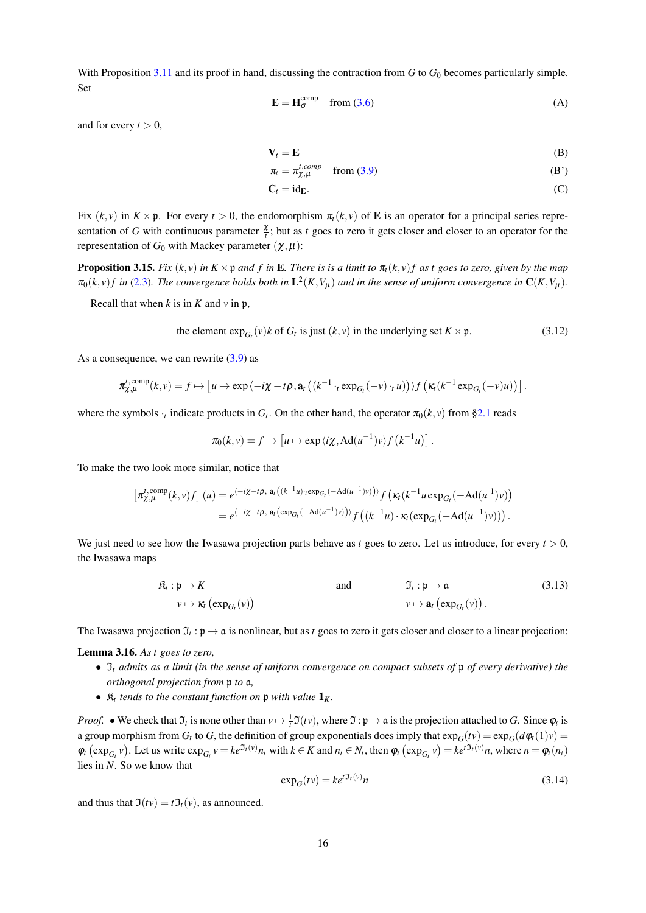With Proposition 3.11 and its proof in hand, discussing the contraction from $G$ to $G_0$ becomes particularly simple. Set

$$\mathbf{E} = \mathbf{H}_\sigma^{\text{comp}} \quad \text{from (3.6)} \tag{A}$$

and for every $t > 0$,

$$\mathbf{V}_t = \mathbf{E} \tag{B}$$

$$\pi_t = \pi_{\chi,\mu}^{t,comp} \quad \text{from (3.9)} \tag{B'}$$

$$\mathbf{C}_t = \mathrm{id}_{\mathbf{E}}. \tag{C}$$

Fix $(k,v)$ in $K \times \mathfrak{p}$. For every $t > 0$, the endomorphism $\pi_t(k,v)$ of $\mathbf{E}$ is an operator for a principal series representation of $G$ with continuous parameter $\frac{\chi}{t}$; but as $t$ goes to zero it gets closer and closer to an operator for the representation of $G_0$ with Mackey parameter $(\chi,\mu)$:

**Proposition 3.15.** *Fix $(k,v)$ in $K\times\mathfrak{p}$ and $f$ in $\mathbf{E}$. There is is a limit to $\pi_t(k,v)f$ as $t$ goes to zero, given by the map $\pi_0(k,v)f$ in (2.3). The convergence holds both in $\mathbf{L}^2(K,V_\mu)$ and in the sense of uniform convergence in $\mathbf{C}(K,V_\mu)$.*

Recall that when $k$ is in $K$ and $v$ in $\mathfrak{p}$,

$$\text{the element } \exp_{G_t}(v)k \text{ of } G_t \text{ is just } (k,v) \text{ in the underlying set } K\times\mathfrak{p}. \tag{3.12}$$

As a consequence, we can rewrite (3.9) as

$$\pi_{\chi,\mu}^{t,\text{comp}}(k,v) = f \mapsto \left[u \mapsto \exp\left\langle -i\chi - t\rho, \mathbf{a}_t\left((k^{-1}\cdot_t \exp_{G_t}(-v)\cdot_t u)\right)\right\rangle f\left(\kappa_t(k^{-1}\exp_{G_t}(-v)u)\right)\right].$$

where the symbols $\cdot_t$ indicate products in $G_t$. On the other hand, the operator $\pi_0(k,v)$ from §2.1 reads

$$\pi_0(k,v) = f\mapsto \left[u\mapsto \exp\left\langle i\chi, \mathrm{Ad}(u^{-1})v\right\rangle f\left(k^{-1}u\right)\right].$$

To make the two look more similar, notice that

$$\begin{aligned}\left[\pi_{\chi,\mu}^{t,\text{comp}}(k,v)f\right](u) &= e^{\left\langle -i\chi - t\rho,\ \mathbf{a}_t\left((k^{-1}u)\cdot_t \exp_{G_t}(-\mathrm{Ad}(u^{-1})v)\right)\right\rangle} f\left(\kappa_t(k^{-1}u\exp_{G_t}(-\mathrm{Ad}(u^{-1})v)\right) \\ &= e^{\left\langle -i\chi - t\rho,\ \mathbf{a}_t\left(\exp_{G_t}(-\mathrm{Ad}(u^{-1})v)\right)\right\rangle} f\left((k^{-1}u)\cdot\kappa_t(\exp_{G_t}(-\mathrm{Ad}(u^{-1})v))\right).\end{aligned}$$

We just need to see how the Iwasawa projection parts behave as $t$ goes to zero. Let us introduce, for every $t>0$, the Iwasawa maps

$$\begin{aligned} \mathfrak{K}_t : \mathfrak{p} &\to K \\ v &\mapsto \kappa_t\left(\exp_{G_t}(v)\right)\end{aligned} \qquad \text{and} \qquad \begin{aligned}\mathfrak{I}_t : \mathfrak{p} &\to \mathfrak{a} \\ v &\mapsto \mathbf{a}_t\left(\exp_{G_t}(v)\right).\end{aligned} \tag{3.13}$$

The Iwasawa projection $\mathfrak{I}_t : \mathfrak{p}\to\mathfrak{a}$ is nonlinear, but as $t$ goes to zero it gets closer and closer to a linear projection:

**Lemma 3.16.** *As $t$ goes to zero,*

- *$\mathfrak{I}_t$ admits as a limit (in the sense of uniform convergence on compact subsets of $\mathfrak{p}$ of every derivative) the orthogonal projection from $\mathfrak{p}$ to $\mathfrak{a}$,*
- *$\mathfrak{K}_t$ tends to the constant function on $\mathfrak{p}$ with value $\mathbf{1}_K$.*

*Proof.* • We check that $\mathfrak{I}_t$ is none other than $v\mapsto \frac{1}{t}\mathfrak{I}(tv)$, where $\mathfrak{I}:\mathfrak{p}\to\mathfrak{a}$ is the projection attached to $G$. Since $\varphi_t$ is a group morphism from $G_t$ to $G$, the definition of group exponentials does imply that $\exp_G(tv) = \exp_G(d\varphi_t(1)v) = \varphi_t\left(\exp_{G_t} v\right)$. Let us write $\exp_{G_t} v = ke^{\mathfrak{I}_t(v)}n_t$ with $k\in K$ and $n_t\in N_t$, then $\varphi_t\left(\exp_{G_t} v\right) = ke^{t\mathfrak{I}_t(v)}n$, where $n=\varphi_t(n_t)$ lies in $N$. So we know that

$$\exp_G(tv) = ke^{t\mathfrak{I}_t(v)}n \tag{3.14}$$

and thus that $\mathfrak{I}(tv) = t\mathfrak{I}_t(v)$, as announced.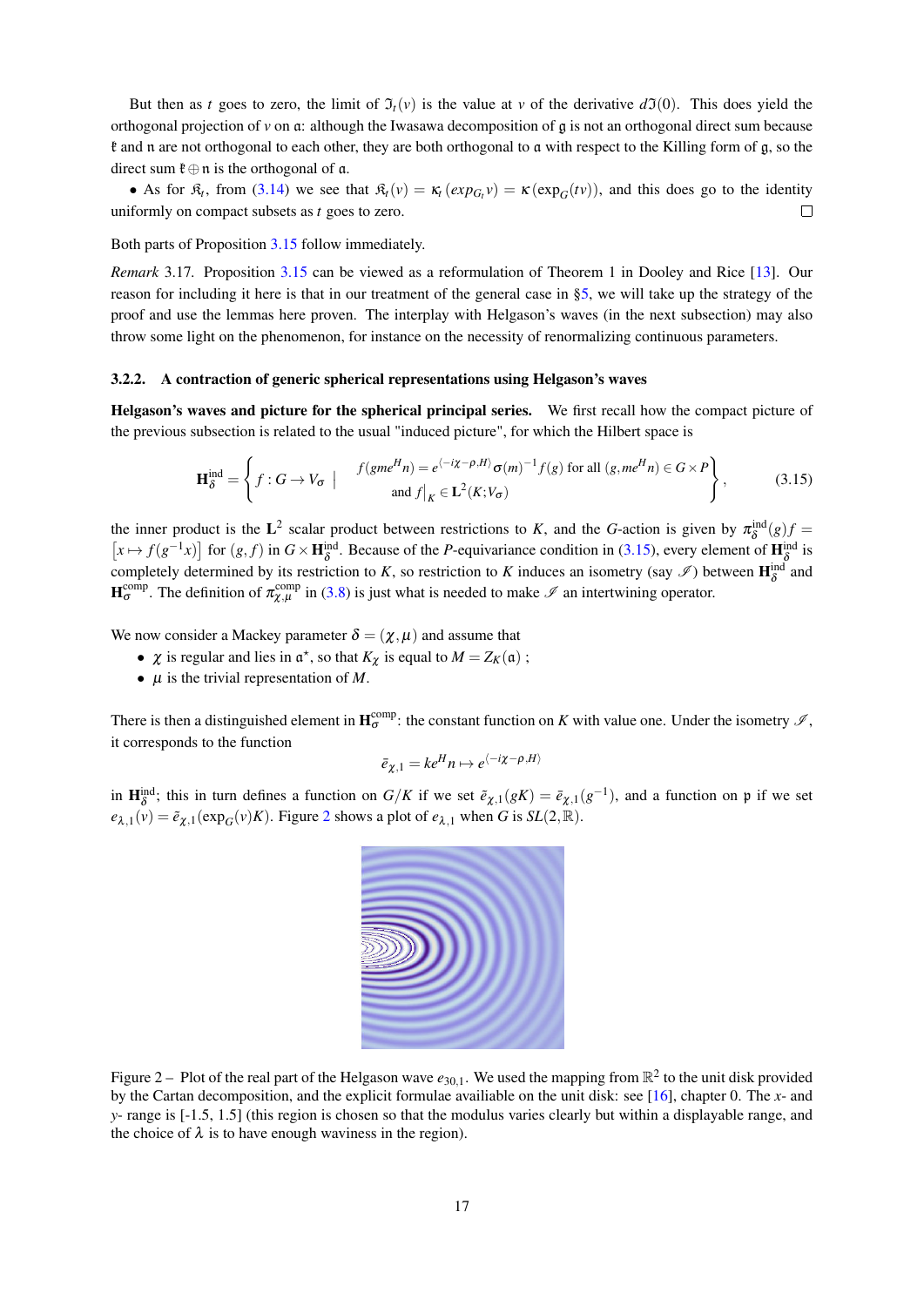But then as $t$ goes to zero, the limit of $\mathfrak{I}_t(v)$ is the value at $v$ of the derivative $d\mathfrak{I}(0)$. This does yield the orthogonal projection of $v$ on $\mathfrak{a}$: although the Iwasawa decomposition of $\mathfrak{g}$ is not an orthogonal direct sum because $\mathfrak{k}$ and $\mathfrak{n}$ are not orthogonal to each other, they are both orthogonal to $\mathfrak{a}$ with respect to the Killing form of $\mathfrak{g}$, so the direct sum $\mathfrak{k} \oplus \mathfrak{n}$ is the orthogonal of $\mathfrak{a}$.

- As for $\mathfrak{K}_t$, from (3.14) we see that $\mathfrak{K}_t(v) = \kappa_t(exp_{G_t} v) = \kappa(\exp_G(tv))$, and this does go to the identity uniformly on compact subsets as $t$ goes to zero. □

Both parts of Proposition 3.15 follow immediately.

*Remark* 3.17. Proposition 3.15 can be viewed as a reformulation of Theorem 1 in Dooley and Rice [13]. Our reason for including it here is that in our treatment of the general case in §5, we will take up the strategy of the proof and use the lemmas here proven. The interplay with Helgason's waves (in the next subsection) may also throw some light on the phenomenon, for instance on the necessity of renormalizing continuous parameters.

### 3.2.2. A contraction of generic spherical representations using Helgason's waves

**Helgason's waves and picture for the spherical principal series.** We first recall how the compact picture of the previous subsection is related to the usual "induced picture", for which the Hilbert space is

$$\mathbf{H}^{\text{ind}}_{\delta} = \left\{ f : G \to V_\sigma \;\middle|\; \begin{array}{l} f(gme^H n) = e^{\langle -i\chi - \rho, H\rangle} \sigma(m)^{-1} f(g) \text{ for all } (g, me^H n) \in G \times P \\ \text{and } f\big|_K \in \mathbf{L}^2(K; V_\sigma) \end{array} \right\}, \tag{3.15}$$

the inner product is the $\mathbf{L}^2$ scalar product between restrictions to $K$, and the $G$-action is given by $\pi^{\text{ind}}_{\delta}(g)f = \left[x \mapsto f(g^{-1}x)\right]$ for $(g, f)$ in $G \times \mathbf{H}^{\text{ind}}_{\delta}$. Because of the $P$-equivariance condition in (3.15), every element of $\mathbf{H}^{\text{ind}}_{\delta}$ is completely determined by its restriction to $K$, so restriction to $K$ induces an isometry (say $\mathscr{I}$) between $\mathbf{H}^{\text{ind}}_{\delta}$ and $\mathbf{H}^{\text{comp}}_{\sigma}$. The definition of $\pi^{\text{comp}}_{\chi,\mu}$ in (3.8) is just what is needed to make $\mathscr{I}$ an intertwining operator.

We now consider a Mackey parameter $\delta = (\chi, \mu)$ and assume that

- $\chi$ is regular and lies in $\mathfrak{a}^\star$, so that $K_\chi$ is equal to $M = Z_K(\mathfrak{a})$ ;
- $\mu$ is the trivial representation of $M$.

There is then a distinguished element in $\mathbf{H}^{\text{comp}}_{\sigma}$: the constant function on $K$ with value one. Under the isometry $\mathscr{I}$, it corresponds to the function

$$\tilde{e}_{\chi,1} = ke^H n \mapsto e^{\langle -i\chi - \rho, H\rangle}$$

in $\mathbf{H}^{\text{ind}}_{\delta}$; this in turn defines a function on $G/K$ if we set $\tilde{e}_{\chi,1}(gK) = \tilde{e}_{\chi,1}(g^{-1})$, and a function on $\mathfrak{p}$ if we set $e_{\lambda,1}(v) = \tilde{e}_{\chi,1}(\exp_G(v)K)$. Figure 2 shows a plot of $e_{\lambda,1}$ when $G$ is $SL(2,\mathbb{R})$.

Figure 2 – Plot of the real part of the Helgason wave $e_{30,1}$. We used the mapping from $\mathbb{R}^2$ to the unit disk provided by the Cartan decomposition, and the explicit formulae availiable on the unit disk: see [16], chapter 0. The $x$- and $y$- range is [-1.5, 1.5] (this region is chosen so that the modulus varies clearly but within a displayable range, and the choice of $\lambda$ is to have enough waviness in the region).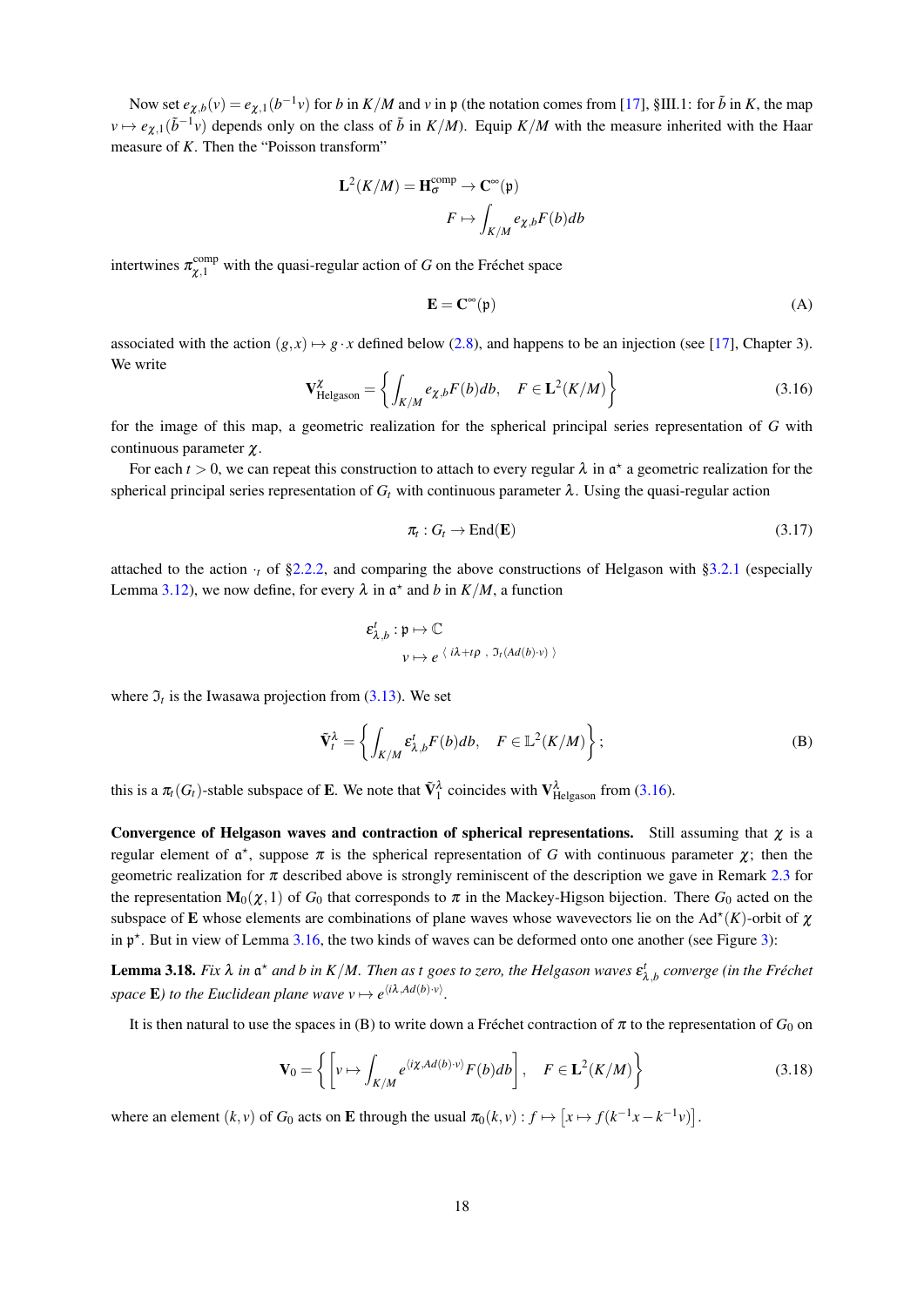Now set $e_{\chi,b}(v) = e_{\chi,1}(b^{-1}v)$ for $b$ in $K/M$ and $v$ in $\mathfrak{p}$ (the notation comes from [17], §III.1: for $\tilde{b}$ in $K$, the map $v \mapsto e_{\chi,1}(\tilde{b}^{-1}v)$ depends only on the class of $\tilde{b}$ in $K/M$). Equip $K/M$ with the measure inherited with the Haar measure of $K$. Then the "Poisson transform"

$$\mathbf{L}^2(K/M) = \mathbf{H}_\sigma^{\text{comp}} \to \mathbf{C}^\infty(\mathfrak{p})$$
$$F \mapsto \int_{K/M} e_{\chi,b} F(b) db$$

intertwines $\pi_{\chi,1}^{\text{comp}}$ with the quasi-regular action of $G$ on the Fréchet space

$$\mathbf{E} = \mathbf{C}^\infty(\mathfrak{p}) \tag{A}$$

associated with the action $(g,x) \mapsto g \cdot x$ defined below (2.8), and happens to be an injection (see [17], Chapter 3). We write

$$\mathbf{V}_{\text{Helgason}}^{\chi} = \left\{ \int_{K/M} e_{\chi,b} F(b) db, \quad F \in \mathbf{L}^2(K/M) \right\} \tag{3.16}$$

for the image of this map, a geometric realization for the spherical principal series representation of $G$ with continuous parameter $\chi$.

For each $t > 0$, we can repeat this construction to attach to every regular $\lambda$ in $\mathfrak{a}^\star$ a geometric realization for the spherical principal series representation of $G_t$ with continuous parameter $\lambda$. Using the quasi-regular action

$$\pi_t : G_t \to \text{End}(\mathbf{E}) \tag{3.17}$$

attached to the action $\cdot_t$ of §2.2.2, and comparing the above constructions of Helgason with §3.2.1 (especially Lemma 3.12), we now define, for every $\lambda$ in $\mathfrak{a}^\star$ and $b$ in $K/M$, a function

$$\varepsilon_{\lambda,b}^t : \mathfrak{p} \mapsto \mathbb{C}$$
$$v \mapsto e^{\langle\, i\lambda + t\rho \;,\; \mathfrak{I}_t(Ad(b)\cdot v)\,\rangle}$$

where $\mathfrak{I}_t$ is the Iwasawa projection from (3.13). We set

$$\tilde{\mathbf{V}}_t^{\lambda} = \left\{ \int_{K/M} \varepsilon_{\lambda,b}^t F(b) db, \quad F \in \mathbb{L}^2(K/M) \right\}; \tag{B}$$

this is a $\pi_t(G_t)$-stable subspace of $\mathbf{E}$. We note that $\tilde{\mathbf{V}}_1^{\lambda}$ coincides with $\mathbf{V}_{\text{Helgason}}^{\lambda}$ from (3.16).

**Convergence of Helgason waves and contraction of spherical representations.** Still assuming that $\chi$ is a regular element of $\mathfrak{a}^\star$, suppose $\pi$ is the spherical representation of $G$ with continuous parameter $\chi$; then the geometric realization for $\pi$ described above is strongly reminiscent of the description we gave in Remark 2.3 for the representation $\mathbf{M}_0(\chi, 1)$ of $G_0$ that corresponds to $\pi$ in the Mackey-Higson bijection. There $G_0$ acted on the subspace of $\mathbf{E}$ whose elements are combinations of plane waves whose wavevectors lie on the $\text{Ad}^\star(K)$-orbit of $\chi$ in $\mathfrak{p}^\star$. But in view of Lemma 3.16, the two kinds of waves can be deformed onto one another (see Figure 3):

**Lemma 3.18.** *Fix $\lambda$ in $\mathfrak{a}^\star$ and $b$ in $K/M$. Then as $t$ goes to zero, the Helgason waves $\varepsilon_{\lambda,b}^t$ converge (in the Fréchet space $\mathbf{E}$) to the Euclidean plane wave $v \mapsto e^{\langle i\lambda, Ad(b)\cdot v\rangle}$.*

It is then natural to use the spaces in (B) to write down a Fréchet contraction of $\pi$ to the representation of $G_0$ on

$$\mathbf{V}_0 = \left\{ \left[ v \mapsto \int_{K/M} e^{\langle i\chi, Ad(b)\cdot v\rangle} F(b) db \right], \quad F \in \mathbf{L}^2(K/M) \right\} \tag{3.18}$$

where an element $(k,v)$ of $G_0$ acts on $\mathbf{E}$ through the usual $\pi_0(k,v) : f \mapsto \left[ x \mapsto f(k^{-1}x - k^{-1}v) \right]$.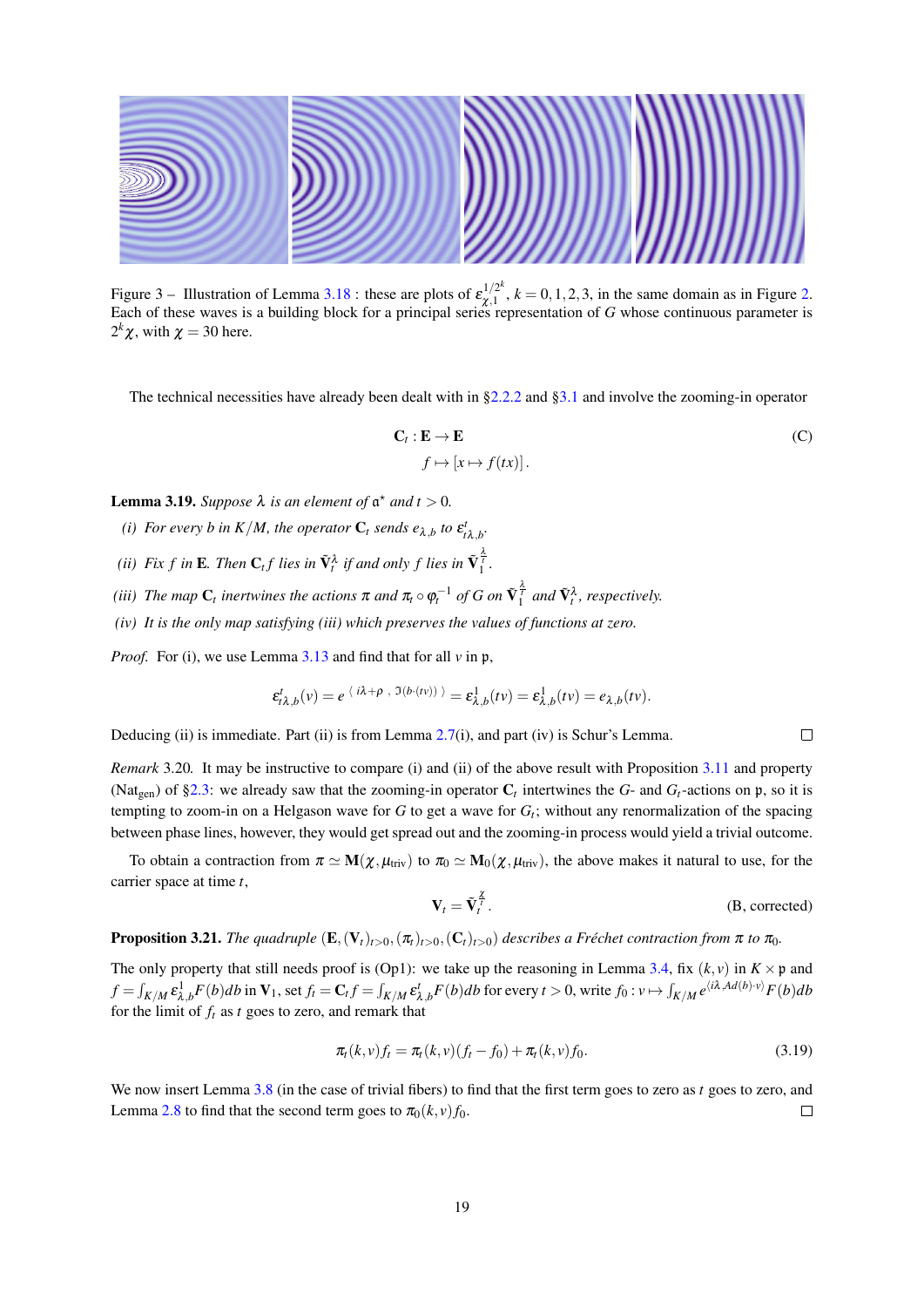Figure 3 – Illustration of Lemma 3.18 : these are plots of $\varepsilon_{\chi,1}^{1/2^k}$, $k = 0,1,2,3$, in the same domain as in Figure 2. Each of these waves is a building block for a principal series representation of $G$ whose continuous parameter is $2^k\chi$, with $\chi = 30$ here.

The technical necessities have already been dealt with in §2.2.2 and §3.1 and involve the zooming-in operator

$$
\begin{aligned}
\mathbf{C}_t : \mathbf{E} &\to \mathbf{E} \\
f &\mapsto [x \mapsto f(tx)]\,.
\end{aligned}
\tag{C}
$$

**Lemma 3.19.** *Suppose $\lambda$ is an element of $\mathfrak{a}^\star$ and $t > 0$.*

- *(i) For every $b$ in $K/M$, the operator $\mathbf{C}_t$ sends $e_{\lambda,b}$ to $\varepsilon^t_{t\lambda,b}$.*
- *(ii) Fix $f$ in $\mathbf{E}$. Then $\mathbf{C}_t f$ lies in $\tilde{\mathbf{V}}_t^\lambda$ if and only $f$ lies in $\tilde{\mathbf{V}}_1^{\frac{\lambda}{t}}$.*
- *(iii) The map $\mathbf{C}_t$ inertwines the actions $\pi$ and $\pi_t \circ \varphi_t^{-1}$ of $G$ on $\tilde{\mathbf{V}}_1^{\frac{\lambda}{t}}$ and $\tilde{\mathbf{V}}_t^\lambda$, respectively.*
- *(iv) It is the only map satisfying (iii) which preserves the values of functions at zero.*

*Proof.* For (i), we use Lemma 3.13 and find that for all $v$ in $\mathfrak{p}$,

$$
\varepsilon^t_{t\lambda,b}(v) = e^{\langle\, i\lambda+\rho\ ,\ \mathfrak{I}(b\cdot(tv))\,\rangle} = \varepsilon^1_{\lambda,b}(tv) = \varepsilon^1_{\lambda,b}(tv) = e_{\lambda,b}(tv).
$$

Deducing (ii) is immediate. Part (ii) is from Lemma 2.7(i), and part (iv) is Schur's Lemma. □

*Remark* 3.20. It may be instructive to compare (i) and (ii) of the above result with Proposition 3.11 and property (Nat$_{\text{gen}}$) of §2.3: we already saw that the zooming-in operator $\mathbf{C}_t$ intertwines the $G$- and $G_t$-actions on $\mathfrak{p}$, so it is tempting to zoom-in on a Helgason wave for $G$ to get a wave for $G_t$; without any renormalization of the spacing between phase lines, however, they would get spread out and the zooming-in process would yield a trivial outcome.

To obtain a contraction from $\pi \simeq \mathbf{M}(\chi,\mu_{\text{triv}})$ to $\pi_0 \simeq \mathbf{M}_0(\chi,\mu_{\text{triv}})$, the above makes it natural to use, for the carrier space at time $t$,

$$
\mathbf{V}_t = \tilde{\mathbf{V}}_t^{\frac{\chi}{t}}. \tag{B, corrected}
$$

**Proposition 3.21.** *The quadruple $(\mathbf{E},(\mathbf{V}_t)_{t>0},(\pi_t)_{t>0},(\mathbf{C}_t)_{t>0})$ describes a Fréchet contraction from $\pi$ to $\pi_0$.*

The only property that still needs proof is (Op1): we take up the reasoning in Lemma 3.4, fix $(k,v)$ in $K \times \mathfrak{p}$ and $f = \int_{K/M} \varepsilon^1_{\lambda,b} F(b)db$ in $\mathbf{V}_1$, set $f_t = \mathbf{C}_t f = \int_{K/M} \varepsilon^t_{\lambda,b} F(b)db$ for every $t > 0$, write $f_0 : v \mapsto \int_{K/M} e^{\langle i\lambda, Ad(b)\cdot v\rangle} F(b)db$ for the limit of $f_t$ as $t$ goes to zero, and remark that

$$
\pi_t(k,v) f_t = \pi_t(k,v)(f_t - f_0) + \pi_t(k,v) f_0. \tag{3.19}
$$

We now insert Lemma 3.8 (in the case of trivial fibers) to find that the first term goes to zero as $t$ goes to zero, and Lemma 2.8 to find that the second term goes to $\pi_0(k,v)f_0$. □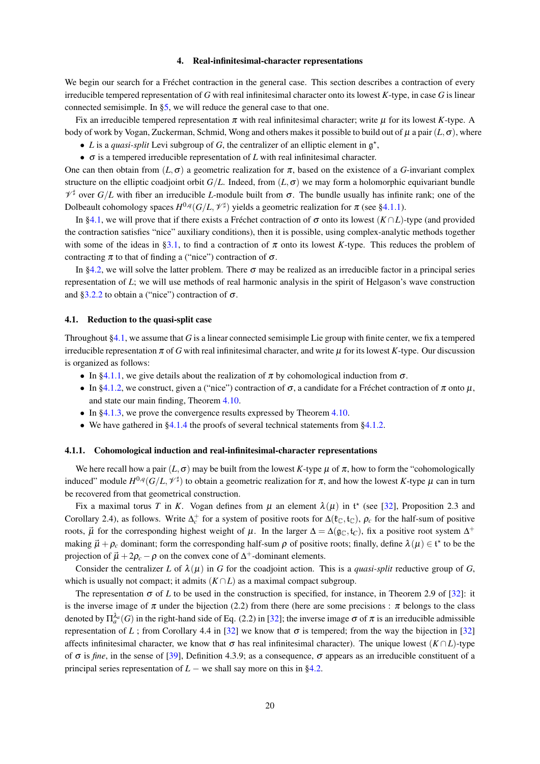## 4. Real-infinitesimal-character representations

We begin our search for a Fréchet contraction in the general case. This section describes a contraction of every irreducible tempered representation of $G$ with real infinitesimal character onto its lowest $K$-type, in case $G$ is linear connected semisimple. In §5, we will reduce the general case to that one.

Fix an irreducible tempered representation $\pi$ with real infinitesimal character; write $\mu$ for its lowest $K$-type. A body of work by Vogan, Zuckerman, Schmid, Wong and others makes it possible to build out of $\mu$ a pair $(L, \sigma)$, where

- $L$ is a *quasi-split* Levi subgroup of $G$, the centralizer of an elliptic element in $\mathfrak{g}^\star$,
- $\sigma$ is a tempered irreducible representation of $L$ with real infinitesimal character.

One can then obtain from $(L, \sigma)$ a geometric realization for $\pi$, based on the existence of a $G$-invariant complex structure on the elliptic coadjoint orbit $G/L$. Indeed, from $(L, \sigma)$ we may form a holomorphic equivariant bundle $\mathscr{V}^\sharp$ over $G/L$ with fiber an irreducible $L$-module built from $\sigma$. The bundle usually has infinite rank; one of the Dolbeault cohomology spaces $H^{0,q}(G/L, \mathscr{V}^\sharp)$ yields a geometric realization for $\pi$ (see §4.1.1).

In §4.1, we will prove that if there exists a Fréchet contraction of $\sigma$ onto its lowest $(K \cap L)$-type (and provided the contraction satisfies "nice" auxiliary conditions), then it is possible, using complex-analytic methods together with some of the ideas in §3.1, to find a contraction of $\pi$ onto its lowest $K$-type. This reduces the problem of contracting $\pi$ to that of finding a ("nice") contraction of $\sigma$.

In §4.2, we will solve the latter problem. There $\sigma$ may be realized as an irreducible factor in a principal series representation of $L$; we will use methods of real harmonic analysis in the spirit of Helgason's wave construction and §3.2.2 to obtain a ("nice") contraction of $\sigma$.

### 4.1. Reduction to the quasi-split case

Throughout §4.1, we assume that $G$ is a linear connected semisimple Lie group with finite center, we fix a tempered irreducible representation $\pi$ of $G$ with real infinitesimal character, and write $\mu$ for its lowest $K$-type. Our discussion is organized as follows:

- In §4.1.1, we give details about the realization of $\pi$ by cohomological induction from $\sigma$.
- In §4.1.2, we construct, given a ("nice") contraction of $\sigma$, a candidate for a Fréchet contraction of $\pi$ onto $\mu$, and state our main finding, Theorem 4.10.
- In §4.1.3, we prove the convergence results expressed by Theorem 4.10.
- We have gathered in §4.1.4 the proofs of several technical statements from §4.1.2.

#### 4.1.1. Cohomological induction and real-infinitesimal-character representations

We here recall how a pair $(L, \sigma)$ may be built from the lowest $K$-type $\mu$ of $\pi$, how to form the "cohomologically induced" module $H^{0,q}(G/L, \mathscr{V}^\sharp)$ to obtain a geometric realization for $\pi$, and how the lowest $K$-type $\mu$ can in turn be recovered from that geometrical construction.

Fix a maximal torus $T$ in $K$. Vogan defines from $\mu$ an element $\lambda(\mu)$ in $\mathfrak{t}^\star$ (see [32], Proposition 2.3 and Corollary 2.4), as follows. Write $\Delta_c^+$ for a system of positive roots for $\Delta(\mathfrak{k}_\mathbb{C}, \mathfrak{t}_\mathbb{C})$, $\rho_c$ for the half-sum of positive roots, $\vec{\mu}$ for the corresponding highest weight of $\mu$. In the larger $\Delta = \Delta(\mathfrak{g}_\mathbb{C}, \mathfrak{t}_C)$, fix a positive root system $\Delta^+$ making $\vec{\mu} + \rho_c$ dominant; form the corresponding half-sum $\rho$ of positive roots; finally, define $\lambda(\mu) \in \mathfrak{t}^\star$ to be the projection of $\vec{\mu} + 2\rho_c - \rho$ on the convex cone of $\Delta^+$-dominant elements.

Consider the centralizer $L$ of $\lambda(\mu)$ in $G$ for the coadjoint action. This is a *quasi-split* reductive group of $G$, which is usually not compact; it admits $(K \cap L)$ as a maximal compact subgroup.

The representation $\sigma$ of $L$ to be used in the construction is specified, for instance, in Theorem 2.9 of [32]: it is the inverse image of $\pi$ under the bijection (2.2) from there (here are some precisions : $\pi$ belongs to the class denoted by $\Pi_a^{\lambda_a}(G)$ in the right-hand side of Eq. (2.2) in [32]; the inverse image $\sigma$ of $\pi$ is an irreducible admissible representation of $L$ ; from Corollary 4.4 in [32] we know that $\sigma$ is tempered; from the way the bijection in [32] affects infinitesimal character, we know that $\sigma$ has real infinitesimal character). The unique lowest $(K \cap L)$-type of $\sigma$ is *fine*, in the sense of [39], Definition 4.3.9; as a consequence, $\sigma$ appears as an irreducible constituent of a principal series representation of $L$ − we shall say more on this in §4.2.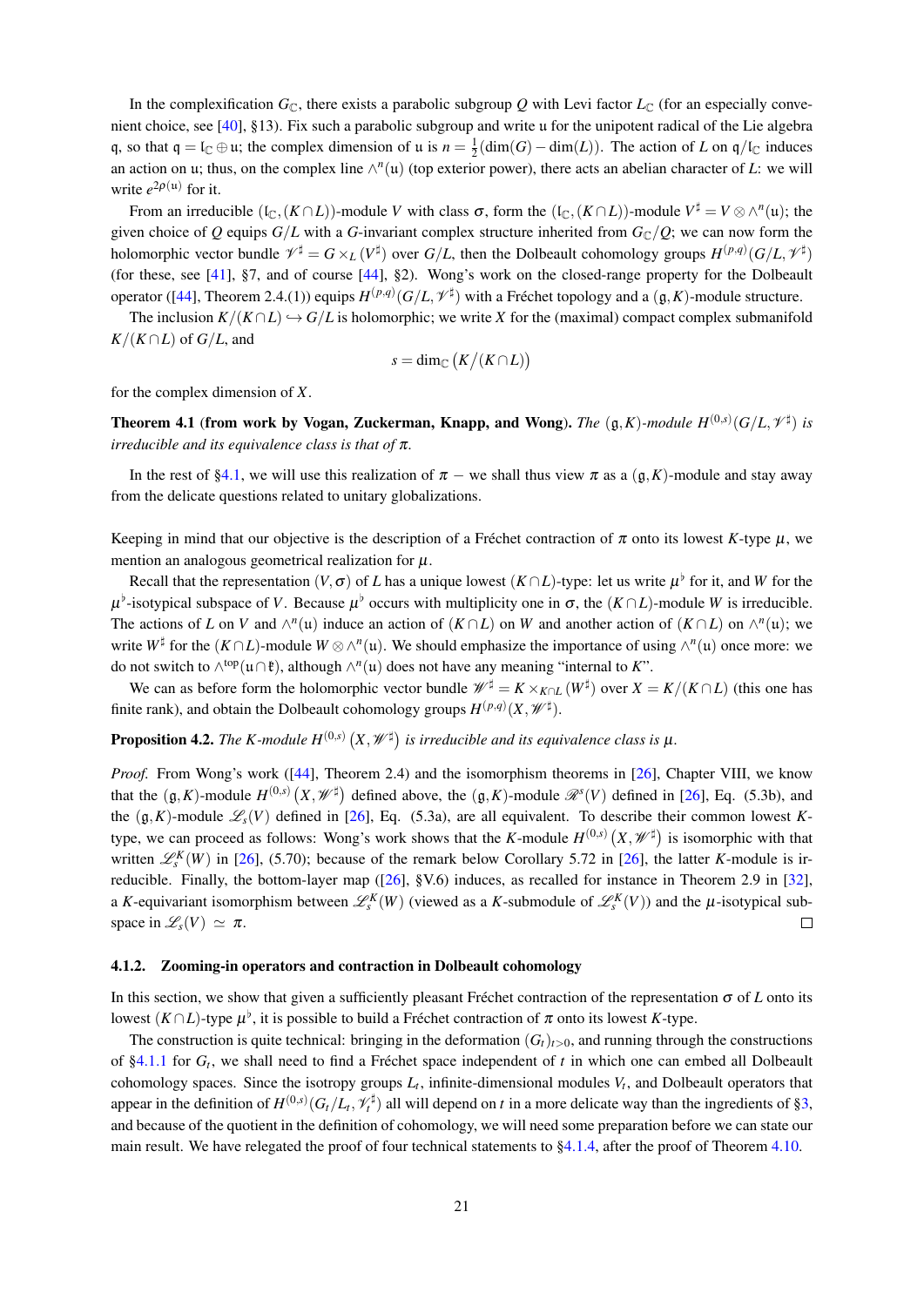In the complexification $G_{\mathbb{C}}$, there exists a parabolic subgroup $Q$ with Levi factor $L_{\mathbb{C}}$ (for an especially convenient choice, see [40], §13). Fix such a parabolic subgroup and write $\mathfrak{u}$ for the unipotent radical of the Lie algebra $\mathfrak{q}$, so that $\mathfrak{q} = \mathfrak{l}_{\mathbb{C}} \oplus \mathfrak{u}$; the complex dimension of $\mathfrak{u}$ is $n = \frac{1}{2}(\dim(G) - \dim(L))$. The action of $L$ on $\mathfrak{q}/\mathfrak{l}_{\mathbb{C}}$ induces an action on $\mathfrak{u}$; thus, on the complex line $\wedge^n(\mathfrak{u})$ (top exterior power), there acts an abelian character of $L$: we will write $e^{2\rho(\mathfrak{u})}$ for it.

From an irreducible $(\mathfrak{l}_{\mathbb{C}}, (K\cap L))$-module $V$ with class $\sigma$, form the $(\mathfrak{l}_{\mathbb{C}}, (K\cap L))$-module $V^{\sharp} = V \otimes \wedge^n(\mathfrak{u})$; the given choice of $Q$ equips $G/L$ with a $G$-invariant complex structure inherited from $G_{\mathbb{C}}/Q$; we can now form the holomorphic vector bundle $\mathscr{V}^{\sharp} = G \times_L (V^{\sharp})$ over $G/L$, then the Dolbeault cohomology groups $H^{(p,q)}(G/L, \mathscr{V}^{\sharp})$ (for these, see [41], §7, and of course [44], §2). Wong's work on the closed-range property for the Dolbeault operator ([44], Theorem 2.4.(1)) equips $H^{(p,q)}(G/L, \mathscr{V}^{\sharp})$ with a Fréchet topology and a $(\mathfrak{g}, K)$-module structure.

The inclusion $K/(K\cap L) \hookrightarrow G/L$ is holomorphic; we write $X$ for the (maximal) compact complex submanifold $K/(K\cap L)$ of $G/L$, and

$$s = \dim_{\mathbb{C}} \left(K/(K\cap L)\right)$$

for the complex dimension of $X$.

**Theorem 4.1 (from work by Vogan, Zuckerman, Knapp, and Wong).** *The $(\mathfrak{g}, K)$-module $H^{(0,s)}(G/L, \mathscr{V}^{\sharp})$ is irreducible and its equivalence class is that of $\pi$.*

In the rest of §4.1, we will use this realization of $\pi$ – we shall thus view $\pi$ as a $(\mathfrak{g}, K)$-module and stay away from the delicate questions related to unitary globalizations.

Keeping in mind that our objective is the description of a Fréchet contraction of $\pi$ onto its lowest $K$-type $\mu$, we mention an analogous geometrical realization for $\mu$.

Recall that the representation $(V, \sigma)$ of $L$ has a unique lowest $(K\cap L)$-type: let us write $\mu^{\flat}$ for it, and $W$ for the $\mu^{\flat}$-isotypical subspace of $V$. Because $\mu^{\flat}$ occurs with multiplicity one in $\sigma$, the $(K\cap L)$-module $W$ is irreducible. The actions of $L$ on $V$ and $\wedge^n(\mathfrak{u})$ induce an action of $(K\cap L)$ on $W$ and another action of $(K\cap L)$ on $\wedge^n(\mathfrak{u})$; we write $W^{\sharp}$ for the $(K\cap L)$-module $W \otimes \wedge^n(\mathfrak{u})$. We should emphasize the importance of using $\wedge^n(\mathfrak{u})$ once more: we do not switch to $\wedge^{\text{top}}(\mathfrak{u}\cap\mathfrak{k})$, although $\wedge^n(\mathfrak{u})$ does not have any meaning "internal to $K$".

We can as before form the holomorphic vector bundle $\mathscr{W}^{\sharp} = K \times_{K\cap L} (W^{\sharp})$ over $X = K/(K\cap L)$ (this one has finite rank), and obtain the Dolbeault cohomology groups $H^{(p,q)}(X, \mathscr{W}^{\sharp})$.

**Proposition 4.2.** *The $K$-module $H^{(0,s)}\left(X, \mathscr{W}^{\sharp}\right)$ is irreducible and its equivalence class is $\mu$.*

*Proof.* From Wong's work ([44], Theorem 2.4) and the isomorphism theorems in [26], Chapter VIII, we know that the $(\mathfrak{g}, K)$-module $H^{(0,s)}\left(X, \mathscr{W}^{\sharp}\right)$ defined above, the $(\mathfrak{g}, K)$-module $\mathscr{R}^s(V)$ defined in [26], Eq. (5.3b), and the $(\mathfrak{g}, K)$-module $\mathscr{L}_s(V)$ defined in [26], Eq. (5.3a), are all equivalent. To describe their common lowest $K$-type, we can proceed as follows: Wong's work shows that the $K$-module $H^{(0,s)}\left(X, \mathscr{W}^{\sharp}\right)$ is isomorphic with that written $\mathscr{L}_s^K(W)$ in [26], (5.70); because of the remark below Corollary 5.72 in [26], the latter $K$-module is irreducible. Finally, the bottom-layer map ([26], §V.6) induces, as recalled for instance in Theorem 2.9 in [32], a $K$-equivariant isomorphism between $\mathscr{L}_s^K(W)$ (viewed as a $K$-submodule of $\mathscr{L}_s^K(V)$) and the $\mu$-isotypical subspace in $\mathscr{L}_s(V) \simeq \pi$. $\square$

#### 4.1.2. Zooming-in operators and contraction in Dolbeault cohomology

In this section, we show that given a sufficiently pleasant Fréchet contraction of the representation $\sigma$ of $L$ onto its lowest $(K\cap L)$-type $\mu^{\flat}$, it is possible to build a Fréchet contraction of $\pi$ onto its lowest $K$-type.

The construction is quite technical: bringing in the deformation $(G_t)_{t>0}$, and running through the constructions of §4.1.1 for $G_t$, we shall need to find a Fréchet space independent of $t$ in which one can embed all Dolbeault cohomology spaces. Since the isotropy groups $L_t$, infinite-dimensional modules $V_t$, and Dolbeault operators that appear in the definition of $H^{(0,s)}(G_t/L_t, \mathscr{V}_t^{\sharp})$ all will depend on $t$ in a more delicate way than the ingredients of §3, and because of the quotient in the definition of cohomology, we will need some preparation before we can state our main result. We have relegated the proof of four technical statements to §4.1.4, after the proof of Theorem 4.10.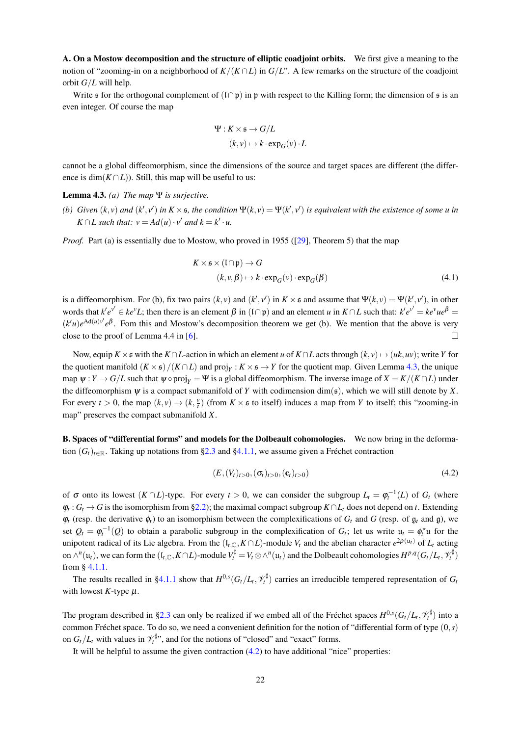**A. On a Mostow decomposition and the structure of elliptic coadjoint orbits.** We first give a meaning to the notion of "zooming-in on a neighborhood of $K/(K\cap L)$ in $G/L$". A few remarks on the structure of the coadjoint orbit $G/L$ will help.

Write $\mathfrak{s}$ for the orthogonal complement of $(\mathfrak{l}\cap\mathfrak{p})$ in $\mathfrak{p}$ with respect to the Killing form; the dimension of $\mathfrak{s}$ is an even integer. Of course the map

$$
\begin{aligned}
\Psi : K\times\mathfrak{s} &\to G/L\\
(k,v) &\mapsto k\cdot\exp_G(v)\cdot L
\end{aligned}
$$

cannot be a global diffeomorphism, since the dimensions of the source and target spaces are different (the difference is $\dim(K\cap L)$). Still, this map will be useful to us:

**Lemma 4.3.** *(a) The map $\Psi$ is surjective.*

*(b) Given $(k,v)$ and $(k',v')$ in $K\times\mathfrak{s}$, the condition $\Psi(k,v)=\Psi(k',v')$ is equivalent with the existence of some $u$ in $K\cap L$ such that: $v=Ad(u)\cdot v'$ and $k=k'\cdot u$.*

*Proof.* Part (a) is essentially due to Mostow, who proved in 1955 ([29], Theorem 5) that the map

$$
\begin{aligned}
K\times\mathfrak{s}\times(\mathfrak{l}\cap\mathfrak{p}) &\to G\\
(k,v,\beta) &\mapsto k\cdot\exp_G(v)\cdot\exp_G(\beta)
\end{aligned}
\tag{4.1}
$$

is a diffeomorphism. For (b), fix two pairs $(k,v)$ and $(k',v')$ in $K\times\mathfrak{s}$ and assume that $\Psi(k,v)=\Psi(k',v')$, in other words that $k'e^{v'}\in ke^{v}L$; then there is an element $\beta$ in $(\mathfrak{l}\cap\mathfrak{p})$ and an element $u$ in $K\cap L$ such that: $k'e^{v'}=ke^{v}ue^{\beta}=(k'u)e^{\mathrm{Ad}(u)v'}e^{\beta}$. Fom this and Mostow's decomposition theorem we get (b). We mention that the above is very close to the proof of Lemma 4.4 in [6]. ◻

Now, equip $K\times\mathfrak{s}$ with the $K\cap L$-action in which an element $u$ of $K\cap L$ acts through $(k,v)\mapsto(uk,uv)$; write $Y$ for the quotient manifold $(K\times\mathfrak{s})/(K\cap L)$ and $\mathrm{proj}_Y : K\times\mathfrak{s}\to Y$ for the quotient map. Given Lemma 4.3, the unique map $\psi : Y\to G/L$ such that $\psi\circ\mathrm{proj}_Y=\Psi$ is a global diffeomorphism. The inverse image of $X=K/(K\cap L)$ under the diffeomorphism $\psi$ is a compact submanifold of $Y$ with codimension $\dim(\mathfrak{s})$, which we will still denote by $X$. For every $t>0$, the map $(k,v)\to(k,\frac{v}{t})$ (from $K\times\mathfrak{s}$ to itself) induces a map from $Y$ to itself; this "zooming-in map" preserves the compact submanifold $X$.

**B. Spaces of "differential forms" and models for the Dolbeault cohomologies.** We now bring in the deformation $(G_t)_{t\in\mathbb{R}}$. Taking up notations from §2.3 and §4.1.1, we assume given a Fréchet contraction

$$
(E,(V_t)_{t>0},(\sigma_t)_{t>0},(\mathbf{c}_t)_{t>0})
\tag{4.2}
$$

of $\sigma$ onto its lowest $(K\cap L)$-type. For every $t>0$, we can consider the subgroup $L_t=\varphi_t^{-1}(L)$ of $G_t$ (where $\varphi_t : G_t\to G$ is the isomorphism from §2.2); the maximal compact subgroup $K\cap L_t$ does not depend on $t$. Extending $\varphi_t$ (resp. the derivative $\phi_t$) to an isomorphism between the complexifications of $G_t$ and $G$ (resp. of $\mathfrak{g}_t$ and $\mathfrak{g}$), we set $Q_t=\varphi_t^{-1}(Q)$ to obtain a parabolic subgroup in the complexification of $G_t$; let us write $\mathfrak{u}_t=\phi_t^{\star}\mathfrak{u}$ for the unipotent radical of its Lie algebra. From the $(\mathfrak{l}_{t,\mathbb{C}},K\cap L)$-module $V_t$ and the abelian character $e^{2\rho(\mathfrak{u}_t)}$ of $L_t$ acting on $\wedge^n(\mathfrak{u}_t)$, we can form the $(\mathfrak{l}_{t,\mathbb{C}},K\cap L)$-module $V_t^{\sharp}=V_t\otimes\wedge^n(\mathfrak{u}_t)$ and the Dolbeault cohomologies $H^{p,q}(G_t/L_t,\mathscr{V}_t^{\sharp})$ from § 4.1.1.

The results recalled in §4.1.1 show that $H^{0,s}(G_t/L_t,\mathscr{V}_t^{\sharp})$ carries an irreducible tempered representation of $G_t$ with lowest $K$-type $\mu$.

The program described in §2.3 can only be realized if we embed all of the Fréchet spaces $H^{0,s}(G_t/L_t,\mathscr{V}_t^{\sharp})$ into a common Fréchet space. To do so, we need a convenient definition for the notion of "differential form of type $(0,s)$ on $G_t/L_t$ with values in $\mathscr{V}_t^{\sharp}$", and for the notions of "closed" and "exact" forms.

It will be helpful to assume the given contraction (4.2) to have additional "nice" properties: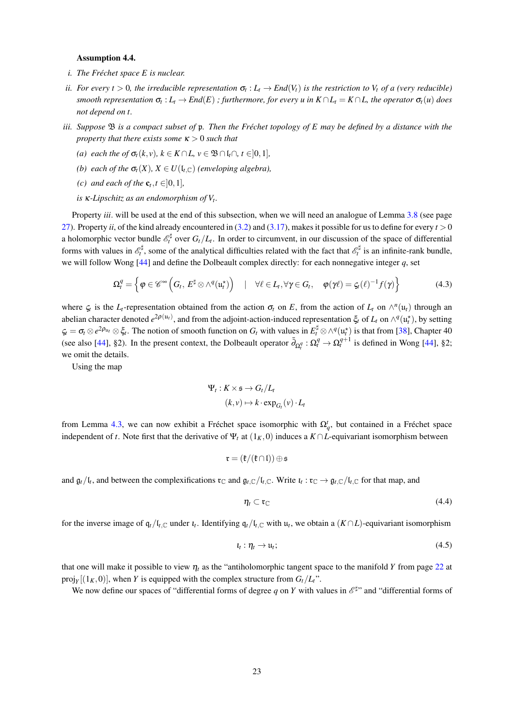**Assumption 4.4.**

*i. The Fréchet space $E$ is nuclear.*

*ii. For every $t > 0$, the irreducible representation $\sigma_t : L_t \to End(V_t)$ is the restriction to $V_t$ of a (very reducible) smooth representation $\sigma_t : L_t \to End(E)$ ; furthermore, for every $u$ in $K \cap L_t = K \cap L$, the operator $\sigma_t(u)$ does not depend on $t$.*

*iii. Suppose $\mathfrak{B}$ is a compact subset of $\mathfrak{p}$. Then the Fréchet topology of $E$ may be defined by a distance with the property that there exists some $\kappa > 0$ such that*

   *(a) each the of $\sigma_t(k,v)$, $k \in K \cap L$, $v \in \mathfrak{B} \cap \mathfrak{l}_t \cap$, $t \in ]0,1]$,*

   *(b) each of the $\sigma_t(X)$, $X \in U(\mathfrak{l}_{t,\mathbb{C}})$ (enveloping algebra),*

   *(c) and each of the $\mathfrak{c}_t, t \in ]0,1]$,*

   *is $\kappa$-Lipschitz as an endomorphism of $V_t$.*

Property *iii.* will be used at the end of this subsection, when we will need an analogue of Lemma 3.8 (see page 27). Property *ii*, of the kind already encountered in (3.2) and (3.17), makes it possible for us to define for every $t > 0$ a holomorphic vector bundle $\mathscr{E}_t^\sharp$ over $G_t/L_t$. In order to circumvent, in our discussion of the space of differential forms with values in $\mathscr{E}_t^\sharp$, some of the analytical difficulties related with the fact that $\mathscr{E}_t^\sharp$ is an infinite-rank bundle, we will follow Wong [44] and define the Dolbeault complex directly: for each nonnegative integer $q$, set

$$\Omega_t^q = \left\{ \varphi \in \mathscr{C}^\infty\left(G_t,\, E^\sharp \otimes \wedge^q(\mathfrak{u}_t^\star)\right) \quad | \quad \forall \ell \in L_t, \forall \gamma \in G_t, \quad \varphi(\gamma\ell) = \varsigma_t(\ell)^{-1} f(\gamma) \right\} \tag{4.3}$$

where $\varsigma_t$ is the $L_t$-representation obtained from the action $\sigma_t$ on $E$, from the action of $L_t$ on $\wedge^n(\mathfrak{u}_t)$ through an abelian character denoted $e^{2\rho(\mathfrak{u}_t)}$, and from the adjoint-action-induced representation $\xi_t$ of $L_t$ on $\wedge^q(\mathfrak{u}_t^\star)$, by setting $\varsigma_t = \sigma_t \otimes e^{2\rho_{\mathfrak{u}_t}} \otimes \xi_t$. The notion of smooth function on $G_t$ with values in $E_t^\sharp \otimes \wedge^q(\mathfrak{u}_t^\star)$ is that from [38], Chapter 40 (see also [44], §2). In the present context, the Dolbeault operator $\bar{\partial}_{\Omega_t^q} : \Omega_t^q \to \Omega_t^{q+1}$ is defined in Wong [44], §2; we omit the details.

Using the map

$$\begin{aligned} \Psi_t : K \times \mathfrak{s} &\to G_t/L_t \\ (k,v) &\mapsto k \cdot \exp_{G_t}(v) \cdot L_t \end{aligned}$$

from Lemma 4.3, we can now exhibit a Fréchet space isomorphic with $\Omega_q^t$, but contained in a Fréchet space independent of $t$. Note first that the derivative of $\Psi_t$ at $(1_K, 0)$ induces a $K \cap L$-equivariant isomorphism between

$$\mathfrak{r} = (\mathfrak{k}/(\mathfrak{k} \cap \mathfrak{l})) \oplus \mathfrak{s}$$

and $\mathfrak{g}_t/\mathfrak{l}_t$, and between the complexifications $\mathfrak{r}_\mathbb{C}$ and $\mathfrak{g}_{t,\mathbb{C}}/\mathfrak{l}_{t,\mathbb{C}}$. Write $\iota_t : \mathfrak{r}_\mathbb{C} \to \mathfrak{g}_{t,\mathbb{C}}/\mathfrak{l}_{t,\mathbb{C}}$ for that map, and

$$\eta_t \subset \mathfrak{r}_\mathbb{C} \tag{4.4}$$

for the inverse image of $\mathfrak{q}_t/\mathfrak{l}_{t,\mathbb{C}}$ under $\iota_t$. Identifying $\mathfrak{q}_t/\mathfrak{l}_{t,\mathbb{C}}$ with $\mathfrak{u}_t$, we obtain a $(K \cap L)$-equivariant isomorphism

$$\iota_t : \eta_t \to \mathfrak{u}_t; \tag{4.5}$$

that one will make it possible to view $\eta_t$ as the "antiholomorphic tangent space to the manifold $Y$ from page 22 at $\mathrm{proj}_Y[(1_K, 0)]$, when $Y$ is equipped with the complex structure from $G_t/L_t$".

We now define our spaces of "differential forms of degree $q$ on $Y$ with values in $\mathscr{E}^\sharp$" and "differential forms of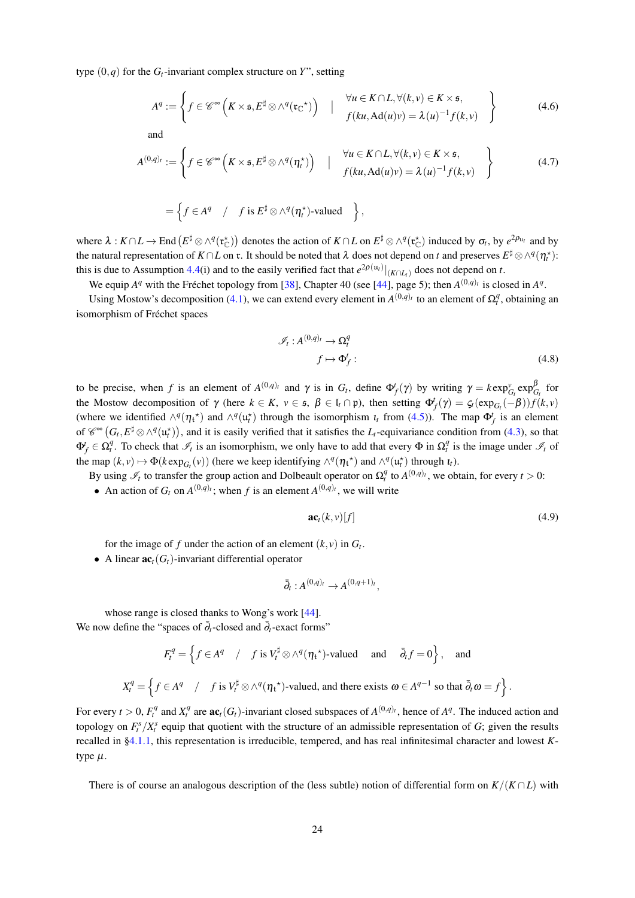type $(0,q)$ for the $G_t$-invariant complex structure on $Y$", setting

$$A^q := \left\{ f \in \mathscr{C}^\infty\left(K\times\mathfrak{s}, E^\sharp\otimes\wedge^q(\mathfrak{r}_{\mathbb{C}}^\star)\right) \quad \middle| \quad \begin{array}{l} \forall u\in K\cap L, \forall (k,v)\in K\times\mathfrak{s}, \\ f(ku, \mathrm{Ad}(u)v) = \lambda(u)^{-1}f(k,v) \end{array} \right\} \tag{4.6}$$

and

$$A^{(0,q)_t} := \left\{ f \in \mathscr{C}^\infty\left(K\times\mathfrak{s}, E^\sharp\otimes\wedge^q(\eta_t^\star)\right) \quad \middle| \quad \begin{array}{l} \forall u\in K\cap L, \forall (k,v)\in K\times\mathfrak{s}, \\ f(ku, \mathrm{Ad}(u)v) = \lambda(u)^{-1}f(k,v) \end{array} \right\} \tag{4.7}$$

$$= \left\{ f\in A^q \quad / \quad f \text{ is } E^\sharp\otimes\wedge^q(\eta_t^\star)\text{-valued} \quad \right\},$$

where $\lambda : K\cap L \to \mathrm{End}\left(E^\sharp\otimes\wedge^q(\mathfrak{r}_{\mathbb{C}}^\star)\right)$ denotes the action of $K\cap L$ on $E^\sharp\otimes\wedge^q(\mathfrak{r}_{\mathbb{C}}^\star)$ induced by $\sigma_t$, by $e^{2\rho_{\mathfrak{u}_t}}$ and by the natural representation of $K\cap L$ on $\mathfrak{r}$. It should be noted that $\lambda$ does not depend on $t$ and preserves $E^\sharp\otimes\wedge^q(\eta_t^\star)$: this is due to Assumption 4.4(i) and to the easily verified fact that $e^{2\rho(\mathfrak{u}_t)}|_{(K\cap L_t)}$ does not depend on $t$.

We equip $A^q$ with the Fréchet topology from [38], Chapter 40 (see [44], page 5); then $A^{(0,q)_t}$ is closed in $A^q$.

Using Mostow's decomposition (4.1), we can extend every element in $A^{(0,q)_t}$ to an element of $\Omega_t^q$, obtaining an isomorphism of Fréchet spaces

$$\begin{aligned} \mathscr{I}_t : A^{(0,q)_t} &\to \Omega_t^q \\ f &\mapsto \Phi_f^t : \end{aligned} \tag{4.8}$$

to be precise, when $f$ is an element of $A^{(0,q)_t}$ and $\gamma$ is in $G_t$, define $\Phi_f^t(\gamma)$ by writing $\gamma = k\exp_{G_t}^v\exp_{G_t}^\beta$ for the Mostow decomposition of $\gamma$ (here $k\in K$, $v\in\mathfrak{s}$, $\beta\in\mathfrak{l}_t\cap\mathfrak{p}$), then setting $\Phi_f^t(\gamma) = \varsigma_t(\exp_{G_t}(-\beta))f(k,v)$ (where we identified $\wedge^q(\eta_\mathfrak{t}{}^\star)$ and $\wedge^q(\mathfrak{u}_t^\star)$ through the isomorphism $\iota_t$ from (4.5)). The map $\Phi_f^t$ is an element of $\mathscr{C}^\infty\left(G_t, E^\sharp\otimes\wedge^q(\mathfrak{u}_t^\star)\right)$, and it is easily verified that it satisfies the $L_t$-equivariance condition from (4.3), so that $\Phi_f^t\in\Omega_t^q$. To check that $\mathscr{I}_t$ is an isomorphism, we only have to add that every $\Phi$ in $\Omega_t^q$ is the image under $\mathscr{I}_t$ of the map $(k,v)\mapsto\Phi(k\exp_{G_t}(v))$ (here we keep identifying $\wedge^q(\eta_\mathfrak{t}{}^\star)$ and $\wedge^q(\mathfrak{u}_t^\star)$ through $\iota_t$).

By using $\mathscr{I}_t$ to transfer the group action and Dolbeault operator on $\Omega_t^q$ to $A^{(0,q)_t}$, we obtain, for every $t>0$:

- An action of $G_t$ on $A^{(0,q)_t}$; when $f$ is an element $A^{(0,q)_t}$, we will write

$$\mathbf{ac}_t(k,v)[f] \tag{4.9}$$

  for the image of $f$ under the action of an element $(k,v)$ in $G_t$.
- A linear $\mathbf{ac}_t(G_t)$-invariant differential operator

$$\bar{\partial}_t : A^{(0,q)_t} \to A^{(0,q+1)_t},$$

  whose range is closed thanks to Wong's work [44].

We now define the "spaces of $\bar{\partial}_t$-closed and $\bar{\partial}_t$-exact forms"

$$F_t^q = \left\{ f\in A^q \quad / \quad f \text{ is } V_t^\sharp\otimes\wedge^q(\eta_\mathfrak{t}{}^\star)\text{-valued} \quad \text{and} \quad \bar{\partial}_t f = 0 \right\}, \quad \text{and}$$

$$X_t^q = \left\{ f\in A^q \quad / \quad f \text{ is } V_t^\sharp\otimes\wedge^q(\eta_\mathfrak{t}{}^\star)\text{-valued, and there exists } \omega\in A^{q-1} \text{ so that } \bar{\partial}_t\omega = f \right\}.$$

For every $t>0$, $F_t^q$ and $X_t^q$ are $\mathbf{ac}_t(G_t)$-invariant closed subspaces of $A^{(0,q)_t}$, hence of $A^q$. The induced action and topology on $F_t^s/X_t^s$ equip that quotient with the structure of an admissible representation of $G$; given the results recalled in §4.1.1, this representation is irreducible, tempered, and has real infinitesimal character and lowest $K$-type $\mu$.

There is of course an analogous description of the (less subtle) notion of differential form on $K/(K\cap L)$ with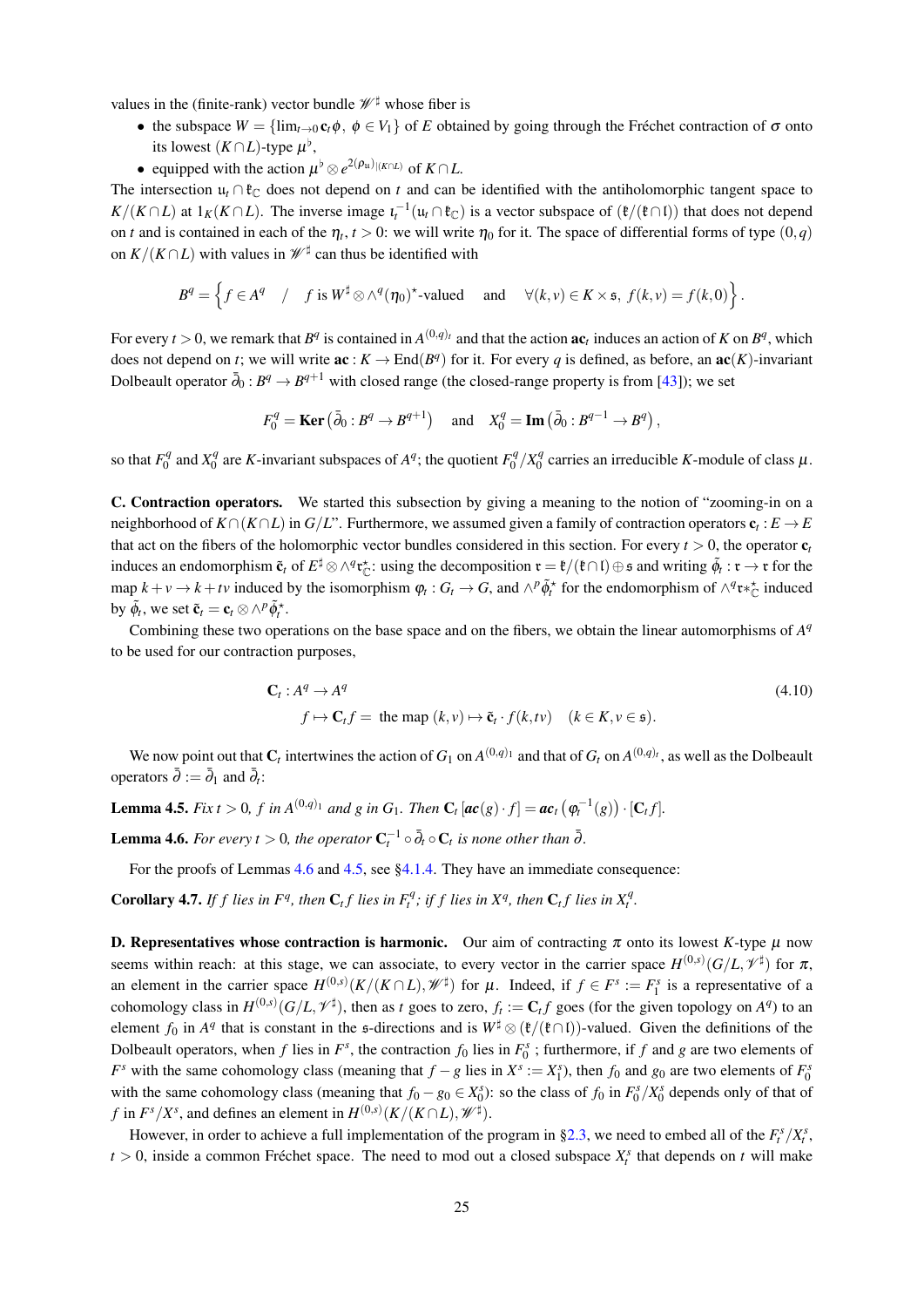values in the (finite-rank) vector bundle $\mathscr{W}^\sharp$ whose fiber is

- the subspace $W = \{\lim_{t\to 0} \mathbf{c}_t \phi,\ \phi \in V_1\}$ of $E$ obtained by going through the Fréchet contraction of $\sigma$ onto its lowest $(K\cap L)$-type $\mu^\flat$,
- equipped with the action $\mu^\flat \otimes e^{2(\rho_{\mathfrak{u}})_{|(K\cap L)}}$ of $K\cap L$.

The intersection $\mathfrak{u}_t \cap \mathfrak{k}_{\mathbb{C}}$ does not depend on $t$ and can be identified with the antiholomorphic tangent space to $K/(K\cap L)$ at $1_K(K\cap L)$. The inverse image $\iota_t^{-1}(\mathfrak{u}_t \cap \mathfrak{k}_{\mathbb{C}})$ is a vector subspace of $(\mathfrak{k}/(\mathfrak{k}\cap\mathfrak{l}))$ that does not depend on $t$ and is contained in each of the $\eta_t$, $t>0$: we will write $\eta_0$ for it. The space of differential forms of type $(0,q)$ on $K/(K\cap L)$ with values in $\mathscr{W}^\sharp$ can thus be identified with

$$B^q = \left\{ f \in A^q \quad / \quad f \text{ is } W^\sharp \otimes \wedge^q(\eta_0)^\star\text{-valued} \quad \text{and} \quad \forall (k,v) \in K\times\mathfrak{s},\ f(k,v) = f(k,0) \right\}.$$

For every $t>0$, we remark that $B^q$ is contained in $A^{(0,q)_t}$ and that the action $\mathbf{ac}_t$ induces an action of $K$ on $B^q$, which does not depend on $t$; we will write $\mathbf{ac} : K \to \mathrm{End}(B^q)$ for it. For every $q$ is defined, as before, an $\mathbf{ac}(K)$-invariant Dolbeault operator $\bar\partial_0 : B^q \to B^{q+1}$ with closed range (the closed-range property is from [43]); we set

$$F_0^q = \mathbf{Ker}\left(\bar\partial_0 : B^q \to B^{q+1}\right) \quad \text{and} \quad X_0^q = \mathbf{Im}\left(\bar\partial_0 : B^{q-1} \to B^q\right),$$

so that $F_0^q$ and $X_0^q$ are $K$-invariant subspaces of $A^q$; the quotient $F_0^q/X_0^q$ carries an irreducible $K$-module of class $\mu$.

**C. Contraction operators.** We started this subsection by giving a meaning to the notion of "zooming-in on a neighborhood of $K\cap(K\cap L)$ in $G/L$". Furthermore, we assumed given a family of contraction operators $\mathbf{c}_t : E \to E$ that act on the fibers of the holomorphic vector bundles considered in this section. For every $t>0$, the operator $\mathbf{c}_t$ induces an endomorphism $\tilde{\mathbf{c}}_t$ of $E^\sharp \otimes \wedge^q \mathfrak{r}^\star_{\mathbb{C}}$: using the decomposition $\mathfrak{r} = \mathfrak{k}/(\mathfrak{k}\cap\mathfrak{l}) \oplus \mathfrak{s}$ and writing $\tilde\phi_t : \mathfrak{r} \to \mathfrak{r}$ for the map $k+v \to k+tv$ induced by the isomorphism $\varphi_t : G_t \to G$, and $\wedge^p \tilde\phi_t^\star$ for the endomorphism of $\wedge^q \mathfrak{r}*^\star_{\mathbb{C}}$ induced by $\tilde\phi_t$, we set $\tilde{\mathbf{c}}_t = \mathbf{c}_t \otimes \wedge^p \tilde\phi_t^\star$.

Combining these two operations on the base space and on the fibers, we obtain the linear automorphisms of $A^q$ to be used for our contraction purposes,

$$\begin{aligned} \mathbf{C}_t : A^q &\to A^q \\ f &\mapsto \mathbf{C}_t f = \text{ the map } (k,v) \mapsto \tilde{\mathbf{c}}_t \cdot f(k,tv) \quad (k\in K, v\in\mathfrak{s}). \end{aligned} \tag{4.10}$$

We now point out that $\mathbf{C}_t$ intertwines the action of $G_1$ on $A^{(0,q)_1}$ and that of $G_t$ on $A^{(0,q)_t}$, as well as the Dolbeault operators $\bar\partial := \bar\partial_1$ and $\bar\partial_t$:

**Lemma 4.5.** *Fix $t>0$, $f$ in $A^{(0,q)_1}$ and $g$ in $G_1$. Then $\mathbf{C}_t\left[\boldsymbol{ac}(g)\cdot f\right] = \boldsymbol{ac}_t\left(\varphi_t^{-1}(g)\right)\cdot[\mathbf{C}_t f]$.*

**Lemma 4.6.** *For every $t>0$, the operator $\mathbf{C}_t^{-1}\circ\bar\partial_t\circ\mathbf{C}_t$ is none other than $\bar\partial$.*

For the proofs of Lemmas 4.6 and 4.5, see §4.1.4. They have an immediate consequence:

**Corollary 4.7.** *If $f$ lies in $F^q$, then $\mathbf{C}_t f$ lies in $F_t^q$; if $f$ lies in $X^q$, then $\mathbf{C}_t f$ lies in $X_t^q$.*

**D. Representatives whose contraction is harmonic.** Our aim of contracting $\pi$ onto its lowest $K$-type $\mu$ now seems within reach: at this stage, we can associate, to every vector in the carrier space $H^{(0,s)}(G/L,\mathscr{V}^\sharp)$ for $\pi$, an element in the carrier space $H^{(0,s)}(K/(K\cap L),\mathscr{W}^\sharp)$ for $\mu$. Indeed, if $f\in F^s := F_1^s$ is a representative of a cohomology class in $H^{(0,s)}(G/L,\mathscr{V}^\sharp)$, then as $t$ goes to zero, $f_t := \mathbf{C}_t f$ goes (for the given topology on $A^q$) to an element $f_0$ in $A^q$ that is constant in the $\mathfrak{s}$-directions and is $W^\sharp\otimes(\mathfrak{k}/(\mathfrak{k}\cap\mathfrak{l}))$-valued. Given the definitions of the Dolbeault operators, when $f$ lies in $F^s$, the contraction $f_0$ lies in $F_0^s$ ; furthermore, if $f$ and $g$ are two elements of $F^s$ with the same cohomology class (meaning that $f-g$ lies in $X^s := X_1^s$), then $f_0$ and $g_0$ are two elements of $F_0^s$ with the same cohomology class (meaning that $f_0 - g_0 \in X_0^s$): so the class of $f_0$ in $F_0^s/X_0^s$ depends only of that of $f$ in $F^s/X^s$, and defines an element in $H^{(0,s)}(K/(K\cap L),\mathscr{W}^\sharp)$.

However, in order to achieve a full implementation of the program in §2.3, we need to embed all of the $F_t^s/X_t^s$, $t>0$, inside a common Fréchet space. The need to mod out a closed subspace $X_t^s$ that depends on $t$ will make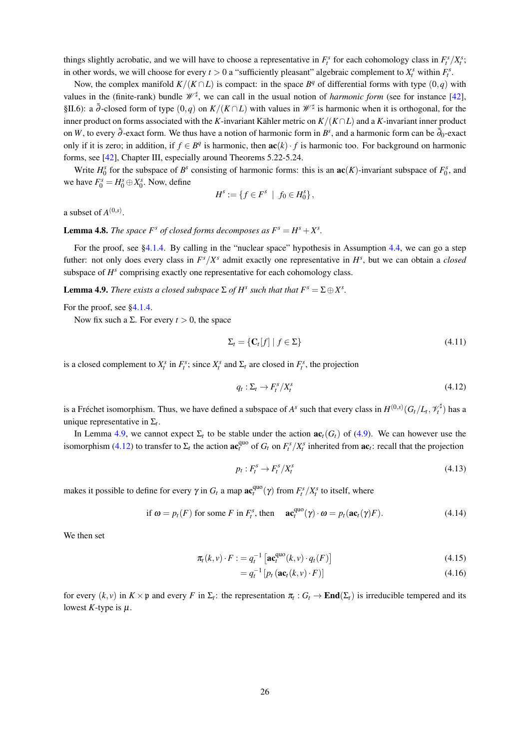things slightly acrobatic, and we will have to choose a representative in $F_t^s$ for each cohomology class in $F_t^s/X_t^s$; in other words, we will choose for every $t > 0$ a "sufficiently pleasant" algebraic complement to $X_t^s$ within $F_t^s$.

Now, the complex manifold $K/(K \cap L)$ is compact: in the space $B^q$ of differential forms with type $(0,q)$ with values in the (finite-rank) bundle $\mathscr{W}^\sharp$, we can call in the usual notion of *harmonic form* (see for instance [42], §II.6): a $\bar{\partial}$-closed form of type $(0,q)$ on $K/(K \cap L)$ with values in $\mathscr{W}^\sharp$ is harmonic when it is orthogonal, for the inner product on forms associated with the $K$-invariant Kähler metric on $K/(K \cap L)$ and a $K$-invariant inner product on $W$, to every $\bar{\partial}$-exact form. We thus have a notion of harmonic form in $B^s$, and a harmonic form can be $\bar{\partial}_0$-exact only if it is zero; in addition, if $f \in B^q$ is harmonic, then $\mathbf{ac}(k) \cdot f$ is harmonic too. For background on harmonic forms, see [42], Chapter III, especially around Theorems 5.22-5.24.

Write $H_0^s$ for the subspace of $B^s$ consisting of harmonic forms: this is an $\mathbf{ac}(K)$-invariant subspace of $F_0^s$, and we have $F_0^s = H_0^s \oplus X_0^s$. Now, define

$$H^s := \{ f \in F^s \ | \ f_0 \in H_0^s \},$$

a subset of $A^{(0,s)}$.

**Lemma 4.8.** *The space $F^s$ of closed forms decomposes as $F^s = H^s + X^s$.*

For the proof, see §4.1.4. By calling in the "nuclear space" hypothesis in Assumption 4.4, we can go a step futher: not only does every class in $F^s/X^s$ admit exactly one representative in $H^s$, but we can obtain a *closed* subspace of $H^s$ comprising exactly one representative for each cohomology class.

**Lemma 4.9.** *There exists a closed subspace $\Sigma$ of $H^s$ such that that $F^s = \Sigma \oplus X^s$.*

For the proof, see §4.1.4.

Now fix such a $\Sigma$. For every $t > 0$, the space

$$\Sigma_t = \{ \mathbf{C}_t[f] \mid f \in \Sigma \} \tag{4.11}$$

is a closed complement to $X_t^s$ in $F_t^s$; since $X_t^s$ and $\Sigma_t$ are closed in $F_t^s$, the projection

$$q_t : \Sigma_t \to F_t^s/X_t^s \tag{4.12}$$

is a Fréchet isomorphism. Thus, we have defined a subspace of $A^s$ such that every class in $H^{(0,s)}(G_t/L_t, \mathscr{V}_t^\sharp)$ has a unique representative in $\Sigma_t$.

In Lemma 4.9, we cannot expect $\Sigma_t$ to be stable under the action $\mathbf{ac}_t(G_t)$ of (4.9). We can however use the isomorphism (4.12) to transfer to $\Sigma_t$ the action $\mathbf{ac}_t^{\text{quo}}$ of $G_t$ on $F_t^s/X_t^s$ inherited from $\mathbf{ac}_t$: recall that the projection

$$p_t : F_t^s \to F_t^s/X_t^s \tag{4.13}$$

makes it possible to define for every $\gamma$ in $G_t$ a map $\mathbf{ac}_t^{\text{quo}}(\gamma)$ from $F_t^s/X_t^s$ to itself, where

$$\text{if } \omega = p_t(F) \text{ for some } F \text{ in } F_t^s, \text{ then} \quad \mathbf{ac}_t^{\text{quo}}(\gamma) \cdot \omega = p_t(\mathbf{ac}_t(\gamma)F). \tag{4.14}$$

We then set

$$\pi_t(k,v) \cdot F := q_t^{-1} \left[ \mathbf{ac}_t^{\text{quo}}(k,v) \cdot q_t(F) \right] \tag{4.15}$$

$$= q_t^{-1} \left[ p_t \left( \mathbf{ac}_t(k,v) \cdot F \right) \right] \tag{4.16}$$

for every $(k,v)$ in $K \times \mathfrak{p}$ and every $F$ in $\Sigma_t$: the representation $\pi_t : G_t \to \mathbf{End}(\Sigma_t)$ is irreducible tempered and its lowest $K$-type is $\mu$.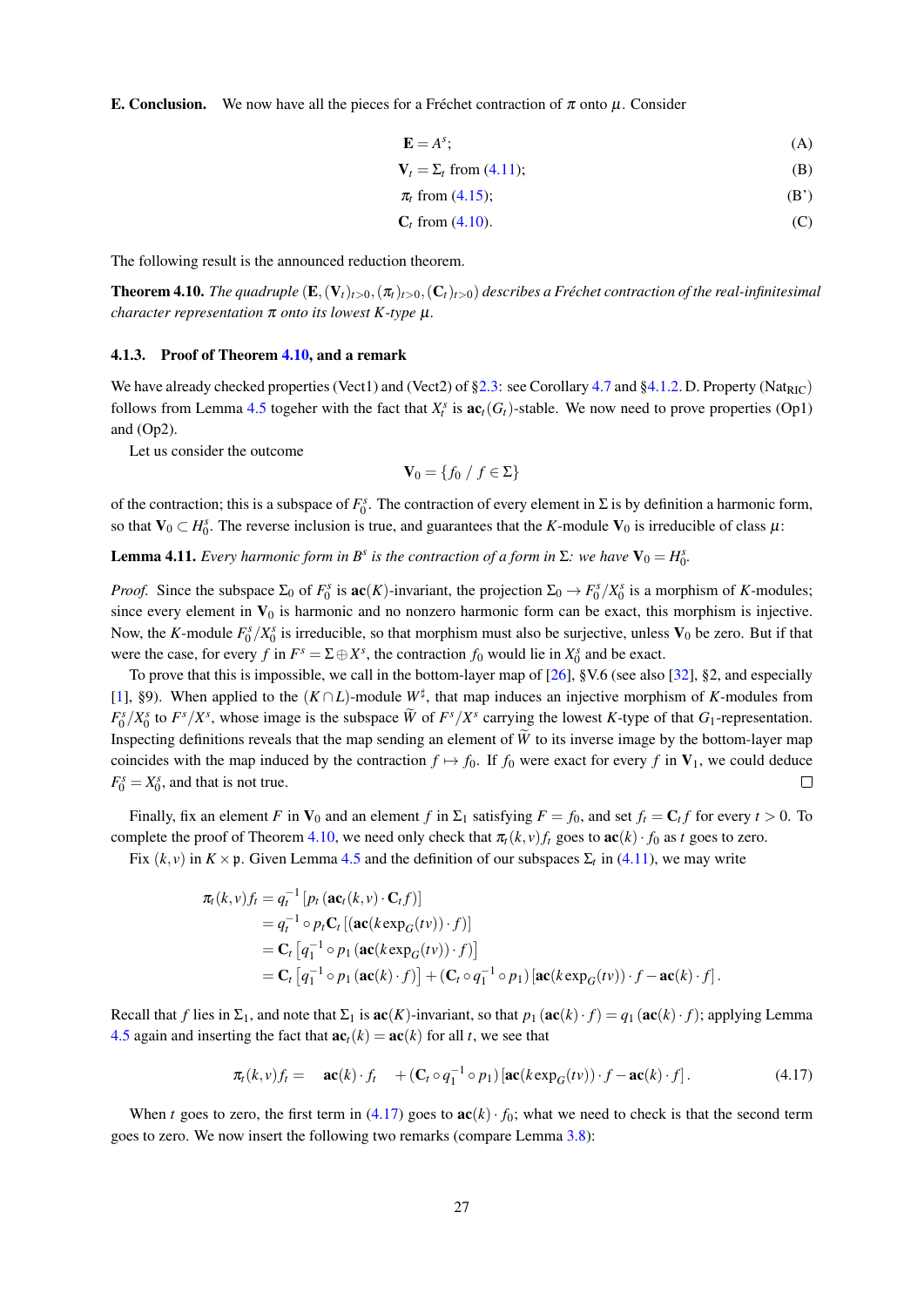**E. Conclusion.** We now have all the pieces for a Fréchet contraction of $\pi$ onto $\mu$. Consider

$$\mathbf{E} = A^s; \tag{A}$$

$$\mathbf{V}_t = \Sigma_t \text{ from (4.11)}; \tag{B}$$

$$\pi_t \text{ from (4.15)}; \tag{B'}$$

$$\mathbf{C}_t \text{ from (4.10)}. \tag{C}$$

The following result is the announced reduction theorem.

**Theorem 4.10.** *The quadruple $(\mathbf{E}, (\mathbf{V}_t)_{t>0}, (\pi_t)_{t>0}, (\mathbf{C}_t)_{t>0})$ describes a Fréchet contraction of the real-infinitesimal character representation $\pi$ onto its lowest $K$-type $\mu$.*

### 4.1.3. Proof of Theorem 4.10, and a remark

We have already checked properties (Vect1) and (Vect2) of §2.3: see Corollary 4.7 and §4.1.2. D. Property ($\text{Nat}_{\text{RIC}}$) follows from Lemma 4.5 togeher with the fact that $X^s_t$ is $\mathbf{ac}_t(G_t)$-stable. We now need to prove properties (Op1) and (Op2).

Let us consider the outcome

$$\mathbf{V}_0 = \{f_0 \;/\; f \in \Sigma\}$$

of the contraction; this is a subspace of $F^s_0$. The contraction of every element in $\Sigma$ is by definition a harmonic form, so that $\mathbf{V}_0 \subset H^s_0$. The reverse inclusion is true, and guarantees that the $K$-module $\mathbf{V}_0$ is irreducible of class $\mu$:

**Lemma 4.11.** *Every harmonic form in $B^s$ is the contraction of a form in $\Sigma$: we have $\mathbf{V}_0 = H^s_0$.*

*Proof.* Since the subspace $\Sigma_0$ of $F^s_0$ is $\mathbf{ac}(K)$-invariant, the projection $\Sigma_0 \to F^s_0/X^s_0$ is a morphism of $K$-modules; since every element in $\mathbf{V}_0$ is harmonic and no nonzero harmonic form can be exact, this morphism is injective. Now, the $K$-module $F^s_0/X^s_0$ is irreducible, so that morphism must also be surjective, unless $\mathbf{V}_0$ be zero. But if that were the case, for every $f$ in $F^s = \Sigma \oplus X^s$, the contraction $f_0$ would lie in $X^s_0$ and be exact.

To prove that this is impossible, we call in the bottom-layer map of [26], §V.6 (see also [32], §2, and especially [1], §9). When applied to the $(K \cap L)$-module $W^\sharp$, that map induces an injective morphism of $K$-modules from $F^s_0/X^s_0$ to $F^s/X^s$, whose image is the subspace $\widetilde{W}$ of $F^s/X^s$ carrying the lowest $K$-type of that $G_1$-representation. Inspecting definitions reveals that the map sending an element of $\widetilde{W}$ to its inverse image by the bottom-layer map coincides with the map induced by the contraction $f \mapsto f_0$. If $f_0$ were exact for every $f$ in $\mathbf{V}_1$, we could deduce $F^s_0 = X^s_0$, and that is not true. $\square$

Finally, fix an element $F$ in $\mathbf{V}_0$ and an element $f$ in $\Sigma_1$ satisfying $F = f_0$, and set $f_t = \mathbf{C}_t f$ for every $t > 0$. To complete the proof of Theorem 4.10, we need only check that $\pi_t(k,v) f_t$ goes to $\mathbf{ac}(k) \cdot f_0$ as $t$ goes to zero.

Fix $(k,v)$ in $K \times \mathfrak{p}$. Given Lemma 4.5 and the definition of our subspaces $\Sigma_t$ in (4.11), we may write

$$\begin{aligned}
\pi_t(k,v) f_t &= q_t^{-1}\left[p_t\left(\mathbf{ac}_t(k,v)\cdot \mathbf{C}_t f\right)\right] \\
&= q_t^{-1} \circ p_t \mathbf{C}_t\left[\left(\mathbf{ac}(k \exp_G(tv))\cdot f\right)\right] \\
&= \mathbf{C}_t\left[q_1^{-1} \circ p_1\left(\mathbf{ac}(k \exp_G(tv))\cdot f\right)\right] \\
&= \mathbf{C}_t\left[q_1^{-1} \circ p_1\left(\mathbf{ac}(k)\cdot f\right)\right] + (\mathbf{C}_t \circ q_1^{-1} \circ p_1)\left[\mathbf{ac}(k \exp_G(tv))\cdot f - \mathbf{ac}(k)\cdot f\right].
\end{aligned}$$

Recall that $f$ lies in $\Sigma_1$, and note that $\Sigma_1$ is $\mathbf{ac}(K)$-invariant, so that $p_1\left(\mathbf{ac}(k)\cdot f\right) = q_1\left(\mathbf{ac}(k)\cdot f\right)$; applying Lemma 4.5 again and inserting the fact that $\mathbf{ac}_t(k) = \mathbf{ac}(k)$ for all $t$, we see that

$$\pi_t(k,v) f_t = \quad \mathbf{ac}(k)\cdot f_t \quad + (\mathbf{C}_t \circ q_1^{-1} \circ p_1)\left[\mathbf{ac}(k \exp_G(tv))\cdot f - \mathbf{ac}(k)\cdot f\right]. \tag{4.17}$$

When $t$ goes to zero, the first term in (4.17) goes to $\mathbf{ac}(k)\cdot f_0$; what we need to check is that the second term goes to zero. We now insert the following two remarks (compare Lemma 3.8):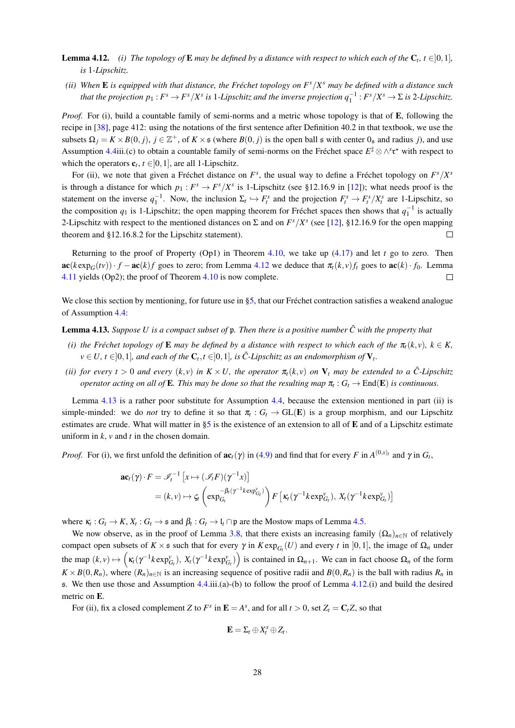**Lemma 4.12.** *(i) The topology of* $\mathbf{E}$ *may be defined by a distance with respect to which each of the* $\mathbf{C}_t$*,* $t \in ]0,1]$*, is* 1*-Lipschitz.*

*(ii) When* $\mathbf{E}$ *is equipped with that distance, the Fréchet topology on* $F^s/X^s$ *may be defined with a distance such that the projection* $p_1 : F^s \to F^x/X^s$ *is* 1*-Lipschitz and the inverse projection* $q_1^{-1} : F^s/X^s \to \Sigma$ *is* 2*-Lipschitz.*

*Proof.* For (i), build a countable family of semi-norms and a metric whose topology is that of $\mathbf{E}$, following the recipe in [38], page 412: using the notations of the first sentence after Definition 40.2 in that textbook, we use the subsets $\Omega_j = K \times B(0, j)$, $j \in \mathbb{Z}^+$, of $K \times \mathfrak{s}$ (where $B(0, j)$ is the open ball $\mathfrak{s}$ with center $0_{\mathfrak{s}}$ and radius $j$), and use Assumption 4.4iii.(c) to obtain a countable family of semi-norms on the Fréchet space $E^\sharp \otimes \wedge^s \mathfrak{r}^\star$ with respect to which the operators $\mathbf{c}_t$, $t \in ]0,1]$, are all 1-Lipschitz.

For (ii), we note that given a Fréchet distance on $F^s$, the usual way to define a Fréchet topology on $F^s/X^s$ is through a distance for which $p_1 : F^s \to F^s/X^s$ is 1-Lipschitz (see §12.16.9 in [12]); what needs proof is the statement on the inverse $q_1^{-1}$. Now, the inclusion $\Sigma_t \hookrightarrow F^s_t$ and the projection $F^s_t \to F^s_t/X^s_t$ are 1-Lipschitz, so the composition $q_1$ is 1-Lipschitz; the open mapping theorem for Fréchet spaces then shows that $q_1^{-1}$ is actually 2-Lipschitz with respect to the mentioned distances on $\Sigma$ and on $F^s/X^s$ (see [12], §12.16.9 for the open mapping theorem and §12.16.8.2 for the Lipschitz statement). ◻

Returning to the proof of Property (Op1) in Theorem 4.10, we take up (4.17) and let $t$ go to zero. Then $\mathbf{ac}(k \exp_G(tv)) \cdot f - \mathbf{ac}(k) f$ goes to zero; from Lemma 4.12 we deduce that $\pi_t(k, v) f_t$ goes to $\mathbf{ac}(k) \cdot f_0$. Lemma 4.11 yields (Op2); the proof of Theorem 4.10 is now complete. ◻

We close this section by mentioning, for future use in §5, that our Fréchet contraction satisfies a weakend analogue of Assumption 4.4:

**Lemma 4.13.** *Suppose* $U$ *is a compact subset of* $\mathfrak{p}$*. Then there is a positive number* $\tilde{C}$ *with the property that*

*(i) the Fréchet topology of* $\mathbf{E}$ *may be defined by a distance with respect to which each of the* $\pi_t(k, v)$*,* $k \in K$*,* $v \in U$*,* $t \in ]0,1]$*, and each of the* $\mathbf{C}_t$*,* $t \in ]0,1]$*, is* $\tilde{C}$*-Lipschitz as an endomorphism of* $\mathbf{V}_t$*.*

*(ii) for every* $t > 0$ *and every* $(k, v)$ *in* $K \times U$*, the operator* $\pi_t(k, v)$ *on* $\mathbf{V}_t$ *may be extended to a* $\tilde{C}$*-Lipschitz operator acting on all of* $\mathbf{E}$*. This may be done so that the resulting map* $\pi_t : G_t \to \mathrm{End}(\mathbf{E})$ *is continuous.*

Lemma 4.13 is a rather poor substitute for Assumption 4.4, because the extension mentioned in part (ii) is simple-minded: we do *not* try to define it so that $\pi_t : G_t \to \mathrm{GL}(\mathbf{E})$ is a group morphism, and our Lipschitz estimates are crude. What will matter in §5 is the existence of an extension to all of $\mathbf{E}$ and of a Lipschitz estimate uniform in $k$, $v$ and $t$ in the chosen domain.

*Proof.* For (i), we first unfold the definition of $\mathbf{ac}_t(\gamma)$ in (4.9) and find that for every $F$ in $A^{(0,s)_t}$ and $\gamma$ in $G_t$,

$$
\begin{aligned}
\mathbf{ac}_t(\gamma) \cdot F &= \mathscr{I}_t^{-1}\left[x \mapsto (\mathscr{I}_t F)(\gamma^{-1} x)\right] \\
&= (k, v) \mapsto \varsigma_t \left( \exp_{G_t}^{-\beta_t(\gamma^{-1} k \exp^v_{G_t})} \right) F\left[\kappa_t(\gamma^{-1} k \exp^v_{G_t}),\, X_t(\gamma^{-1} k \exp^v_{G_t})\right]
\end{aligned}
$$

where $\kappa_t : G_t \to K$, $X_t : G_t \to \mathfrak{s}$ and $\beta_t : G_t \to \mathfrak{l}_t \cap \mathfrak{p}$ are the Mostow maps of Lemma 4.5.

We now observe, as in the proof of Lemma 3.8, that there exists an increasing family $(\Omega_n)_{n \in \mathbb{N}}$ of relatively compact open subsets of $K \times \mathfrak{s}$ such that for every $\gamma$ in $K \exp_{G_t}(U)$ and every $t$ in $]0,1]$, the image of $\Omega_n$ under the map $(k, v) \mapsto \left(\kappa_t(\gamma^{-1} k \exp^v_{G_t}),\, X_t(\gamma^{-1} k \exp^v_{G_t})\right)$ is contained in $\Omega_{n+1}$. We can in fact choose $\Omega_n$ of the form $K \times B(0, R_n)$, where $(R_n)_{n \in \mathbb{N}}$ is an increasing sequence of positive radii and $B(0, R_n)$ is the ball with radius $R_n$ in $\mathfrak{s}$. We then use those and Assumption 4.4.iii.(a)-(b) to follow the proof of Lemma 4.12.(i) and build the desired metric on $\mathbf{E}$.

For (ii), fix a closed complement $Z$ to $F^s$ in $\mathbf{E} = A^s$, and for all $t > 0$, set $Z_t = \mathbf{C}_t Z$, so that

$$
\mathbf{E} = \Sigma_t \oplus X^s_t \oplus Z_t.
$$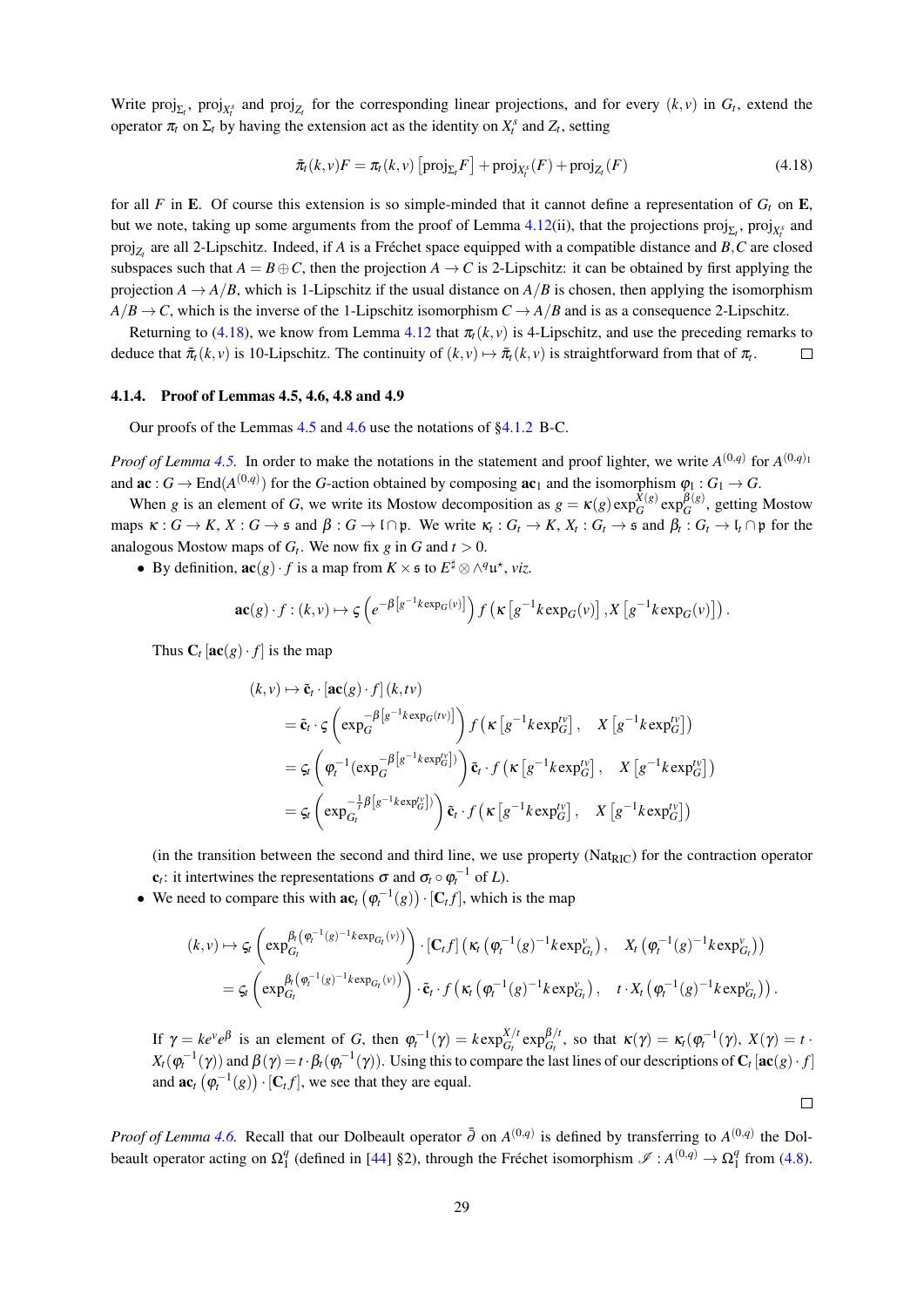Write $\mathrm{proj}_{\Sigma_t}$, $\mathrm{proj}_{X_t^s}$ and $\mathrm{proj}_{Z_t}$ for the corresponding linear projections, and for every $(k,v)$ in $G_t$, extend the operator $\pi_t$ on $\Sigma_t$ by having the extension act as the identity on $X_t^s$ and $Z_t$, setting

$$\tilde{\pi}_t(k,v)F = \pi_t(k,v)\left[\mathrm{proj}_{\Sigma_t}F\right] + \mathrm{proj}_{X_t^s}(F) + \mathrm{proj}_{Z_t}(F) \tag{4.18}$$

for all $F$ in $\mathbf{E}$. Of course this extension is so simple-minded that it cannot define a representation of $G_t$ on $\mathbf{E}$, but we note, taking up some arguments from the proof of Lemma 4.12(ii), that the projections $\mathrm{proj}_{\Sigma_t}$, $\mathrm{proj}_{X_t^s}$ and $\mathrm{proj}_{Z_t}$ are all 2-Lipschitz. Indeed, if $A$ is a Fréchet space equipped with a compatible distance and $B,C$ are closed subspaces such that $A = B \oplus C$, then the projection $A \to C$ is 2-Lipschitz: it can be obtained by first applying the projection $A \to A/B$, which is 1-Lipschitz if the usual distance on $A/B$ is chosen, then applying the isomorphism $A/B \to C$, which is the inverse of the 1-Lipschitz isomorphism $C \to A/B$ and is as a consequence 2-Lipschitz.

Returning to (4.18), we know from Lemma 4.12 that $\pi_t(k,v)$ is 4-Lipschitz, and use the preceding remarks to deduce that $\tilde{\pi}_t(k,v)$ is 10-Lipschitz. The continuity of $(k,v) \mapsto \tilde{\pi}_t(k,v)$ is straightforward from that of $\pi_t$. ☐

#### 4.1.4. Proof of Lemmas 4.5, 4.6, 4.8 and 4.9

Our proofs of the Lemmas 4.5 and 4.6 use the notations of §4.1.2 B-C.

*Proof of Lemma 4.5.* In order to make the notations in the statement and proof lighter, we write $A^{(0,q)}$ for $A^{(0,q)_1}$ and $\mathbf{ac} : G \to \mathrm{End}(A^{(0,q)})$ for the $G$-action obtained by composing $\mathbf{ac}_1$ and the isomorphism $\varphi_1 : G_1 \to G$.

When $g$ is an element of $G$, we write its Mostow decomposition as $g = \kappa(g)\exp_G^{X(g)}\exp_G^{\beta(g)}$, getting Mostow maps $\kappa : G \to K$, $X : G \to \mathfrak{s}$ and $\beta : G \to \mathfrak{l} \cap \mathfrak{p}$. We write $\kappa_t : G_t \to K$, $X_t : G_t \to \mathfrak{s}$ and $\beta_t : G_t \to \mathfrak{l}_t \cap \mathfrak{p}$ for the analogous Mostow maps of $G_t$. We now fix $g$ in $G$ and $t > 0$.

- By definition, $\mathbf{ac}(g) \cdot f$ is a map from $K \times \mathfrak{s}$ to $E^\sharp \otimes \wedge^q \mathfrak{u}^\star$, *viz.*

$$\mathbf{ac}(g) \cdot f : (k,v) \mapsto \varsigma\left(e^{-\beta\left[g^{-1}k\exp_G(v)\right]}\right) f\left(\kappa\left[g^{-1}k\exp_G(v)\right], X\left[g^{-1}k\exp_G(v)\right]\right).$$

  Thus $\mathbf{C}_t\left[\mathbf{ac}(g) \cdot f\right]$ is the map

$$\begin{aligned}
(k,v) &\mapsto \tilde{\mathbf{c}}_t \cdot \left[\mathbf{ac}(g) \cdot f\right](k,tv) \\
&= \tilde{\mathbf{c}}_t \cdot \varsigma\left(\exp_G^{-\beta\left[g^{-1}k\exp_G(tv)\right]}\right) f\left(\kappa\left[g^{-1}k\exp_G^{tv}\right], \quad X\left[g^{-1}k\exp_G^{tv}\right]\right) \\
&= \varsigma_t\left(\varphi_t^{-1}(\exp_G^{-\beta\left[g^{-1}k\exp_G^{tv}\right]})\right) \tilde{\mathbf{c}}_t \cdot f\left(\kappa\left[g^{-1}k\exp_G^{tv}\right], \quad X\left[g^{-1}k\exp_G^{tv}\right]\right) \\
&= \varsigma_t\left(\exp_{G_t}^{-\frac{1}{t}\beta\left[g^{-1}k\exp_G^{tv}\right]}\right) \tilde{\mathbf{c}}_t \cdot f\left(\kappa\left[g^{-1}k\exp_G^{tv}\right], \quad X\left[g^{-1}k\exp_G^{tv}\right]\right)
\end{aligned}$$

  (in the transition between the second and third line, we use property (Nat$_{\mathrm{RIC}}$) for the contraction operator $\mathbf{c}_t$: it intertwines the representations $\sigma$ and $\sigma_t \circ \varphi_t^{-1}$ of $L$).

- We need to compare this with $\mathbf{ac}_t\left(\varphi_t^{-1}(g)\right) \cdot \left[\mathbf{C}_t f\right]$, which is the map

$$\begin{aligned}
(k,v) &\mapsto \varsigma_t\left(\exp_{G_t}^{\beta_t\left(\varphi_t^{-1}(g)^{-1}k\exp_{G_t}(v)\right)}\right) \cdot \left[\mathbf{C}_t f\right]\left(\kappa_t\left(\varphi_t^{-1}(g)^{-1}k\exp_{G_t}^v\right), \quad X_t\left(\varphi_t^{-1}(g)^{-1}k\exp_{G_t}^v\right)\right) \\
&= \varsigma_t\left(\exp_{G_t}^{\beta_t\left(\varphi_t^{-1}(g)^{-1}k\exp_{G_t}(v)\right)}\right) \cdot \tilde{\mathbf{c}}_t \cdot f\left(\kappa_t\left(\varphi_t^{-1}(g)^{-1}k\exp_{G_t}^v\right), \quad t \cdot X_t\left(\varphi_t^{-1}(g)^{-1}k\exp_{G_t}^v\right)\right).
\end{aligned}$$

  If $\gamma = ke^ve^\beta$ is an element of $G$, then $\varphi_t^{-1}(\gamma) = k\exp_{G_t}^{X/t}\exp_{G_t}^{\beta/t}$, so that $\kappa(\gamma) = \kappa_t(\varphi_t^{-1}(\gamma))$, $X(\gamma) = t \cdot X_t(\varphi_t^{-1}(\gamma))$ and $\beta(\gamma) = t \cdot \beta_t(\varphi_t^{-1}(\gamma))$. Using this to compare the last lines of our descriptions of $\mathbf{C}_t\left[\mathbf{ac}(g) \cdot f\right]$ and $\mathbf{ac}_t\left(\varphi_t^{-1}(g)\right) \cdot \left[\mathbf{C}_t f\right]$, we see that they are equal.

☐

*Proof of Lemma 4.6.* Recall that our Dolbeault operator $\bar{\partial}$ on $A^{(0,q)}$ is defined by transferring to $A^{(0,q)}$ the Dolbeault operator acting on $\Omega_1^q$ (defined in [44] §2), through the Fréchet isomorphism $\mathscr{I} : A^{(0,q)} \to \Omega_1^q$ from (4.8).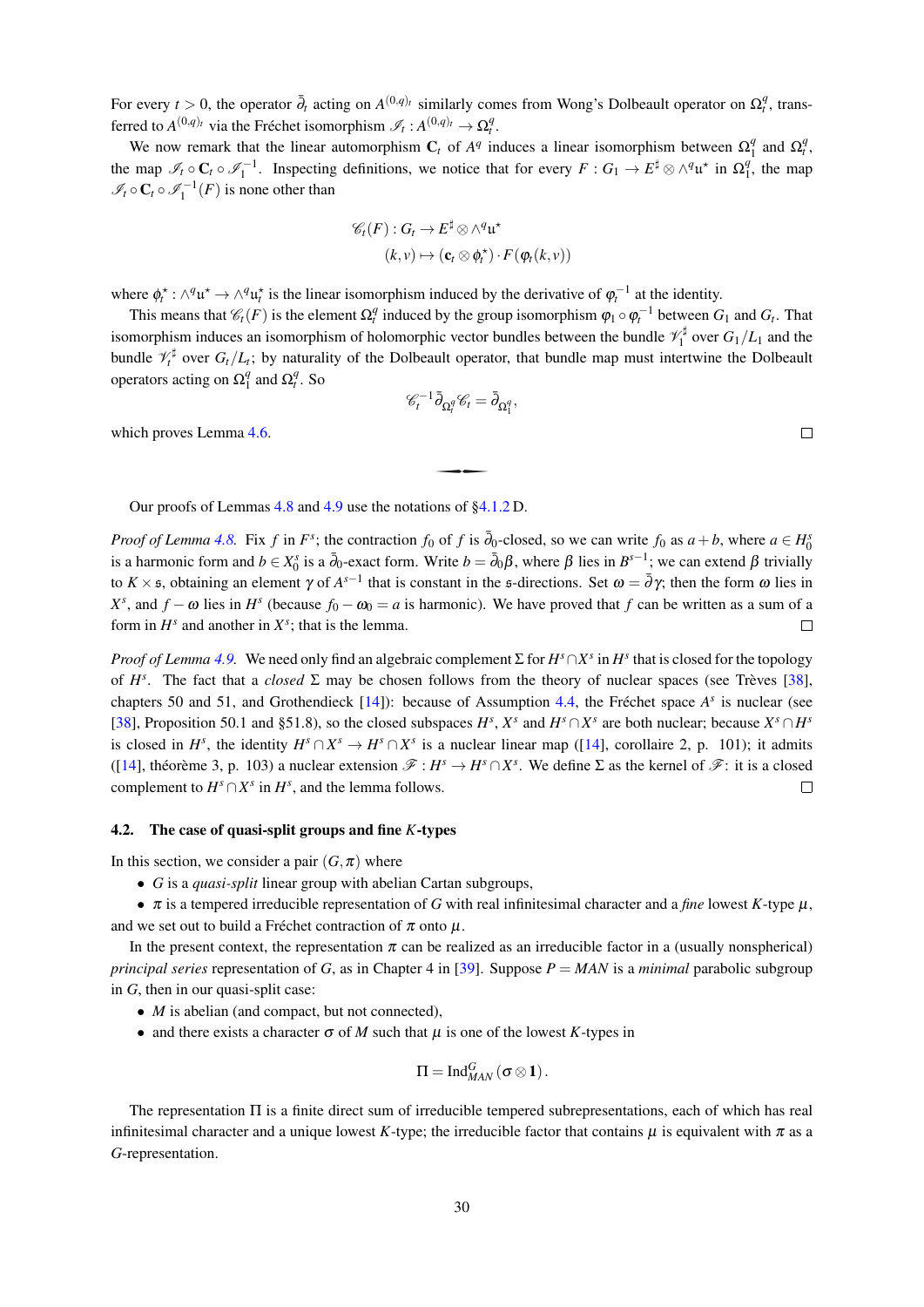For every $t > 0$, the operator $\bar{\partial}_t$ acting on $A^{(0,q)_t}$ similarly comes from Wong's Dolbeault operator on $\Omega^q_t$, transferred to $A^{(0,q)_t}$ via the Fréchet isomorphism $\mathscr{I}_t : A^{(0,q)_t} \to \Omega^q_t$.

We now remark that the linear automorphism $\mathbf{C}_t$ of $A^q$ induces a linear isomorphism between $\Omega^q_1$ and $\Omega^q_t$, the map $\mathscr{I}_t \circ \mathbf{C}_t \circ \mathscr{I}_1^{-1}$. Inspecting definitions, we notice that for every $F : G_1 \to E^\sharp \otimes \wedge^q \mathfrak{u}^\star$ in $\Omega^q_1$, the map $\mathscr{I}_t \circ \mathbf{C}_t \circ \mathscr{I}_1^{-1}(F)$ is none other than

$$
\begin{aligned}
\mathscr{C}_t(F) : G_t &\to E^\sharp \otimes \wedge^q \mathfrak{u}^\star \\
(k,v) &\mapsto (\mathbf{c}_t \otimes \phi_t^\star) \cdot F(\varphi_t(k,v))
\end{aligned}
$$

where $\phi_t^\star : \wedge^q \mathfrak{u}^\star \to \wedge^q \mathfrak{u}_t^\star$ is the linear isomorphism induced by the derivative of $\varphi_t^{-1}$ at the identity.

This means that $\mathscr{C}_t(F)$ is the element $\Omega^q_t$ induced by the group isomorphism $\varphi_1 \circ \varphi_t^{-1}$ between $G_1$ and $G_t$. That isomorphism induces an isomorphism of holomorphic vector bundles between the bundle $\mathscr{V}_1^\sharp$ over $G_1/L_1$ and the bundle $\mathscr{V}_t^\sharp$ over $G_t/L_t$; by naturality of the Dolbeault operator, that bundle map must intertwine the Dolbeault operators acting on $\Omega^q_1$ and $\Omega^q_t$. So

$$
\mathscr{C}_t^{-1} \bar{\partial}_{\Omega^q_t} \mathscr{C}_t = \bar{\partial}_{\Omega^q_1},
$$

which proves Lemma 4.6. ◻

---

Our proofs of Lemmas 4.8 and 4.9 use the notations of §4.1.2 D.

*Proof of Lemma 4.8.* Fix $f$ in $F^s$; the contraction $f_0$ of $f$ is $\bar{\partial}_0$-closed, so we can write $f_0$ as $a+b$, where $a \in H^s_0$ is a harmonic form and $b \in X^s_0$ is a $\bar{\partial}_0$-exact form. Write $b = \bar{\partial}_0 \beta$, where $\beta$ lies in $B^{s-1}$; we can extend $\beta$ trivially to $K \times \mathfrak{s}$, obtaining an element $\gamma$ of $A^{s-1}$ that is constant in the $\mathfrak{s}$-directions. Set $\omega = \bar{\partial}\gamma$; then the form $\omega$ lies in $X^s$, and $f - \omega$ lies in $H^s$ (because $f_0 - \omega_0 = a$ is harmonic). We have proved that $f$ can be written as a sum of a form in $H^s$ and another in $X^s$; that is the lemma. ◻

*Proof of Lemma 4.9.* We need only find an algebraic complement $\Sigma$ for $H^s \cap X^s$ in $H^s$ that is closed for the topology of $H^s$. The fact that a *closed* $\Sigma$ may be chosen follows from the theory of nuclear spaces (see Trèves [38], chapters 50 and 51, and Grothendieck [14]): because of Assumption 4.4, the Fréchet space $A^s$ is nuclear (see [38], Proposition 50.1 and §51.8), so the closed subspaces $H^s$, $X^s$ and $H^s \cap X^s$ are both nuclear; because $X^s \cap H^s$ is closed in $H^s$, the identity $H^s \cap X^s \to H^s \cap X^s$ is a nuclear linear map ([14], corollaire 2, p. 101); it admits ([14], théorème 3, p. 103) a nuclear extension $\mathscr{F} : H^s \to H^s \cap X^s$. We define $\Sigma$ as the kernel of $\mathscr{F}$: it is a closed complement to $H^s \cap X^s$ in $H^s$, and the lemma follows. ◻

### 4.2. The case of quasi-split groups and fine $K$-types

In this section, we consider a pair $(G,\pi)$ where

- $G$ is a *quasi-split* linear group with abelian Cartan subgroups,
- $\pi$ is a tempered irreducible representation of $G$ with real infinitesimal character and a *fine* lowest $K$-type $\mu$,

and we set out to build a Fréchet contraction of $\pi$ onto $\mu$.

In the present context, the representation $\pi$ can be realized as an irreducible factor in a (usually nonspherical) *principal series* representation of $G$, as in Chapter 4 in [39]. Suppose $P = MAN$ is a *minimal* parabolic subgroup in $G$, then in our quasi-split case:

- $M$ is abelian (and compact, but not connected),
- and there exists a character $\sigma$ of $M$ such that $\mu$ is one of the lowest $K$-types in

$$
\Pi = \mathrm{Ind}_{MAN}^G(\sigma \otimes \mathbf{1}).
$$

The representation $\Pi$ is a finite direct sum of irreducible tempered subrepresentations, each of which has real infinitesimal character and a unique lowest $K$-type; the irreducible factor that contains $\mu$ is equivalent with $\pi$ as a $G$-representation.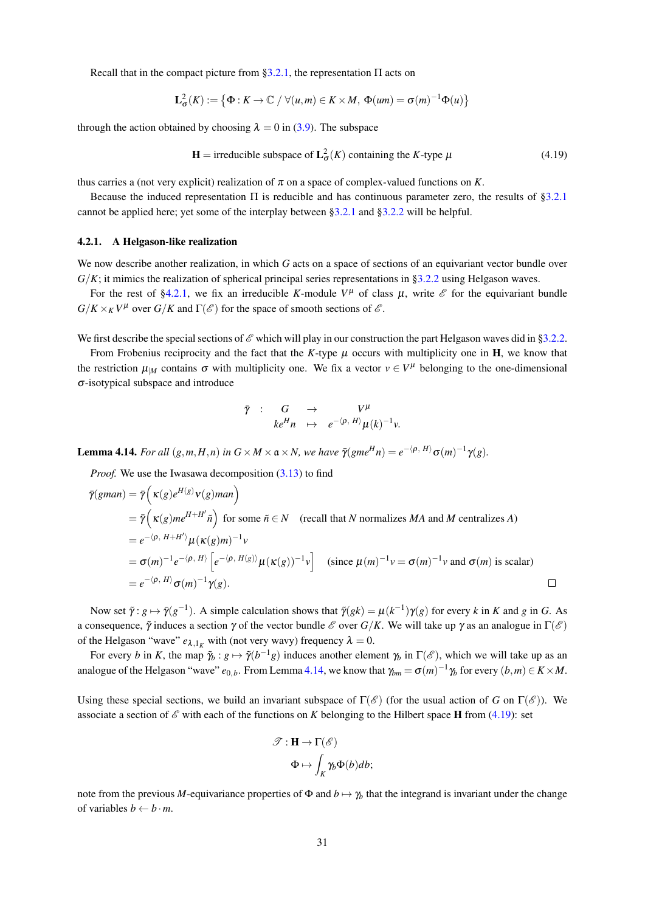Recall that in the compact picture from §3.2.1, the representation $\Pi$ acts on

$$\mathbf{L}^2_\sigma(K) := \left\{ \Phi : K \to \mathbb{C} \;/\; \forall (u,m) \in K \times M,\ \Phi(um) = \sigma(m)^{-1}\Phi(u) \right\}$$

through the action obtained by choosing $\lambda = 0$ in (3.9). The subspace

$$\mathbf{H} = \text{irreducible subspace of } \mathbf{L}^2_\sigma(K) \text{ containing the } K\text{-type } \mu \tag{4.19}$$

thus carries a (not very explicit) realization of $\pi$ on a space of complex-valued functions on $K$.

Because the induced representation $\Pi$ is reducible and has continuous parameter zero, the results of §3.2.1 cannot be applied here; yet some of the interplay between §3.2.1 and §3.2.2 will be helpful.

### 4.2.1. A Helgason-like realization

We now describe another realization, in which $G$ acts on a space of sections of an equivariant vector bundle over $G/K$; it mimics the realization of spherical principal series representations in §3.2.2 using Helgason waves.

For the rest of §4.2.1, we fix an irreducible $K$-module $V^\mu$ of class $\mu$, write $\mathscr{E}$ for the equivariant bundle $G/K \times_K V^\mu$ over $G/K$ and $\Gamma(\mathscr{E})$ for the space of smooth sections of $\mathscr{E}$.

We first describe the special sections of $\mathscr{E}$ which will play in our construction the part Helgason waves did in §3.2.2.

From Frobenius reciprocity and the fact that the $K$-type $\mu$ occurs with multiplicity one in $\mathbf{H}$, we know that the restriction $\mu_{|M}$ contains $\sigma$ with multiplicity one. We fix a vector $v \in V^\mu$ belonging to the one-dimensional $\sigma$-isotypical subspace and introduce

$$\begin{array}{cccc} \bar{\gamma} & : & G & \to & V^\mu \\ & & ke^H n & \mapsto & e^{-\langle \rho,\, H\rangle}\mu(k)^{-1}v. \end{array}$$

**Lemma 4.14.** *For all $(g,m,H,n)$ in $G \times M \times \mathfrak{a} \times N$, we have $\bar{\gamma}(gme^Hn) = e^{-\langle \rho,\, H\rangle}\sigma(m)^{-1}\gamma(g)$.*

*Proof.* We use the Iwasawa decomposition (3.13) to find

$$\begin{aligned}
\bar{\gamma}(gman) &= \bar{\gamma}\Big(\kappa(g)e^{H(g)}\nu(g)man\Big) \\
&= \bar{\gamma}\Big(\kappa(g)me^{H+H'}\tilde{n}\Big) \text{ for some } \tilde{n} \in N \quad \text{(recall that } N \text{ normalizes } MA \text{ and } M \text{ centralizes } A\text{)} \\
&= e^{-\langle \rho,\, H+H'\rangle}\mu(\kappa(g)m)^{-1}v \\
&= \sigma(m)^{-1}e^{-\langle \rho,\, H\rangle}\left[e^{-\langle \rho,\, H(g)\rangle}\mu(\kappa(g))^{-1}v\right] \quad \text{(since } \mu(m)^{-1}v = \sigma(m)^{-1}v \text{ and } \sigma(m) \text{ is scalar)} \\
&= e^{-\langle \rho,\, H\rangle}\sigma(m)^{-1}\gamma(g).
\end{aligned}$$

∎

Now set $\tilde{\gamma} : g \mapsto \bar{\gamma}(g^{-1})$. A simple calculation shows that $\tilde{\gamma}(gk) = \mu(k^{-1})\gamma(g)$ for every $k$ in $K$ and $g$ in $G$. As a consequence, $\tilde{\gamma}$ induces a section $\gamma$ of the vector bundle $\mathscr{E}$ over $G/K$. We will take up $\gamma$ as an analogue in $\Gamma(\mathscr{E})$ of the Helgason "wave" $e_{\lambda,1_K}$ with (not very wavy) frequency $\lambda = 0$.

For every $b$ in $K$, the map $\tilde{\gamma}_b : g \mapsto \tilde{\gamma}(b^{-1}g)$ induces another element $\gamma_b$ in $\Gamma(\mathscr{E})$, which we will take up as an analogue of the Helgason "wave" $e_{0,b}$. From Lemma 4.14, we know that $\gamma_{bm} = \sigma(m)^{-1}\gamma_b$ for every $(b,m) \in K \times M$.

Using these special sections, we build an invariant subspace of $\Gamma(\mathscr{E})$ (for the usual action of $G$ on $\Gamma(\mathscr{E})$). We associate a section of $\mathscr{E}$ with each of the functions on $K$ belonging to the Hilbert space $\mathbf{H}$ from (4.19): set

$$\begin{aligned}
\mathscr{T} : \mathbf{H} &\to \Gamma(\mathscr{E}) \\
\Phi &\mapsto \int_K \gamma_b \Phi(b)db;
\end{aligned}$$

note from the previous $M$-equivariance properties of $\Phi$ and $b \mapsto \gamma_b$ that the integrand is invariant under the change of variables $b \leftarrow b \cdot m$.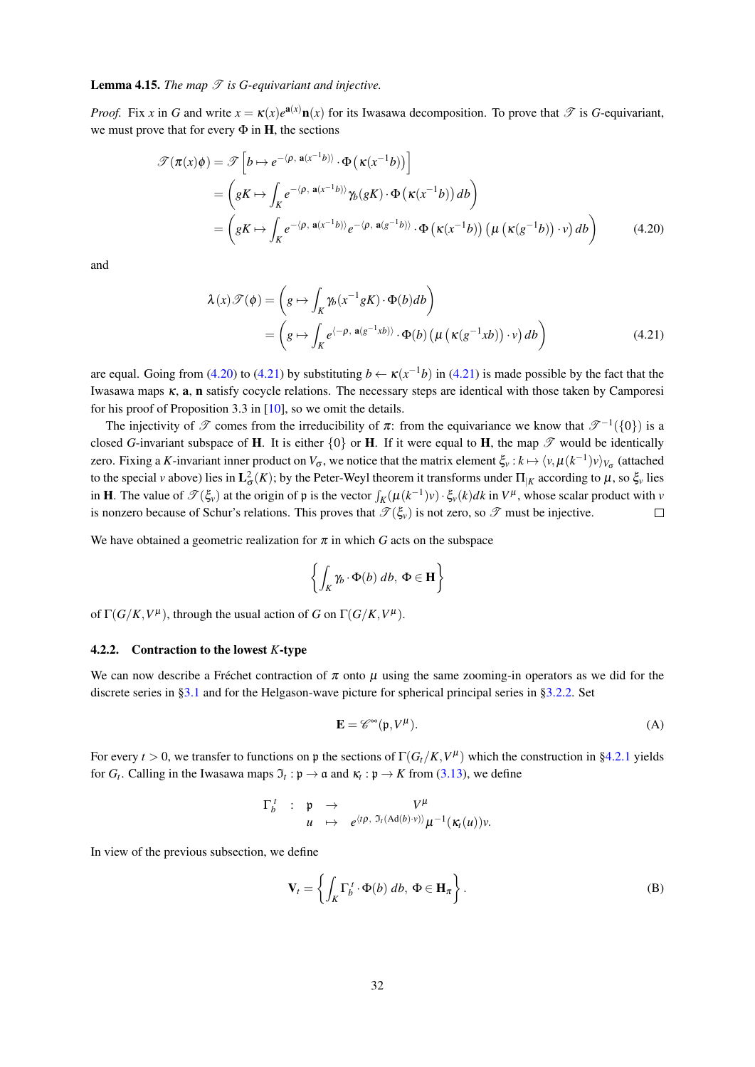**Lemma 4.15.** *The map $\mathscr{T}$ is $G$-equivariant and injective.*

*Proof.* Fix $x$ in $G$ and write $x = \kappa(x)e^{\mathbf{a}(x)}\mathbf{n}(x)$ for its Iwasawa decomposition. To prove that $\mathscr{T}$ is $G$-equivariant, we must prove that for every $\Phi$ in $\mathbf{H}$, the sections

$$
\begin{aligned}
\mathscr{T}(\pi(x)\phi) &= \mathscr{T}\left[b \mapsto e^{-\langle \rho,\, \mathbf{a}(x^{-1}b)\rangle} \cdot \Phi\left(\kappa(x^{-1}b)\right)\right] \\
&= \left(gK \mapsto \int_K e^{-\langle \rho,\, \mathbf{a}(x^{-1}b)\rangle} \gamma_b(gK) \cdot \Phi\left(\kappa(x^{-1}b)\right) db\right) \\
&= \left(gK \mapsto \int_K e^{-\langle \rho,\, \mathbf{a}(x^{-1}b)\rangle} e^{-\langle \rho,\, \mathbf{a}(g^{-1}b)\rangle} \cdot \Phi\left(\kappa(x^{-1}b)\right) \left(\mu\left(\kappa(g^{-1}b)\right) \cdot v\right) db\right)
\end{aligned} \tag{4.20}
$$

and

$$
\begin{aligned}
\lambda(x)\mathscr{T}(\phi) &= \left(g \mapsto \int_K \gamma_b(x^{-1}gK) \cdot \Phi(b) db\right) \\
&= \left(g \mapsto \int_K e^{\langle -\rho,\, \mathbf{a}(g^{-1}xb)\rangle} \cdot \Phi(b) \left(\mu\left(\kappa(g^{-1}xb)\right) \cdot v\right) db\right)
\end{aligned} \tag{4.21}
$$

are equal. Going from (4.20) to (4.21) by substituting $b \leftarrow \kappa(x^{-1}b)$ in (4.21) is made possible by the fact that the Iwasawa maps $\kappa$, $\mathbf{a}$, $\mathbf{n}$ satisfy cocycle relations. The necessary steps are identical with those taken by Camporesi for his proof of Proposition 3.3 in [10], so we omit the details.

The injectivity of $\mathscr{T}$ comes from the irreducibility of $\pi$: from the equivariance we know that $\mathscr{T}^{-1}(\{0\})$ is a closed $G$-invariant subspace of $\mathbf{H}$. It is either $\{0\}$ or $\mathbf{H}$. If it were equal to $\mathbf{H}$, the map $\mathscr{T}$ would be identically zero. Fixing a $K$-invariant inner product on $V_\sigma$, we notice that the matrix element $\xi_v : k \mapsto \langle v, \mu(k^{-1})v\rangle_{V_\sigma}$ (attached to the special $v$ above) lies in $\mathbf{L}^2_\sigma(K)$; by the Peter-Weyl theorem it transforms under $\Pi_{|K}$ according to $\mu$, so $\xi_v$ lies in $\mathbf{H}$. The value of $\mathscr{T}(\xi_v)$ at the origin of $\mathfrak{p}$ is the vector $\int_K (\mu(k^{-1})v) \cdot \xi_v(k) dk$ in $V^\mu$, whose scalar product with $v$ is nonzero because of Schur's relations. This proves that $\mathscr{T}(\xi_v)$ is not zero, so $\mathscr{T}$ must be injective. $\square$

We have obtained a geometric realization for $\pi$ in which $G$ acts on the subspace

$$
\left\{ \int_K \gamma_b \cdot \Phi(b)\, db,\ \Phi \in \mathbf{H} \right\}
$$

of $\Gamma(G/K, V^\mu)$, through the usual action of $G$ on $\Gamma(G/K, V^\mu)$.

#### 4.2.2. Contraction to the lowest $K$-type

We can now describe a Fréchet contraction of $\pi$ onto $\mu$ using the same zooming-in operators as we did for the discrete series in §3.1 and for the Helgason-wave picture for spherical principal series in §3.2.2. Set

$$
\mathbf{E} = \mathscr{C}^\infty(\mathfrak{p}, V^\mu). \tag{A}
$$

For every $t > 0$, we transfer to functions on $\mathfrak{p}$ the sections of $\Gamma(G_t/K, V^\mu)$ which the construction in §4.2.1 yields for $G_t$. Calling in the Iwasawa maps $\mathfrak{I}_t : \mathfrak{p} \to \mathfrak{a}$ and $\kappa_t : \mathfrak{p} \to K$ from (3.13), we define

$$
\begin{array}{rccl}
\Gamma^t_b & : & \mathfrak{p} & \to & V^\mu \\
 & & u & \mapsto & e^{\langle t\rho,\, \mathfrak{I}_t(\mathrm{Ad}(b)\cdot v)\rangle} \mu^{-1}(\kappa_t(u)) v.
\end{array}
$$

In view of the previous subsection, we define

$$
\mathbf{V}_t = \left\{ \int_K \Gamma^t_b \cdot \Phi(b)\, db,\ \Phi \in \mathbf{H}_\pi \right\}. \tag{B}
$$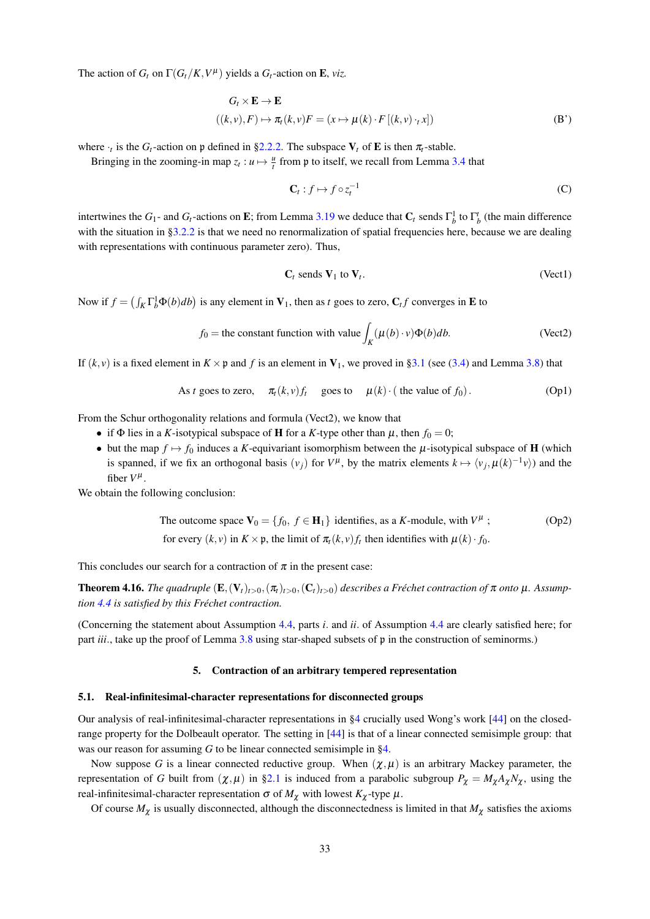The action of $G_t$ on $\Gamma(G_t/K, V^\mu)$ yields a $G_t$-action on $\mathbf{E}$, *viz.*

$$
\begin{aligned}
&G_t \times \mathbf{E} \to \mathbf{E} \\
&((k,v),F) \mapsto \pi_t(k,v)F = (x \mapsto \mu(k) \cdot F\,[(k,v) \cdot_t x])
\end{aligned}
\tag{B'}
$$

where $\cdot_t$ is the $G_t$-action on $\mathfrak{p}$ defined in §2.2.2. The subspace $\mathbf{V}_t$ of $\mathbf{E}$ is then $\pi_t$-stable.

Bringing in the zooming-in map $z_t : u \mapsto \frac{u}{t}$ from $\mathfrak{p}$ to itself, we recall from Lemma 3.4 that

$$
\mathbf{C}_t : f \mapsto f \circ z_t^{-1} \tag{C}
$$

intertwines the $G_1$- and $G_t$-actions on $\mathbf{E}$; from Lemma 3.19 we deduce that $\mathbf{C}_t$ sends $\Gamma_b^1$ to $\Gamma_b^t$ (the main difference with the situation in §3.2.2 is that we need no renormalization of spatial frequencies here, because we are dealing with representations with continuous parameter zero). Thus,

$$
\mathbf{C}_t \text{ sends } \mathbf{V}_1 \text{ to } \mathbf{V}_t. \tag{Vect1}
$$

Now if $f = \left(\int_K \Gamma_b^1 \Phi(b) db\right)$ is any element in $\mathbf{V}_1$, then as $t$ goes to zero, $\mathbf{C}_t f$ converges in $\mathbf{E}$ to

$$
f_0 = \text{the constant function with value} \int_K (\mu(b) \cdot v) \Phi(b) db. \tag{Vect2}
$$

If $(k,v)$ is a fixed element in $K \times \mathfrak{p}$ and $f$ is an element in $\mathbf{V}_1$, we proved in §3.1 (see (3.4) and Lemma 3.8) that

$$
\text{As } t \text{ goes to zero,} \quad \pi_t(k,v) f_t \quad \text{goes to} \quad \mu(k) \cdot (\text{ the value of } f_0). \tag{Op1}
$$

From the Schur orthogonality relations and formula (Vect2), we know that

- if $\Phi$ lies in a $K$-isotypical subspace of $\mathbf{H}$ for a $K$-type other than $\mu$, then $f_0 = 0$;
- but the map $f \mapsto f_0$ induces a $K$-equivariant isomorphism between the $\mu$-isotypical subspace of $\mathbf{H}$ (which is spanned, if we fix an orthogonal basis $(v_j)$ for $V^\mu$, by the matrix elements $k \mapsto \langle v_j, \mu(k)^{-1} v \rangle$) and the fiber $V^\mu$.

We obtain the following conclusion:

$$
\begin{aligned}
&\text{The outcome space } \mathbf{V}_0 = \{f_0,\ f \in \mathbf{H}_1\} \text{ identifies, as a } K\text{-module, with } V^\mu\ ; \\
&\text{for every } (k,v) \text{ in } K \times \mathfrak{p}, \text{ the limit of } \pi_t(k,v) f_t \text{ then identifies with } \mu(k) \cdot f_0.
\end{aligned}
\tag{Op2}
$$

This concludes our search for a contraction of $\pi$ in the present case:

**Theorem 4.16.** *The quadruple $(\mathbf{E}, (\mathbf{V}_t)_{t>0}, (\pi_t)_{t>0}, (\mathbf{C}_t)_{t>0})$ describes a Fréchet contraction of $\pi$ onto $\mu$. Assumption 4.4 is satisfied by this Fréchet contraction.*

(Concerning the statement about Assumption 4.4, parts *i.* and *ii.* of Assumption 4.4 are clearly satisfied here; for part *iii.*, take up the proof of Lemma 3.8 using star-shaped subsets of $\mathfrak{p}$ in the construction of seminorms.)

## 5. Contraction of an arbitrary tempered representation

### 5.1. Real-infinitesimal-character representations for disconnected groups

Our analysis of real-infinitesimal-character representations in §4 crucially used Wong's work [44] on the closed-range property for the Dolbeault operator. The setting in [44] is that of a linear connected semisimple group: that was our reason for assuming $G$ to be linear connected semisimple in §4.

Now suppose $G$ is a linear connected reductive group. When $(\chi, \mu)$ is an arbitrary Mackey parameter, the representation of $G$ built from $(\chi, \mu)$ in §2.1 is induced from a parabolic subgroup $P_\chi = M_\chi A_\chi N_\chi$, using the real-infinitesimal-character representation $\sigma$ of $M_\chi$ with lowest $K_\chi$-type $\mu$.

Of course $M_\chi$ is usually disconnected, although the disconnectedness is limited in that $M_\chi$ satisfies the axioms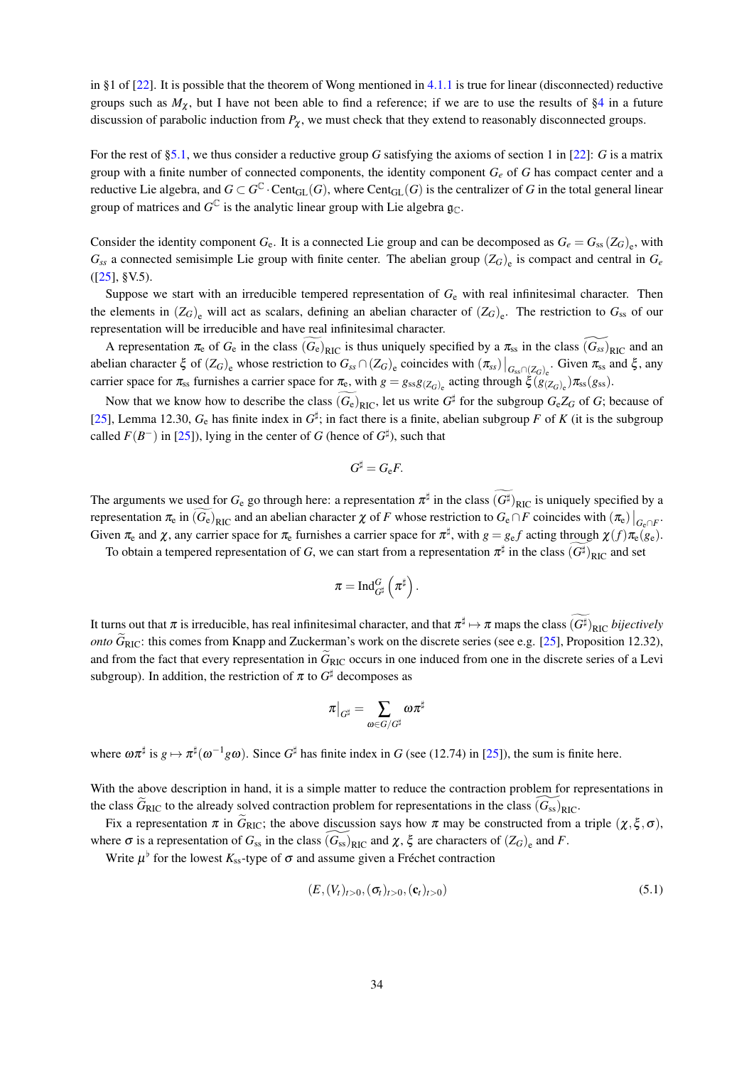in §1 of [22]. It is possible that the theorem of Wong mentioned in 4.1.1 is true for linear (disconnected) reductive groups such as $M_\chi$, but I have not been able to find a reference; if we are to use the results of §4 in a future discussion of parabolic induction from $P_\chi$, we must check that they extend to reasonably disconnected groups.

For the rest of §5.1, we thus consider a reductive group $G$ satisfying the axioms of section 1 in [22]: $G$ is a matrix group with a finite number of connected components, the identity component $G_e$ of $G$ has compact center and a reductive Lie algebra, and $G \subset G^{\mathbb{C}} \cdot \mathrm{Cent}_{\mathrm{GL}}(G)$, where $\mathrm{Cent}_{\mathrm{GL}}(G)$ is the centralizer of $G$ in the total general linear group of matrices and $G^{\mathbb{C}}$ is the analytic linear group with Lie algebra $\mathfrak{g}_{\mathbb{C}}$.

Consider the identity component $G_{\mathrm{e}}$. It is a connected Lie group and can be decomposed as $G_e = G_{\mathrm{ss}} \left(Z_G\right)_{\mathrm{e}}$, with $G_{ss}$ a connected semisimple Lie group with finite center. The abelian group $\left(Z_G\right)_{\mathrm{e}}$ is compact and central in $G_e$ ([25], §V.5).

Suppose we start with an irreducible tempered representation of $G_{\mathrm{e}}$ with real infinitesimal character. Then the elements in $\left(Z_G\right)_{\mathrm{e}}$ will act as scalars, defining an abelian character of $\left(Z_G\right)_{\mathrm{e}}$. The restriction to $G_{\mathrm{ss}}$ of our representation will be irreducible and have real infinitesimal character.

A representation $\pi_{\mathrm{e}}$ of $G_{\mathrm{e}}$ in the class $\widetilde{(G_{\mathrm{e}})}_{\mathrm{RIC}}$ is thus uniquely specified by a $\pi_{\mathrm{ss}}$ in the class $\widetilde{(G_{ss})}_{\mathrm{RIC}}$ and an abelian character $\xi$ of $\left(Z_G\right)_{\mathrm{e}}$ whose restriction to $G_{ss} \cap \left(Z_G\right)_{\mathrm{e}}$ coincides with $\left(\pi_{ss}\right)\big|_{G_{\mathrm{ss}}\cap (Z_G)_{\mathrm{e}}}$. Given $\pi_{\mathrm{ss}}$ and $\xi$, any carrier space for $\pi_{\mathrm{ss}}$ furnishes a carrier space for $\pi_{\mathrm{e}}$, with $g = g_{\mathrm{ss}} g_{(Z_G)_{\mathrm{e}}}$ acting through $\xi\left(g_{(Z_G)_{\mathrm{e}}}\right)\pi_{\mathrm{ss}}(g_{\mathrm{ss}})$.

Now that we know how to describe the class $\widetilde{(G_{\mathrm{e}})}_{\mathrm{RIC}}$, let us write $G^\sharp$ for the subgroup $G_{\mathrm{e}} Z_G$ of $G$; because of [25], Lemma 12.30, $G_{\mathrm{e}}$ has finite index in $G^\sharp$; in fact there is a finite, abelian subgroup $F$ of $K$ (it is the subgroup called $F(B^-)$ in [25]), lying in the center of $G$ (hence of $G^\sharp$), such that

$$G^\sharp = G_{\mathrm{e}} F.$$

The arguments we used for $G_{\mathrm{e}}$ go through here: a representation $\pi^\sharp$ in the class $\widetilde{(G^\sharp)}_{\mathrm{RIC}}$ is uniquely specified by a representation $\pi_{\mathrm{e}}$ in $\widetilde{(G_{\mathrm{e}})}_{\mathrm{RIC}}$ and an abelian character $\chi$ of $F$ whose restriction to $G_{\mathrm{e}} \cap F$ coincides with $\left(\pi_{\mathrm{e}}\right)\big|_{G_{\mathrm{e}}\cap F}$. Given $\pi_{\mathrm{e}}$ and $\chi$, any carrier space for $\pi_{\mathrm{e}}$ furnishes a carrier space for $\pi^\sharp$, with $g = g_{\mathrm{e}} f$ acting through $\chi(f)\pi_{\mathrm{e}}(g_{\mathrm{e}})$.

To obtain a tempered representation of $G$, we can start from a representation $\pi^\sharp$ in the class $\widetilde{(G^\sharp)}_{\mathrm{RIC}}$ and set

$$\pi = \mathrm{Ind}_{G^\sharp}^{G}\left(\pi^\sharp\right).$$

It turns out that $\pi$ is irreducible, has real infinitesimal character, and that $\pi^\sharp \mapsto \pi$ maps the class $\widetilde{(G^\sharp)}_{\mathrm{RIC}}$ *bijectively onto* $\widetilde{G}_{\mathrm{RIC}}$: this comes from Knapp and Zuckerman's work on the discrete series (see e.g. [25], Proposition 12.32), and from the fact that every representation in $\widetilde{G}_{\mathrm{RIC}}$ occurs in one induced from one in the discrete series of a Levi subgroup). In addition, the restriction of $\pi$ to $G^\sharp$ decomposes as

$$\pi\big|_{G^\sharp} = \sum_{\omega \in G/G^\sharp} \omega\pi^\sharp$$

where $\omega\pi^\sharp$ is $g \mapsto \pi^\sharp(\omega^{-1} g \omega)$. Since $G^\sharp$ has finite index in $G$ (see (12.74) in [25]), the sum is finite here.

With the above description in hand, it is a simple matter to reduce the contraction problem for representations in the class $\widetilde{G}_{\mathrm{RIC}}$ to the already solved contraction problem for representations in the class $\widetilde{(G_{\mathrm{ss}})}_{\mathrm{RIC}}$.

Fix a representation $\pi$ in $\widetilde{G}_{\mathrm{RIC}}$; the above discussion says how $\pi$ may be constructed from a triple $(\chi, \xi, \sigma)$, where $\sigma$ is a representation of $G_{\mathrm{ss}}$ in the class $\widetilde{(G_{\mathrm{ss}})}_{\mathrm{RIC}}$ and $\chi$, $\xi$ are characters of $\left(Z_G\right)_{\mathrm{e}}$ and $F$.

Write $\mu^\flat$ for the lowest $K_{\mathrm{ss}}$-type of $\sigma$ and assume given a Fréchet contraction

$$\left(E, (V_t)_{t>0}, (\sigma_t)_{t>0}, (\mathbf{c}_t)_{t>0}\right) \tag{5.1}$$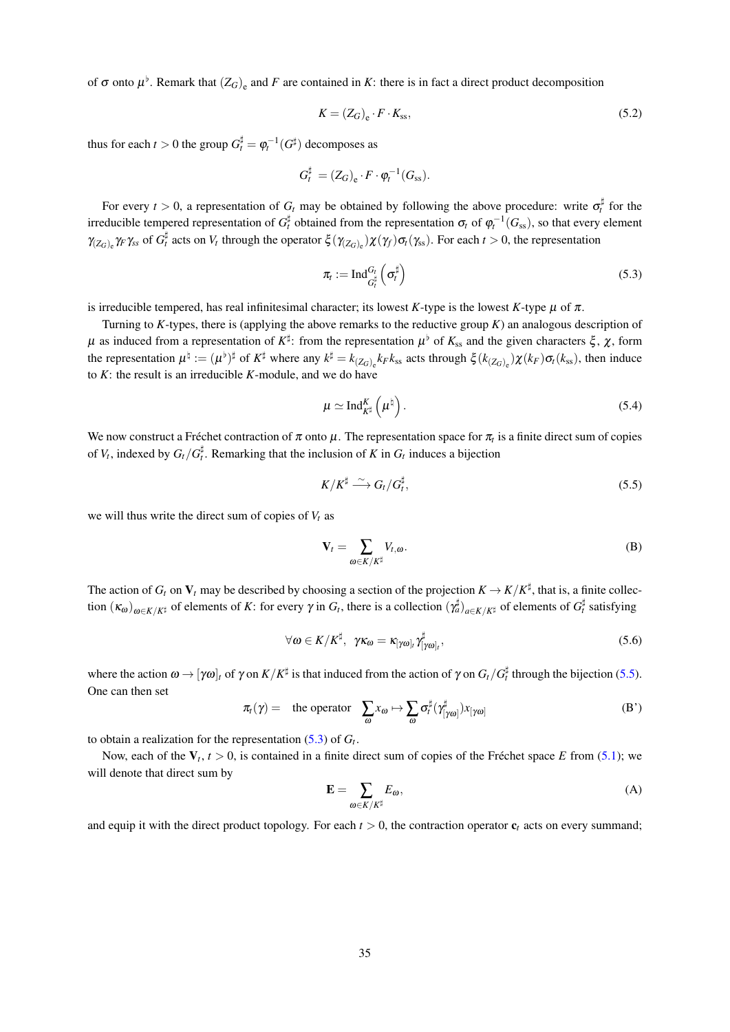of $\sigma$ onto $\mu^\flat$. Remark that $(Z_G)_{\rm e}$ and $F$ are contained in $K$: there is in fact a direct product decomposition

$$K = (Z_G)_{\rm e} \cdot F \cdot K_{\rm ss}, \tag{5.2}$$

thus for each $t > 0$ the group $G_t^\sharp = \varphi_t^{-1}(G^\sharp)$ decomposes as

$$G_t^\sharp = (Z_G)_{\rm e} \cdot F \cdot \varphi_t^{-1}(G_{\rm ss}).$$

For every $t > 0$, a representation of $G_t$ may be obtained by following the above procedure: write $\sigma_t^\sharp$ for the irreducible tempered representation of $G_t^\sharp$ obtained from the representation $\sigma_t$ of $\varphi_t^{-1}(G_{\rm ss})$, so that every element $\gamma_{(Z_G)_{\rm e}}\gamma_F\gamma_{ss}$ of $G_t^\sharp$ acts on $V_t$ through the operator $\xi(\gamma_{(Z_G)_{\rm e}})\chi(\gamma_f)\sigma_t(\gamma_{\rm ss})$. For each $t > 0$, the representation

$$\pi_t := \operatorname{Ind}_{G_t^\sharp}^{G_t}\left(\sigma_t^\sharp\right) \tag{5.3}$$

is irreducible tempered, has real infinitesimal character; its lowest $K$-type is the lowest $K$-type $\mu$ of $\pi$.

Turning to $K$-types, there is (applying the above remarks to the reductive group $K$) an analogous description of $\mu$ as induced from a representation of $K^\sharp$: from the representation $\mu^\flat$ of $K_{\rm ss}$ and the given characters $\xi$, $\chi$, form the representation $\mu^\natural := (\mu^\flat)^\sharp$ of $K^\sharp$ where any $k^\sharp = k_{(Z_G)_{\rm e}}k_F k_{\rm ss}$ acts through $\xi(k_{(Z_G)_{\rm e}})\chi(k_F)\sigma_t(k_{\rm ss})$, then induce to $K$: the result is an irreducible $K$-module, and we do have

$$\mu \simeq \operatorname{Ind}_{K^\sharp}^{K}\left(\mu^\natural\right). \tag{5.4}$$

We now construct a Fréchet contraction of $\pi$ onto $\mu$. The representation space for $\pi_t$ is a finite direct sum of copies of $V_t$, indexed by $G_t/G_t^\sharp$. Remarking that the inclusion of $K$ in $G_t$ induces a bijection

$$K/K^\sharp \xrightarrow{\sim} G_t/G_t^\sharp, \tag{5.5}$$

we will thus write the direct sum of copies of $V_t$ as

$$\mathbf{V}_t = \sum_{\omega \in K/K^\sharp} V_{t,\omega}. \tag{B}$$

The action of $G_t$ on $\mathbf{V}_t$ may be described by choosing a section of the projection $K \to K/K^\sharp$, that is, a finite collection $(\kappa_\omega)_{\omega\in K/K^\sharp}$ of elements of $K$: for every $\gamma$ in $G_t$, there is a collection $(\gamma_a^\sharp)_{a\in K/K^\sharp}$ of elements of $G_t^\sharp$ satisfying

$$\forall \omega \in K/K^\sharp, \;\; \gamma\kappa_\omega = \kappa_{[\gamma\omega]_t}\gamma^\sharp_{[\gamma\omega]_t}, \tag{5.6}$$

where the action $\omega \to [\gamma\omega]_t$ of $\gamma$ on $K/K^\sharp$ is that induced from the action of $\gamma$ on $G_t/G_t^\sharp$ through the bijection (5.5). One can then set

$$\pi_t(\gamma) = \quad \text{the operator} \quad \sum_\omega x_\omega \mapsto \sum_\omega \sigma_t^\sharp(\gamma^\sharp_{[\gamma\omega]})x_{[\gamma\omega]} \tag{B'}$$

to obtain a realization for the representation (5.3) of $G_t$.

Now, each of the $\mathbf{V}_t$, $t > 0$, is contained in a finite direct sum of copies of the Fréchet space $E$ from (5.1); we will denote that direct sum by

$$\mathbf{E} = \sum_{\omega\in K/K^\sharp} E_\omega, \tag{A}$$

and equip it with the direct product topology. For each $t > 0$, the contraction operator $\mathbf{c}_t$ acts on every summand;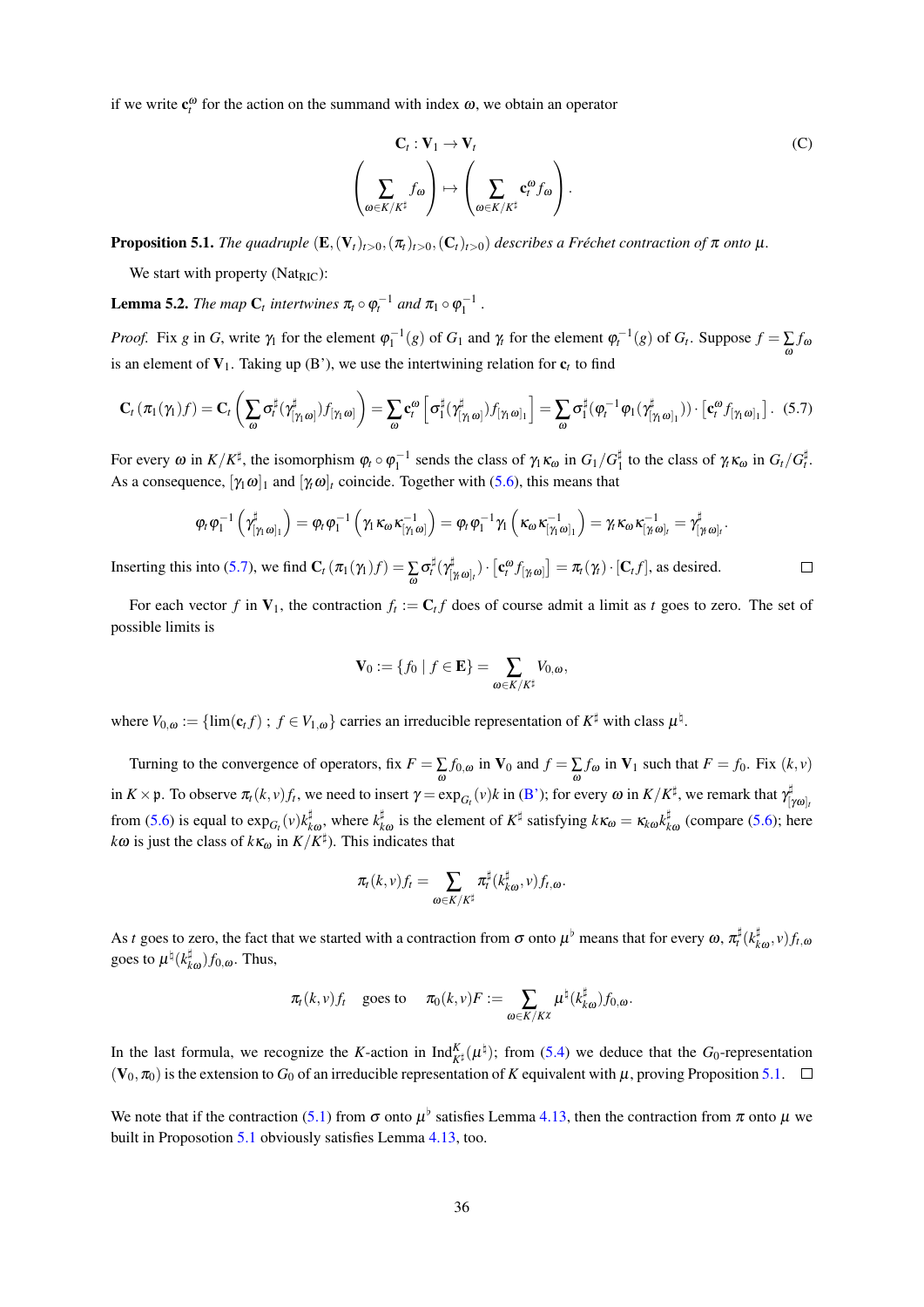if we write $\mathbf{c}_t^\omega$ for the action on the summand with index $\omega$, we obtain an operator

$$\begin{aligned} \mathbf{C}_t : \mathbf{V}_1 &\to \mathbf{V}_t \\ \left( \sum_{\omega \in K/K^\sharp} f_\omega \right) &\mapsto \left( \sum_{\omega \in K/K^\sharp} \mathbf{c}_t^\omega f_\omega \right). \end{aligned} \tag{C}$$

**Proposition 5.1.** *The quadruple $(\mathbf{E}, (\mathbf{V}_t)_{t>0}, (\pi_t)_{t>0}, (\mathbf{C}_t)_{t>0})$ describes a Fréchet contraction of $\pi$ onto $\mu$.*

We start with property ($\text{Nat}_{\text{RIC}}$):

**Lemma 5.2.** *The map $\mathbf{C}_t$ intertwines $\pi_t \circ \varphi_t^{-1}$ and $\pi_1 \circ \varphi_1^{-1}$.*

*Proof.* Fix $g$ in $G$, write $\gamma_1$ for the element $\varphi_1^{-1}(g)$ of $G_1$ and $\gamma_t$ for the element $\varphi_t^{-1}(g)$ of $G_t$. Suppose $f = \sum_\omega f_\omega$ is an element of $\mathbf{V}_1$. Taking up (B'), we use the intertwining relation for $\mathbf{c}_t$ to find

$$\mathbf{C}_t\left(\pi_1(\gamma_1) f\right) = \mathbf{C}_t\left(\sum_\omega \sigma_1^\sharp(\gamma^\sharp_{[\gamma_1\omega]}) f_{[\gamma_1\omega]}\right) = \sum_\omega \mathbf{c}_t^\omega\left[\sigma_1^\sharp(\gamma^\sharp_{[\gamma_1\omega]}) f_{[\gamma_1\omega]_1}\right] = \sum_\omega \sigma_1^\sharp(\varphi_t^{-1}\varphi_1(\gamma^\sharp_{[\gamma_1\omega]_1}))\cdot\left[\mathbf{c}_t^\omega f_{[\gamma_1\omega]_1}\right]. \tag{5.7}$$

For every $\omega$ in $K/K^\sharp$, the isomorphism $\varphi_t \circ \varphi_1^{-1}$ sends the class of $\gamma_1\kappa_\omega$ in $G_1/G_1^\sharp$ to the class of $\gamma_t\kappa_\omega$ in $G_t/G_t^\sharp$. As a consequence, $[\gamma_1\omega]_1$ and $[\gamma_t\omega]_t$ coincide. Together with (5.6), this means that

$$\varphi_t\varphi_1^{-1}\left(\gamma^\sharp_{[\gamma_1\omega]_1}\right) = \varphi_t\varphi_1^{-1}\left(\gamma_1\kappa_\omega\kappa^{-1}_{[\gamma_1\omega]}\right) = \varphi_t\varphi_1^{-1}\gamma_1\left(\kappa_\omega\kappa^{-1}_{[\gamma_1\omega]_1}\right) = \gamma_t\kappa_\omega\kappa^{-1}_{[\gamma_t\omega]_t} = \gamma^\sharp_{[\gamma_t\omega]_t}.$$

Inserting this into (5.7), we find $\mathbf{C}_t\left(\pi_1(\gamma_1)f\right) = \sum_\omega \sigma_t^\sharp(\gamma^\sharp_{[\gamma_t\omega]_t})\cdot\left[\mathbf{c}_t^\omega f_{[\gamma_t\omega]}\right] = \pi_t(\gamma_t)\cdot[\mathbf{C}_t f]$, as desired. $\square$

For each vector $f$ in $\mathbf{V}_1$, the contraction $f_t := \mathbf{C}_t f$ does of course admit a limit as $t$ goes to zero. The set of possible limits is

$$\mathbf{V}_0 := \{f_0 \mid f \in \mathbf{E}\} = \sum_{\omega \in K/K^\sharp} V_{0,\omega},$$

where $V_{0,\omega} := \{\lim(\mathbf{c}_t f)\ ;\ f \in V_{1,\omega}\}$ carries an irreducible representation of $K^\sharp$ with class $\mu^\natural$.

Turning to the convergence of operators, fix $F = \sum_\omega f_{0,\omega}$ in $\mathbf{V}_0$ and $f = \sum_\omega f_\omega$ in $\mathbf{V}_1$ such that $F = f_0$. Fix $(k,v)$ in $K \times \mathfrak{p}$. To observe $\pi_t(k,v)f_t$, we need to insert $\gamma = \exp_{G_t}(v)k$ in (B'); for every $\omega$ in $K/K^\sharp$, we remark that $\gamma^\sharp_{[\gamma\omega]_t}$ from (5.6) is equal to $\exp_{G_t}(v)k^\sharp_{k\omega}$, where $k^\sharp_{k\omega}$ is the element of $K^\sharp$ satisfying $k\kappa_\omega = \kappa_{k\omega}k^\sharp_{k\omega}$ (compare (5.6); here $k\omega$ is just the class of $k\kappa_\omega$ in $K/K^\sharp$). This indicates that

$$\pi_t(k,v)f_t = \sum_{\omega \in K/K^\sharp} \pi_t^\sharp(k^\sharp_{k\omega}, v)f_{t,\omega}.$$

As $t$ goes to zero, the fact that we started with a contraction from $\sigma$ onto $\mu^\flat$ means that for every $\omega$, $\pi_t^\sharp(k^\sharp_{k\omega}, v)f_{t,\omega}$ goes to $\mu^\natural(k^\sharp_{k\omega})f_{0,\omega}$. Thus,

$$\pi_t(k,v)f_t \quad \text{goes to} \quad \pi_0(k,v)F := \sum_{\omega \in K/K\chi} \mu^\natural(k^\sharp_{k\omega})f_{0,\omega}.$$

In the last formula, we recognize the $K$-action in $\text{Ind}_{K^\sharp}^K(\mu^\natural)$; from (5.4) we deduce that the $G_0$-representation $(\mathbf{V}_0, \pi_0)$ is the extension to $G_0$ of an irreducible representation of $K$ equivalent with $\mu$, proving Proposition 5.1. $\square$

We note that if the contraction (5.1) from $\sigma$ onto $\mu^\flat$ satisfies Lemma 4.13, then the contraction from $\pi$ onto $\mu$ we built in Proposotion 5.1 obviously satisfies Lemma 4.13, too.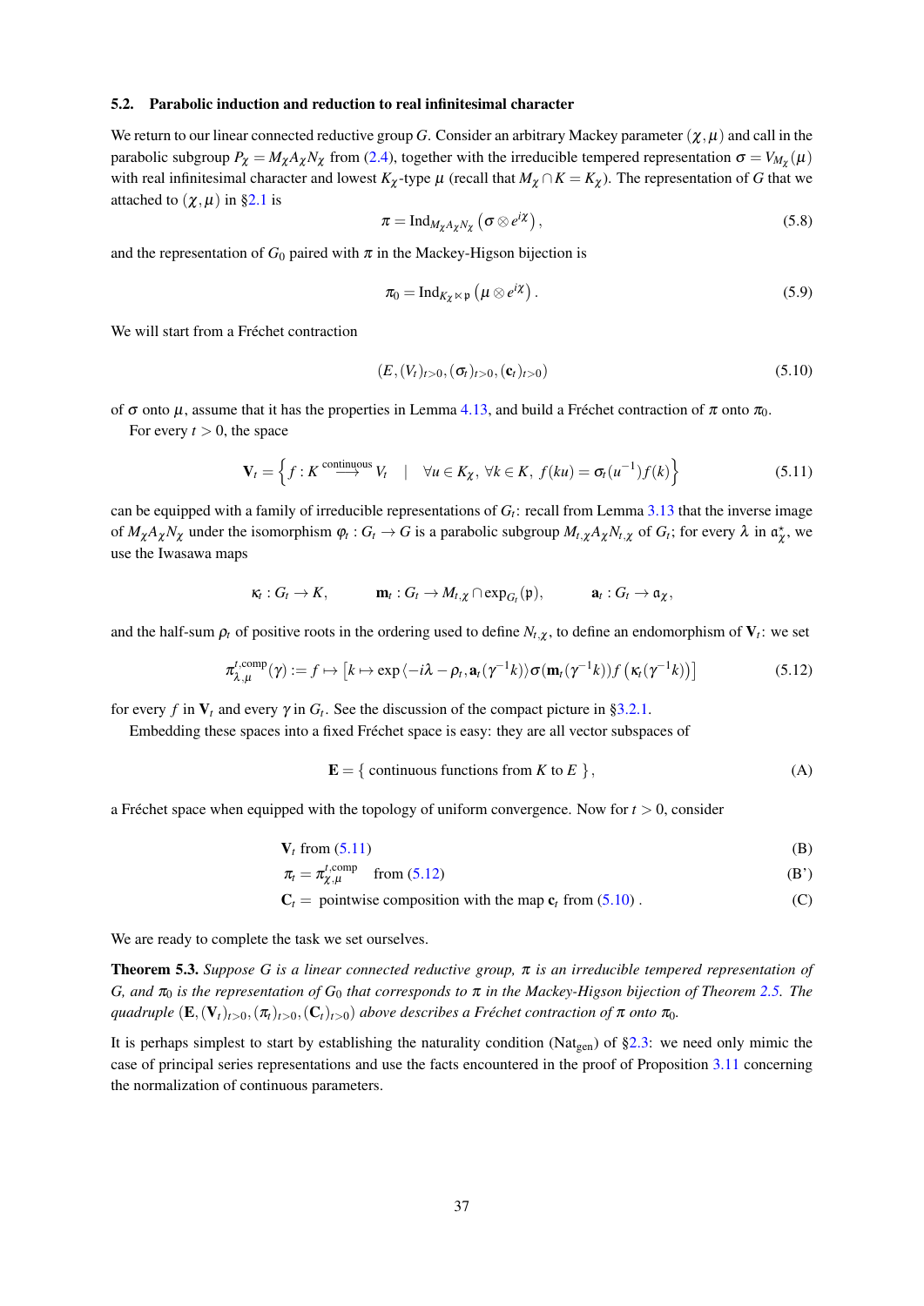### 5.2. Parabolic induction and reduction to real infinitesimal character

We return to our linear connected reductive group $G$. Consider an arbitrary Mackey parameter $(\chi, \mu)$ and call in the parabolic subgroup $P_\chi = M_\chi A_\chi N_\chi$ from (2.4), together with the irreducible tempered representation $\sigma = V_{M_\chi}(\mu)$ with real infinitesimal character and lowest $K_\chi$-type $\mu$ (recall that $M_\chi \cap K = K_\chi$). The representation of $G$ that we attached to $(\chi, \mu)$ in §2.1 is

$$\pi = \mathrm{Ind}_{M_\chi A_\chi N_\chi} \left( \sigma \otimes e^{i\chi} \right), \tag{5.8}$$

and the representation of $G_0$ paired with $\pi$ in the Mackey-Higson bijection is

$$\pi_0 = \mathrm{Ind}_{K_\chi \ltimes \mathfrak{p}} \left( \mu \otimes e^{i\chi} \right). \tag{5.9}$$

We will start from a Fréchet contraction

$$(E, (V_t)_{t>0}, (\sigma_t)_{t>0}, (\mathbf{c}_t)_{t>0}) \tag{5.10}$$

of $\sigma$ onto $\mu$, assume that it has the properties in Lemma 4.13, and build a Fréchet contraction of $\pi$ onto $\pi_0$.

For every $t > 0$, the space

$$\mathbf{V}_t = \left\{ f : K \overset{\text{continuous}}{\longrightarrow} V_t \quad | \quad \forall u \in K_\chi,\ \forall k \in K,\ f(ku) = \sigma_t(u^{-1}) f(k) \right\} \tag{5.11}$$

can be equipped with a family of irreducible representations of $G_t$: recall from Lemma 3.13 that the inverse image of $M_\chi A_\chi N_\chi$ under the isomorphism $\varphi_t : G_t \to G$ is a parabolic subgroup $M_{t,\chi} A_\chi N_{t,\chi}$ of $G_t$; for every $\lambda$ in $\mathfrak{a}_\chi^\star$, we use the Iwasawa maps

$$\kappa_t : G_t \to K, \qquad \mathbf{m}_t : G_t \to M_{t,\chi} \cap \exp_{G_t}(\mathfrak{p}), \qquad \mathbf{a}_t : G_t \to \mathfrak{a}_\chi,$$

and the half-sum $\rho_t$ of positive roots in the ordering used to define $N_{t,\chi}$, to define an endomorphism of $\mathbf{V}_t$: we set

$$\pi_{\lambda,\mu}^{t,\mathrm{comp}}(\gamma) := f \mapsto \left[ k \mapsto \exp \langle -i\lambda - \rho_t, \mathbf{a}_t(\gamma^{-1}k) \rangle \sigma(\mathbf{m}_t(\gamma^{-1}k)) f\left(\kappa_t(\gamma^{-1}k)\right) \right] \tag{5.12}$$

for every $f$ in $\mathbf{V}_t$ and every $\gamma$ in $G_t$. See the discussion of the compact picture in §3.2.1.

Embedding these spaces into a fixed Fréchet space is easy: they are all vector subspaces of

$$\mathbf{E} = \{ \text{ continuous functions from } K \text{ to } E \ \}, \tag{A}$$

a Fréchet space when equipped with the topology of uniform convergence. Now for $t > 0$, consider

$$\mathbf{V}_t \text{ from (5.11)} \tag{B}$$
$$\pi_t = \pi_{\chi,\mu}^{t,\mathrm{comp}} \quad \text{from (5.12)} \tag{B'}$$
$$\mathbf{C}_t = \text{ pointwise composition with the map } \mathbf{c}_t \text{ from (5.10)}. \tag{C}$$

We are ready to complete the task we set ourselves.

**Theorem 5.3.** *Suppose $G$ is a linear connected reductive group, $\pi$ is an irreducible tempered representation of $G$, and $\pi_0$ is the representation of $G_0$ that corresponds to $\pi$ in the Mackey-Higson bijection of Theorem 2.5. The quadruple $(\mathbf{E}, (\mathbf{V}_t)_{t>0}, (\pi_t)_{t>0}, (\mathbf{C}_t)_{t>0})$ above describes a Fréchet contraction of $\pi$ onto $\pi_0$.*

It is perhaps simplest to start by establishing the naturality condition ($\mathrm{Nat}_{\mathrm{gen}}$) of §2.3: we need only mimic the case of principal series representations and use the facts encountered in the proof of Proposition 3.11 concerning the normalization of continuous parameters.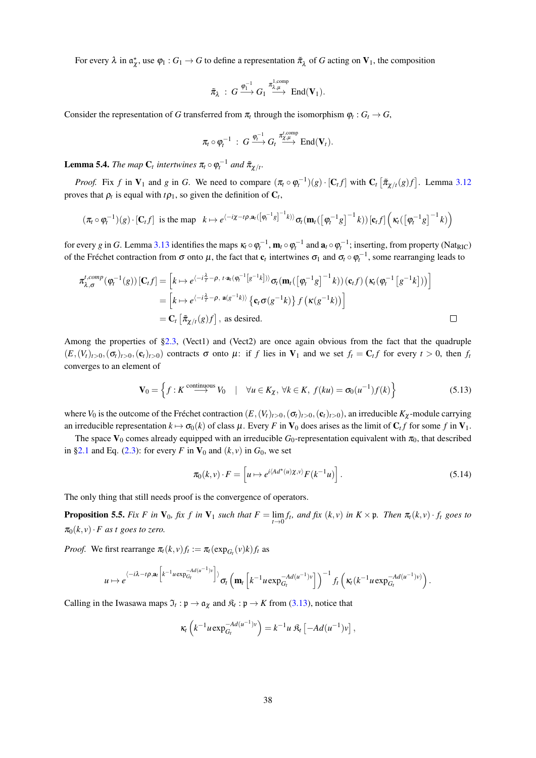For every $\lambda$ in $\mathfrak{a}_\chi^\star$, use $\varphi_1 : G_1 \to G$ to define a representation $\tilde{\pi}_\lambda$ of $G$ acting on $\mathbf{V}_1$, the composition

$$\tilde{\pi}_\lambda \;:\; G \xrightarrow{\varphi_1^{-1}} G_1 \xrightarrow{\pi^{1,\text{comp}}_{\lambda,\mu}} \text{End}(\mathbf{V}_1).$$

Consider the representation of $G$ transferred from $\pi_t$ through the isomorphism $\varphi_t : G_t \to G$,

$$\pi_t \circ \varphi_t^{-1} \;:\; G \xrightarrow{\varphi_t^{-1}} G_t \xrightarrow{\pi^{t,\text{comp}}_{\chi,\mu}} \text{End}(\mathbf{V}_t).$$

**Lemma 5.4.** *The map $\mathbf{C}_t$ intertwines $\pi_t \circ \varphi_t^{-1}$ and $\tilde{\pi}_{\chi/t}$.*

*Proof.* Fix $f$ in $\mathbf{V}_1$ and $g$ in $G$. We need to compare $(\pi_t \circ \varphi_t^{-1})(g) \cdot [\mathbf{C}_t f]$ with $\mathbf{C}_t\left[\tilde{\pi}_{\chi/t}(g) f\right]$. Lemma 3.12 proves that $\rho_t$ is equal with $t\rho_1$, so given the definition of $\mathbf{C}_t$,

$$(\pi_t \circ \varphi_t^{-1})(g) \cdot [\mathbf{C}_t f] \;\text{ is the map }\; k \mapsto e^{\langle -i\chi - t\rho, \mathbf{a}_t([\varphi_t^{-1} g]^{-1} k)\rangle} \sigma_t(\mathbf{m}_t([\varphi_t^{-1} g]^{-1} k))\,[\mathbf{c}_t f]\left(\kappa_t([\varphi_t^{-1} g]^{-1} k)\right)$$

for every $g$ in $G$. Lemma 3.13 identifies the maps $\kappa_t \circ \varphi_t^{-1}$, $\mathbf{m}_t \circ \varphi_t^{-1}$ and $\mathbf{a}_t \circ \varphi_t^{-1}$; inserting, from property (Nat$_{\text{RIC}}$) of the Fréchet contraction from $\sigma$ onto $\mu$, the fact that $\mathbf{c}_t$ intertwines $\sigma_1$ and $\sigma_t \circ \varphi_t^{-1}$, some rearranging leads to

$$\begin{aligned}
\pi^{t,comp}_{\lambda,\sigma}(\varphi_t^{-1}(g))\,[\mathbf{C}_t f] &= \left[k \mapsto e^{\langle -i\frac{\lambda}{t} - \rho,\, t\cdot \mathbf{a}_t(\varphi_t^{-1}[g^{-1}k])\rangle} \sigma_t(\mathbf{m}_t([\varphi_t^{-1} g]^{-1} k))\,(\mathbf{c}_t f)\left(\kappa_t(\varphi_t^{-1}[g^{-1}k])\right)\right] \\
&= \left[k \mapsto e^{\langle -i\frac{\lambda}{t} - \rho,\, \mathbf{a}(g^{-1}k)\rangle} \left\{\mathbf{c}_t \sigma(g^{-1}k)\right\} f\left(\kappa(g^{-1}k)\right)\right] \\
&= \mathbf{C}_t\left[\tilde{\pi}_{\chi/t}(g) f\right], \text{ as desired.}
\end{aligned}$$

$\square$

Among the properties of §2.3, (Vect1) and (Vect2) are once again obvious from the fact that the quadruple $(E, (V_t)_{t>0}, (\sigma_t)_{t>0}, (\mathbf{c}_t)_{t>0})$ contracts $\sigma$ onto $\mu$: if $f$ lies in $\mathbf{V}_1$ and we set $f_t = \mathbf{C}_t f$ for every $t > 0$, then $f_t$ converges to an element of

$$\mathbf{V}_0 = \left\{ f : K \xrightarrow{\text{continuous}} V_0 \quad \middle| \quad \forall u \in K_\chi,\, \forall k \in K,\; f(ku) = \sigma_0(u^{-1}) f(k) \right\} \tag{5.13}$$

where $V_0$ is the outcome of the Fréchet contraction $(E, (V_t)_{t>0}, (\sigma_t)_{t>0}, (\mathbf{c}_t)_{t>0})$, an irreducible $K_\chi$-module carrying an irreducible representation $k \mapsto \sigma_0(k)$ of class $\mu$. Every $F$ in $\mathbf{V}_0$ does arises as the limit of $\mathbf{C}_t f$ for some $f$ in $\mathbf{V}_1$.

The space $\mathbf{V}_0$ comes already equipped with an irreducible $G_0$-representation equivalent with $\pi_0$, that described in §2.1 and Eq. (2.3): for every $F$ in $\mathbf{V}_0$ and $(k, v)$ in $G_0$, we set

$$\pi_0(k, v) \cdot F = \left[u \mapsto e^{i\langle Ad^\star(u)\chi, v\rangle} F(k^{-1} u)\right]. \tag{5.14}$$

The only thing that still needs proof is the convergence of operators.

**Proposition 5.5.** *Fix $F$ in $\mathbf{V}_0$, fix $f$ in $\mathbf{V}_1$ such that $F = \lim_{t \to 0} f_t$, and fix $(k, v)$ in $K \times \mathfrak{p}$. Then $\pi_t(k, v) \cdot f_t$ goes to $\pi_0(k, v) \cdot F$ as $t$ goes to zero.*

*Proof.* We first rearrange $\pi_t(k, v) f_t := \pi_t(\exp_{G_t}(v) k) f_t$ as

$$u \mapsto e^{\langle -i\lambda - t\rho, \mathbf{a}_t\left[k^{-1} u \exp_{G_t}^{-Ad(u^{-1})v}\right]\rangle} \sigma_t\left(\mathbf{m}_t\left[k^{-1} u \exp_{G_t}^{-Ad(u^{-1})v}\right]\right)^{-1} f_t\left(\kappa_t(k^{-1} u \exp_{G_t}^{-Ad(u^{-1})v})\right).$$

Calling in the Iwasawa maps $\mathfrak{I}_t : \mathfrak{p} \to \mathfrak{a}_\chi$ and $\mathfrak{K}_t : \mathfrak{p} \to K$ from (3.13), notice that

$$\kappa_t\left(k^{-1} u \exp_{G_t}^{-Ad(u^{-1})v}\right) = k^{-1} u\, \mathfrak{K}_t\left[-Ad(u^{-1}) v\right],$$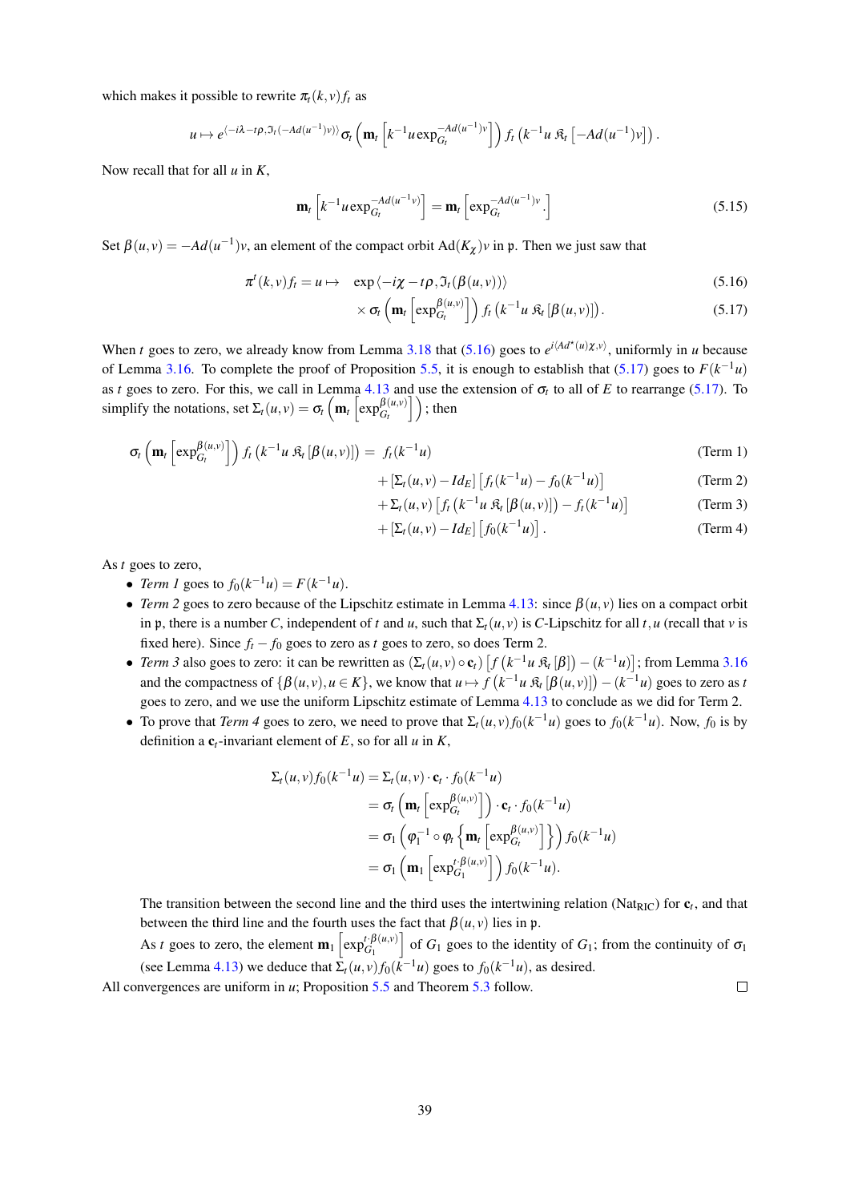which makes it possible to rewrite $\pi_t(k,v)f_t$ as

$$u \mapsto e^{\langle -i\lambda - t\rho, \mathfrak{I}_t(-Ad(u^{-1})v)\rangle} \sigma_t\left(\mathbf{m}_t\left[k^{-1}u\exp_{G_t}^{-Ad(u^{-1})v}\right]\right) f_t\left(k^{-1}u\,\mathfrak{K}_t\left[-Ad(u^{-1})v\right]\right).$$

Now recall that for all $u$ in $K$,

$$\mathbf{m}_t\left[k^{-1}u\exp_{G_t}^{-Ad(u^{-1})v}\right] = \mathbf{m}_t\left[\exp_{G_t}^{-Ad(u^{-1})v}.\right] \tag{5.15}$$

Set $\beta(u,v) = -Ad(u^{-1})v$, an element of the compact orbit $\mathrm{Ad}(K_\chi)v$ in $\mathfrak{p}$. Then we just saw that

$$\pi^t(k,v)f_t = u \mapsto \quad \exp\langle -i\chi - t\rho, \mathfrak{I}_t(\beta(u,v))\rangle \tag{5.16}$$

$$\times\, \sigma_t\left(\mathbf{m}_t\left[\exp_{G_t}^{\beta(u,v)}\right]\right) f_t\left(k^{-1}u\,\mathfrak{K}_t\left[\beta(u,v)\right]\right). \tag{5.17}$$

When $t$ goes to zero, we already know from Lemma 3.18 that (5.16) goes to $e^{i\langle Ad^\star(u)\chi, v\rangle}$, uniformly in $u$ because of Lemma 3.16. To complete the proof of Proposition 5.5, it is enough to establish that (5.17) goes to $F(k^{-1}u)$ as $t$ goes to zero. For this, we call in Lemma 4.13 and use the extension of $\sigma_t$ to all of $E$ to rearrange (5.17). To simplify the notations, set $\Sigma_t(u,v) = \sigma_t\left(\mathbf{m}_t\left[\exp_{G_t}^{\beta(u,v)}\right]\right)$; then

$$\sigma_t\left(\mathbf{m}_t\left[\exp_{G_t}^{\beta(u,v)}\right]\right) f_t\left(k^{-1}u\,\mathfrak{K}_t\left[\beta(u,v)\right]\right) = f_t(k^{-1}u) \tag{Term 1}$$

$$+\left[\Sigma_t(u,v) - Id_E\right]\left[f_t(k^{-1}u) - f_0(k^{-1}u)\right] \tag{Term 2}$$

$$+\Sigma_t(u,v)\left[f_t\left(k^{-1}u\,\mathfrak{K}_t\left[\beta(u,v)\right]\right) - f_t(k^{-1}u)\right] \tag{Term 3}$$

$$+\left[\Sigma_t(u,v) - Id_E\right]\left[f_0(k^{-1}u)\right]. \tag{Term 4}$$

As $t$ goes to zero,

- *Term 1* goes to $f_0(k^{-1}u) = F(k^{-1}u)$.
- *Term 2* goes to zero because of the Lipschitz estimate in Lemma 4.13: since $\beta(u,v)$ lies on a compact orbit in $\mathfrak{p}$, there is a number $C$, independent of $t$ and $u$, such that $\Sigma_t(u,v)$ is $C$-Lipschitz for all $t,u$ (recall that $v$ is fixed here). Since $f_t - f_0$ goes to zero as $t$ goes to zero, so does Term 2.
- *Term 3* also goes to zero: it can be rewritten as $(\Sigma_t(u,v)\circ\mathbf{c}_t)\left[f\left(k^{-1}u\,\mathfrak{K}_t\left[\beta\right]\right) - (k^{-1}u)\right]$; from Lemma 3.16 and the compactness of $\{\beta(u,v), u \in K\}$, we know that $u \mapsto f\left(k^{-1}u\,\mathfrak{K}_t\left[\beta(u,v)\right]\right) - (k^{-1}u)$ goes to zero as $t$ goes to zero, and we use the uniform Lipschitz estimate of Lemma 4.13 to conclude as we did for Term 2.
- To prove that *Term 4* goes to zero, we need to prove that $\Sigma_t(u,v)f_0(k^{-1}u)$ goes to $f_0(k^{-1}u)$. Now, $f_0$ is by definition a $\mathbf{c}_t$-invariant element of $E$, so for all $u$ in $K$,

$$\begin{aligned}
\Sigma_t(u,v)f_0(k^{-1}u) &= \Sigma_t(u,v)\cdot\mathbf{c}_t\cdot f_0(k^{-1}u)\\
&= \sigma_t\left(\mathbf{m}_t\left[\exp_{G_t}^{\beta(u,v)}\right]\right)\cdot\mathbf{c}_t\cdot f_0(k^{-1}u)\\
&= \sigma_1\left(\varphi_1^{-1}\circ\varphi_t\left\{\mathbf{m}_t\left[\exp_{G_t}^{\beta(u,v)}\right]\right\}\right) f_0(k^{-1}u)\\
&= \sigma_1\left(\mathbf{m}_1\left[\exp_{G_1}^{t\cdot\beta(u,v)}\right]\right) f_0(k^{-1}u).
\end{aligned}$$

  The transition between the second line and the third uses the intertwining relation ($\mathrm{Nat}_{\mathrm{RIC}}$) for $\mathbf{c}_t$, and that between the third line and the fourth uses the fact that $\beta(u,v)$ lies in $\mathfrak{p}$.

  As $t$ goes to zero, the element $\mathbf{m}_1\left[\exp_{G_1}^{t\cdot\beta(u,v)}\right]$ of $G_1$ goes to the identity of $G_1$; from the continuity of $\sigma_1$ (see Lemma 4.13) we deduce that $\Sigma_t(u,v)f_0(k^{-1}u)$ goes to $f_0(k^{-1}u)$, as desired.

All convergences are uniform in $u$; Proposition 5.5 and Theorem 5.3 follow. □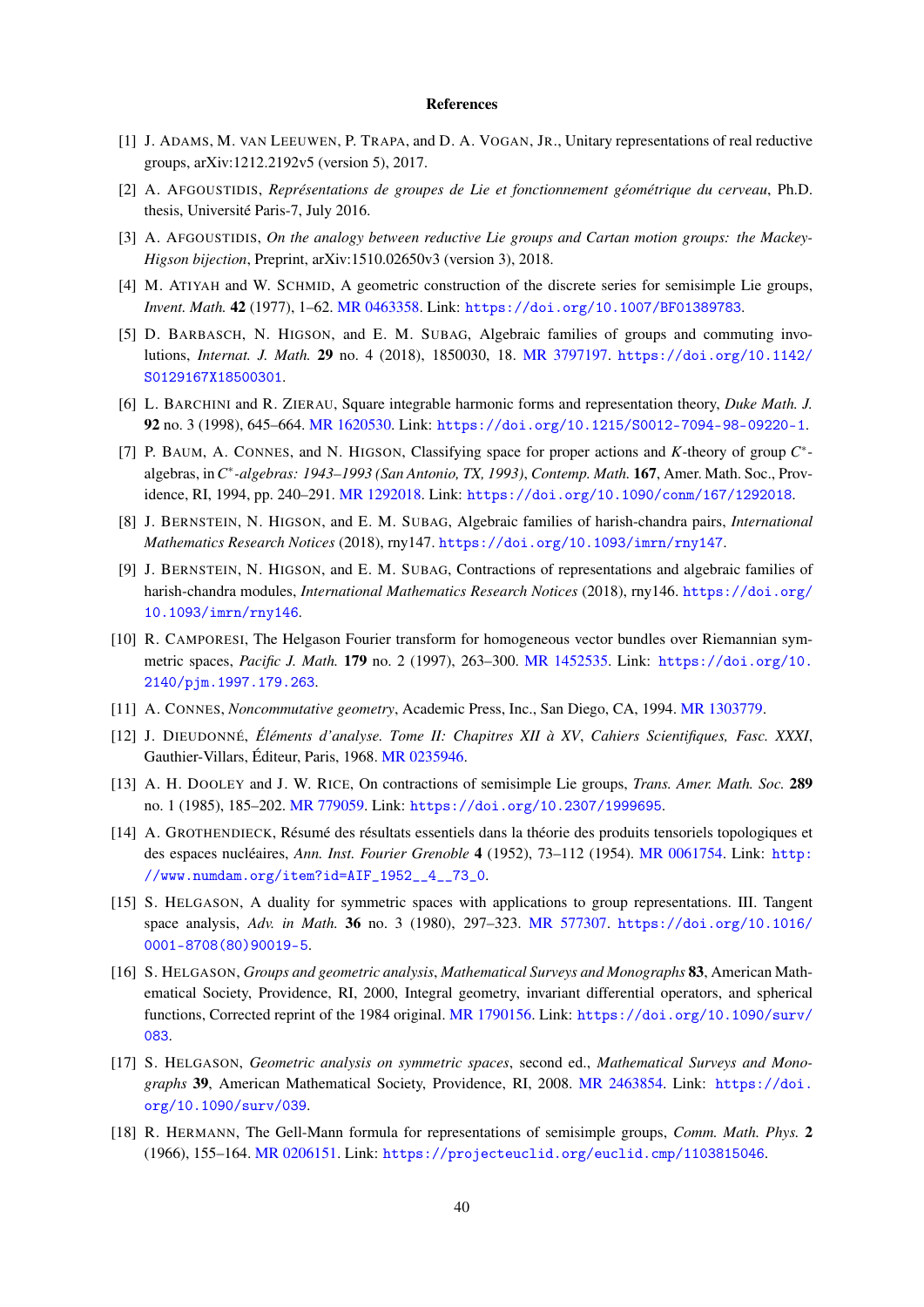# References

[1] J. Adams, M. van Leeuwen, P. Trapa, and D. A. Vogan, Jr., Unitary representations of real reductive groups, arXiv:1212.2192v5 (version 5), 2017.

[2] A. Afgoustidis, *Représentations de groupes de Lie et fonctionnement géométrique du cerveau*, Ph.D. thesis, Université Paris-7, July 2016.

[3] A. Afgoustidis, *On the analogy between reductive Lie groups and Cartan motion groups: the Mackey-Higson bijection*, Preprint, arXiv:1510.02650v3 (version 3), 2018.

[4] M. Atiyah and W. Schmid, A geometric construction of the discrete series for semisimple Lie groups, *Invent. Math.* **42** (1977), 1–62. MR 0463358. Link: https://doi.org/10.1007/BF01389783.

[5] D. Barbasch, N. Higson, and E. M. Subag, Algebraic families of groups and commuting involutions, *Internat. J. Math.* **29** no. 4 (2018), 1850030, 18. MR 3797197. https://doi.org/10.1142/S0129167X18500301.

[6] L. Barchini and R. Zierau, Square integrable harmonic forms and representation theory, *Duke Math. J.* **92** no. 3 (1998), 645–664. MR 1620530. Link: https://doi.org/10.1215/S0012-7094-98-09220-1.

[7] P. Baum, A. Connes, and N. Higson, Classifying space for proper actions and $K$-theory of group $C^*$-algebras, in *$C^*$-algebras: 1943–1993 (San Antonio, TX, 1993)*, *Contemp. Math.* **167**, Amer. Math. Soc., Providence, RI, 1994, pp. 240–291. MR 1292018. Link: https://doi.org/10.1090/conm/167/1292018.

[8] J. Bernstein, N. Higson, and E. M. Subag, Algebraic families of harish-chandra pairs, *International Mathematics Research Notices* (2018), rny147. https://doi.org/10.1093/imrn/rny147.

[9] J. Bernstein, N. Higson, and E. M. Subag, Contractions of representations and algebraic families of harish-chandra modules, *International Mathematics Research Notices* (2018), rny146. https://doi.org/10.1093/imrn/rny146.

[10] R. Camporesi, The Helgason Fourier transform for homogeneous vector bundles over Riemannian symmetric spaces, *Pacific J. Math.* **179** no. 2 (1997), 263–300. MR 1452535. Link: https://doi.org/10.2140/pjm.1997.179.263.

[11] A. Connes, *Noncommutative geometry*, Academic Press, Inc., San Diego, CA, 1994. MR 1303779.

[12] J. Dieudonné, *Éléments d'analyse. Tome II: Chapitres XII à XV*, *Cahiers Scientifiques, Fasc. XXXI*, Gauthier-Villars, Éditeur, Paris, 1968. MR 0235946.

[13] A. H. Dooley and J. W. Rice, On contractions of semisimple Lie groups, *Trans. Amer. Math. Soc.* **289** no. 1 (1985), 185–202. MR 779059. Link: https://doi.org/10.2307/1999695.

[14] A. Grothendieck, Résumé des résultats essentiels dans la théorie des produits tensoriels topologiques et des espaces nucléaires, *Ann. Inst. Fourier Grenoble* **4** (1952), 73–112 (1954). MR 0061754. Link: http://www.numdam.org/item?id=AIF_1952__4__73_0.

[15] S. Helgason, A duality for symmetric spaces with applications to group representations. III. Tangent space analysis, *Adv. in Math.* **36** no. 3 (1980), 297–323. MR 577307. https://doi.org/10.1016/0001-8708(80)90019-5.

[16] S. Helgason, *Groups and geometric analysis*, *Mathematical Surveys and Monographs* **83**, American Mathematical Society, Providence, RI, 2000, Integral geometry, invariant differential operators, and spherical functions, Corrected reprint of the 1984 original. MR 1790156. Link: https://doi.org/10.1090/surv/083.

[17] S. Helgason, *Geometric analysis on symmetric spaces*, second ed., *Mathematical Surveys and Monographs* **39**, American Mathematical Society, Providence, RI, 2008. MR 2463854. Link: https://doi.org/10.1090/surv/039.

[18] R. Hermann, The Gell-Mann formula for representations of semisimple groups, *Comm. Math. Phys.* **2** (1966), 155–164. MR 0206151. Link: https://projecteuclid.org/euclid.cmp/1103815046.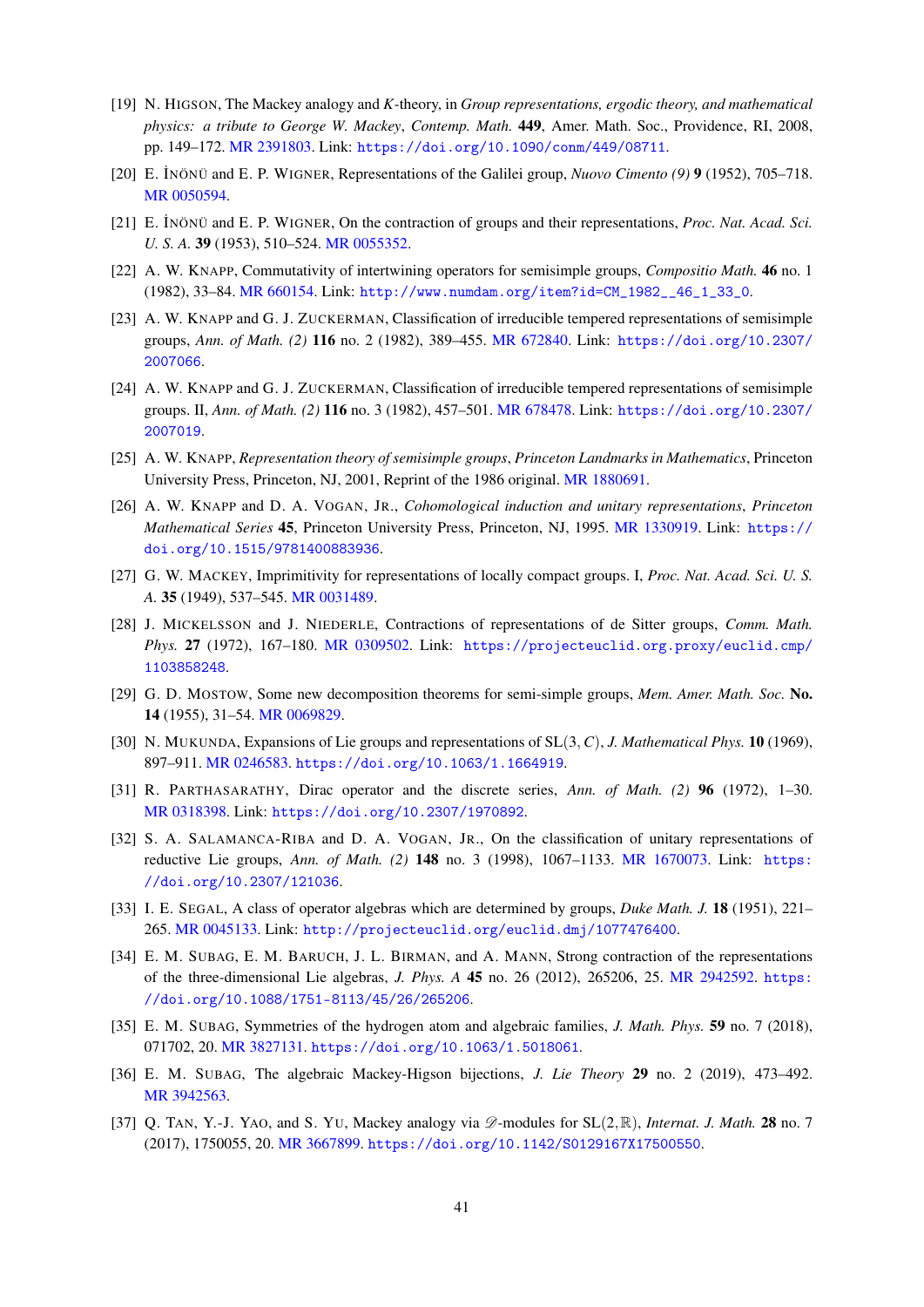[19] N. HIGSON, The Mackey analogy and $K$-theory, in *Group representations, ergodic theory, and mathematical physics: a tribute to George W. Mackey*, *Contemp. Math.* **449**, Amer. Math. Soc., Providence, RI, 2008, pp. 149–172. MR 2391803. Link: https://doi.org/10.1090/conm/449/08711.

[20] E. İNÖNÜ and E. P. WIGNER, Representations of the Galilei group, *Nuovo Cimento (9)* **9** (1952), 705–718. MR 0050594.

[21] E. İNÖNÜ and E. P. WIGNER, On the contraction of groups and their representations, *Proc. Nat. Acad. Sci. U. S. A.* **39** (1953), 510–524. MR 0055352.

[22] A. W. KNAPP, Commutativity of intertwining operators for semisimple groups, *Compositio Math.* **46** no. 1 (1982), 33–84. MR 660154. Link: http://www.numdam.org/item?id=CM_1982__46_1_33_0.

[23] A. W. KNAPP and G. J. ZUCKERMAN, Classification of irreducible tempered representations of semisimple groups, *Ann. of Math. (2)* **116** no. 2 (1982), 389–455. MR 672840. Link: https://doi.org/10.2307/2007066.

[24] A. W. KNAPP and G. J. ZUCKERMAN, Classification of irreducible tempered representations of semisimple groups. II, *Ann. of Math. (2)* **116** no. 3 (1982), 457–501. MR 678478. Link: https://doi.org/10.2307/2007019.

[25] A. W. KNAPP, *Representation theory of semisimple groups*, *Princeton Landmarks in Mathematics*, Princeton University Press, Princeton, NJ, 2001, Reprint of the 1986 original. MR 1880691.

[26] A. W. KNAPP and D. A. VOGAN, JR., *Cohomological induction and unitary representations*, *Princeton Mathematical Series* **45**, Princeton University Press, Princeton, NJ, 1995. MR 1330919. Link: https://doi.org/10.1515/9781400883936.

[27] G. W. MACKEY, Imprimitivity for representations of locally compact groups. I, *Proc. Nat. Acad. Sci. U. S. A.* **35** (1949), 537–545. MR 0031489.

[28] J. MICKELSSON and J. NIEDERLE, Contractions of representations of de Sitter groups, *Comm. Math. Phys.* **27** (1972), 167–180. MR 0309502. Link: https://projecteuclid.org.proxy/euclid.cmp/1103858248.

[29] G. D. MOSTOW, Some new decomposition theorems for semi-simple groups, *Mem. Amer. Math. Soc.* **No. 14** (1955), 31–54. MR 0069829.

[30] N. MUKUNDA, Expansions of Lie groups and representations of $\mathrm{SL}(3, C)$, *J. Mathematical Phys.* **10** (1969), 897–911. MR 0246583. https://doi.org/10.1063/1.1664919.

[31] R. PARTHASARATHY, Dirac operator and the discrete series, *Ann. of Math. (2)* **96** (1972), 1–30. MR 0318398. Link: https://doi.org/10.2307/1970892.

[32] S. A. SALAMANCA-RIBA and D. A. VOGAN, JR., On the classification of unitary representations of reductive Lie groups, *Ann. of Math. (2)* **148** no. 3 (1998), 1067–1133. MR 1670073. Link: https://doi.org/10.2307/121036.

[33] I. E. SEGAL, A class of operator algebras which are determined by groups, *Duke Math. J.* **18** (1951), 221–265. MR 0045133. Link: http://projecteuclid.org/euclid.dmj/1077476400.

[34] E. M. SUBAG, E. M. BARUCH, J. L. BIRMAN, and A. MANN, Strong contraction of the representations of the three-dimensional Lie algebras, *J. Phys. A* **45** no. 26 (2012), 265206, 25. MR 2942592. https://doi.org/10.1088/1751-8113/45/26/265206.

[35] E. M. SUBAG, Symmetries of the hydrogen atom and algebraic families, *J. Math. Phys.* **59** no. 7 (2018), 071702, 20. MR 3827131. https://doi.org/10.1063/1.5018061.

[36] E. M. SUBAG, The algebraic Mackey-Higson bijections, *J. Lie Theory* **29** no. 2 (2019), 473–492. MR 3942563.

[37] Q. TAN, Y.-J. YAO, and S. YU, Mackey analogy via $\mathscr{D}$-modules for $\mathrm{SL}(2,\mathbb{R})$, *Internat. J. Math.* **28** no. 7 (2017), 1750055, 20. MR 3667899. https://doi.org/10.1142/S0129167X17500550.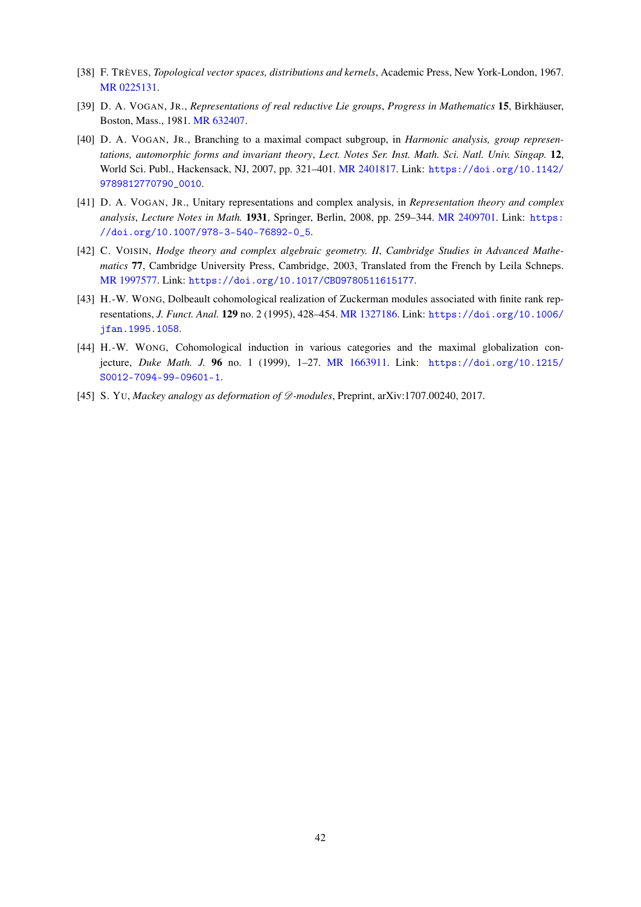[38] F. Trèves, *Topological vector spaces, distributions and kernels*, Academic Press, New York-London, 1967. MR 0225131.

[39] D. A. Vogan, Jr., *Representations of real reductive Lie groups*, *Progress in Mathematics* **15**, Birkhäuser, Boston, Mass., 1981. MR 632407.

[40] D. A. Vogan, Jr., Branching to a maximal compact subgroup, in *Harmonic analysis, group representations, automorphic forms and invariant theory*, *Lect. Notes Ser. Inst. Math. Sci. Natl. Univ. Singap.* **12**, World Sci. Publ., Hackensack, NJ, 2007, pp. 321–401. MR 2401817. Link: https://doi.org/10.1142/9789812770790_0010.

[41] D. A. Vogan, Jr., Unitary representations and complex analysis, in *Representation theory and complex analysis*, *Lecture Notes in Math.* **1931**, Springer, Berlin, 2008, pp. 259–344. MR 2409701. Link: https://doi.org/10.1007/978-3-540-76892-0_5.

[42] C. Voisin, *Hodge theory and complex algebraic geometry. II*, *Cambridge Studies in Advanced Mathematics* **77**, Cambridge University Press, Cambridge, 2003, Translated from the French by Leila Schneps. MR 1997577. Link: https://doi.org/10.1017/CBO9780511615177.

[43] H.-W. Wong, Dolbeault cohomological realization of Zuckerman modules associated with finite rank representations, *J. Funct. Anal.* **129** no. 2 (1995), 428–454. MR 1327186. Link: https://doi.org/10.1006/jfan.1995.1058.

[44] H.-W. Wong, Cohomological induction in various categories and the maximal globalization conjecture, *Duke Math. J.* **96** no. 1 (1999), 1–27. MR 1663911. Link: https://doi.org/10.1215/S0012-7094-99-09601-1.

[45] S. Yu, *Mackey analogy as deformation of $\mathscr{D}$-modules*, Preprint, arXiv:1707.00240, 2017.